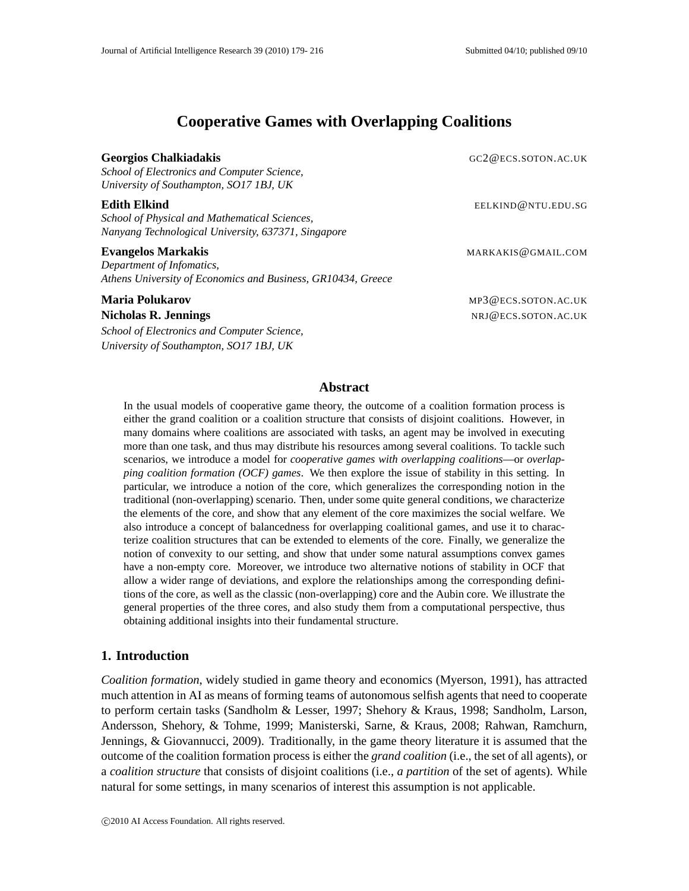# Cooperative Games with Overlapping Coalitions

**Georgios Chalkiadakis** GC2@ECS.SOTON.AC.UK
*School of Electronics and Computer Science,*
*University of Southampton, SO17 1BJ, UK*

**Edith Elkind** EELKIND@NTU.EDU.SG
*School of Physical and Mathematical Sciences,*
*Nanyang Technological University, 637371, Singapore*

**Evangelos Markakis** MARKAKIS@GMAIL.COM
*Department of Infomatics,*
*Athens University of Economics and Business, GR10434, Greece*

**Maria Polukarov** MP3@ECS.SOTON.AC.UK
**Nicholas R. Jennings** NRJ@ECS.SOTON.AC.UK
*School of Electronics and Computer Science,*
*University of Southampton, SO17 1BJ, UK*

## Abstract

In the usual models of cooperative game theory, the outcome of a coalition formation process is either the grand coalition or a coalition structure that consists of disjoint coalitions. However, in many domains where coalitions are associated with tasks, an agent may be involved in executing more than one task, and thus may distribute his resources among several coalitions. To tackle such scenarios, we introduce a model for *cooperative games with overlapping coalitions*—or *overlapping coalition formation (OCF) games*. We then explore the issue of stability in this setting. In particular, we introduce a notion of the core, which generalizes the corresponding notion in the traditional (non-overlapping) scenario. Then, under some quite general conditions, we characterize the elements of the core, and show that any element of the core maximizes the social welfare. We also introduce a concept of balancedness for overlapping coalitional games, and use it to characterize coalition structures that can be extended to elements of the core. Finally, we generalize the notion of convexity to our setting, and show that under some natural assumptions convex games have a non-empty core. Moreover, we introduce two alternative notions of stability in OCF that allow a wider range of deviations, and explore the relationships among the corresponding definitions of the core, as well as the classic (non-overlapping) core and the Aubin core. We illustrate the general properties of the three cores, and also study them from a computational perspective, thus obtaining additional insights into their fundamental structure.

## 1. Introduction

*Coalition formation*, widely studied in game theory and economics (Myerson, 1991), has attracted much attention in AI as means of forming teams of autonomous selfish agents that need to cooperate to perform certain tasks (Sandholm & Lesser, 1997; Shehory & Kraus, 1998; Sandholm, Larson, Andersson, Shehory, & Tohme, 1999; Manisterski, Sarne, & Kraus, 2008; Rahwan, Ramchurn, Jennings, & Giovannucci, 2009). Traditionally, in the game theory literature it is assumed that the outcome of the coalition formation process is either the *grand coalition* (i.e., the set of all agents), or a *coalition structure* that consists of disjoint coalitions (i.e., *a partition* of the set of agents). While natural for some settings, in many scenarios of interest this assumption is not applicable.

©2010 AI Access Foundation. All rights reserved.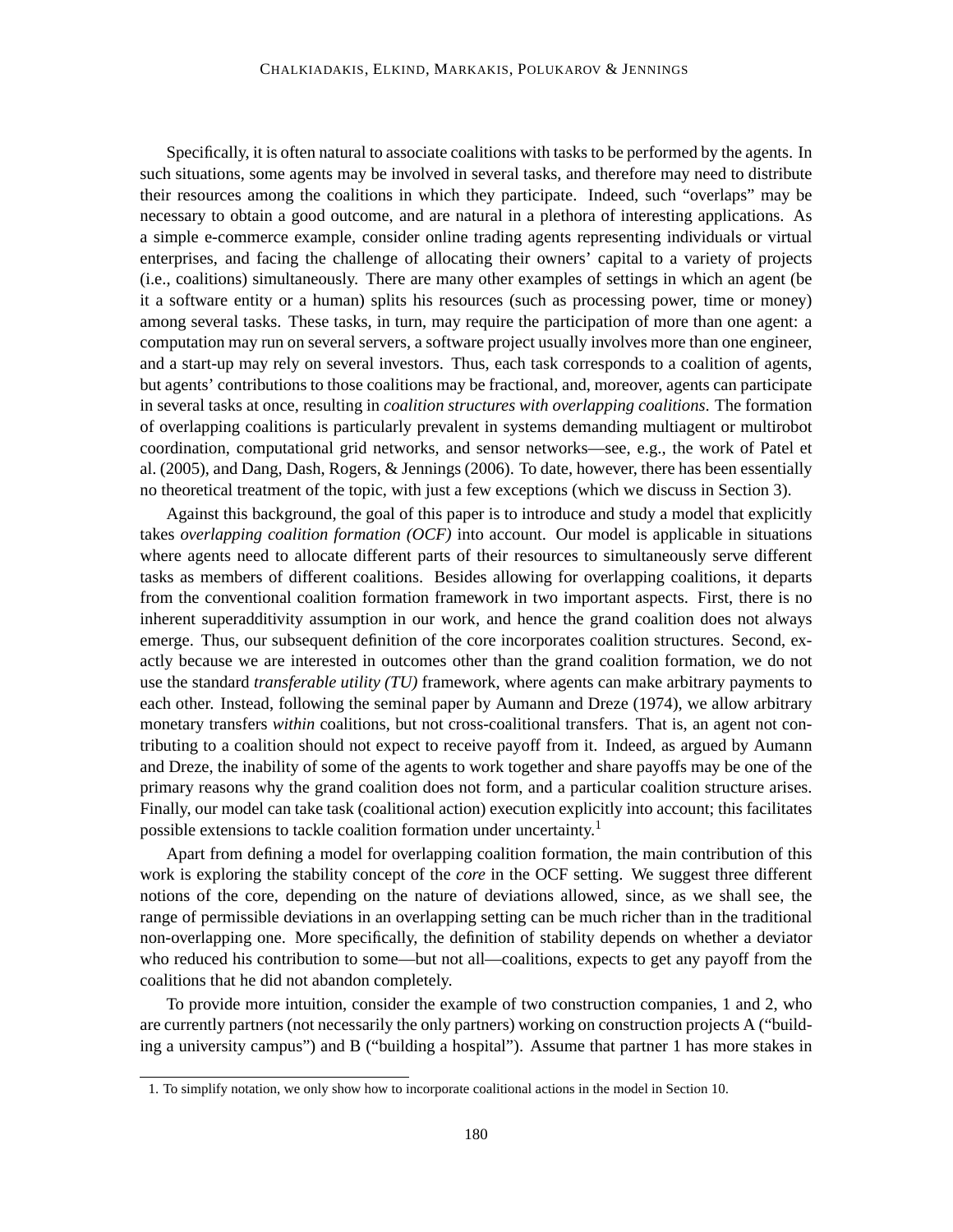Specifically, it is often natural to associate coalitions with tasks to be performed by the agents. In such situations, some agents may be involved in several tasks, and therefore may need to distribute their resources among the coalitions in which they participate. Indeed, such "overlaps" may be necessary to obtain a good outcome, and are natural in a plethora of interesting applications. As a simple e-commerce example, consider online trading agents representing individuals or virtual enterprises, and facing the challenge of allocating their owners' capital to a variety of projects (i.e., coalitions) simultaneously. There are many other examples of settings in which an agent (be it a software entity or a human) splits his resources (such as processing power, time or money) among several tasks. These tasks, in turn, may require the participation of more than one agent: a computation may run on several servers, a software project usually involves more than one engineer, and a start-up may rely on several investors. Thus, each task corresponds to a coalition of agents, but agents' contributions to those coalitions may be fractional, and, moreover, agents can participate in several tasks at once, resulting in *coalition structures with overlapping coalitions*. The formation of overlapping coalitions is particularly prevalent in systems demanding multiagent or multirobot coordination, computational grid networks, and sensor networks—see, e.g., the work of Patel et al. (2005), and Dang, Dash, Rogers, & Jennings (2006). To date, however, there has been essentially no theoretical treatment of the topic, with just a few exceptions (which we discuss in Section 3).

Against this background, the goal of this paper is to introduce and study a model that explicitly takes *overlapping coalition formation (OCF)* into account. Our model is applicable in situations where agents need to allocate different parts of their resources to simultaneously serve different tasks as members of different coalitions. Besides allowing for overlapping coalitions, it departs from the conventional coalition formation framework in two important aspects. First, there is no inherent superadditivity assumption in our work, and hence the grand coalition does not always emerge. Thus, our subsequent definition of the core incorporates coalition structures. Second, exactly because we are interested in outcomes other than the grand coalition formation, we do not use the standard *transferable utility (TU)* framework, where agents can make arbitrary payments to each other. Instead, following the seminal paper by Aumann and Dreze (1974), we allow arbitrary monetary transfers *within* coalitions, but not cross-coalitional transfers. That is, an agent not contributing to a coalition should not expect to receive payoff from it. Indeed, as argued by Aumann and Dreze, the inability of some of the agents to work together and share payoffs may be one of the primary reasons why the grand coalition does not form, and a particular coalition structure arises. Finally, our model can take task (coalitional action) execution explicitly into account; this facilitates possible extensions to tackle coalition formation under uncertainty.[1]

Apart from defining a model for overlapping coalition formation, the main contribution of this work is exploring the stability concept of the *core* in the OCF setting. We suggest three different notions of the core, depending on the nature of deviations allowed, since, as we shall see, the range of permissible deviations in an overlapping setting can be much richer than in the traditional non-overlapping one. More specifically, the definition of stability depends on whether a deviator who reduced his contribution to some—but not all—coalitions, expects to get any payoff from the coalitions that he did not abandon completely.

To provide more intuition, consider the example of two construction companies, 1 and 2, who are currently partners (not necessarily the only partners) working on construction projects A ("building a university campus") and B ("building a hospital"). Assume that partner 1 has more stakes in

1. To simplify notation, we only show how to incorporate coalitional actions in the model in Section 10.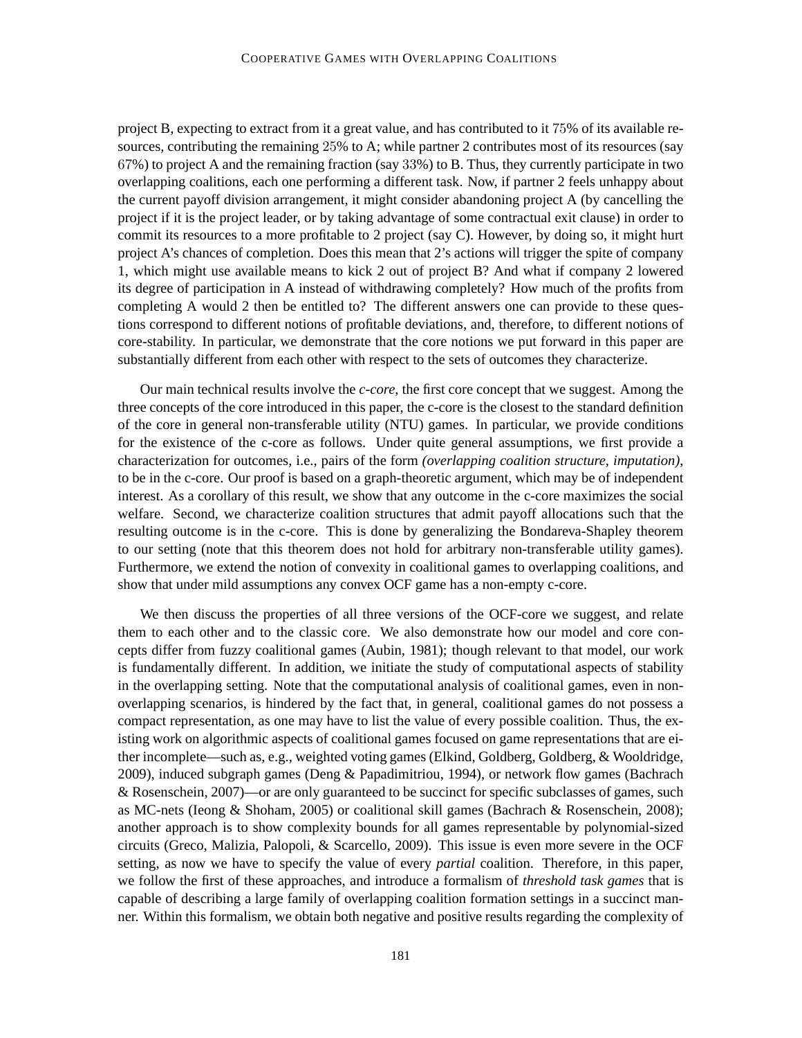project B, expecting to extract from it a great value, and has contributed to it $75\%$ of its available resources, contributing the remaining $25\%$ to A; while partner 2 contributes most of its resources (say $67\%$) to project A and the remaining fraction (say $33\%$) to B. Thus, they currently participate in two overlapping coalitions, each one performing a different task. Now, if partner 2 feels unhappy about the current payoff division arrangement, it might consider abandoning project A (by cancelling the project if it is the project leader, or by taking advantage of some contractual exit clause) in order to commit its resources to a more profitable to 2 project (say C). However, by doing so, it might hurt project A's chances of completion. Does this mean that 2's actions will trigger the spite of company 1, which might use available means to kick 2 out of project B? And what if company 2 lowered its degree of participation in A instead of withdrawing completely? How much of the profits from completing A would 2 then be entitled to? The different answers one can provide to these questions correspond to different notions of profitable deviations, and, therefore, to different notions of core-stability. In particular, we demonstrate that the core notions we put forward in this paper are substantially different from each other with respect to the sets of outcomes they characterize.

Our main technical results involve the *c-core*, the first core concept that we suggest. Among the three concepts of the core introduced in this paper, the c-core is the closest to the standard definition of the core in general non-transferable utility (NTU) games. In particular, we provide conditions for the existence of the c-core as follows. Under quite general assumptions, we first provide a characterization for outcomes, i.e., pairs of the form *(overlapping coalition structure, imputation)*, to be in the c-core. Our proof is based on a graph-theoretic argument, which may be of independent interest. As a corollary of this result, we show that any outcome in the c-core maximizes the social welfare. Second, we characterize coalition structures that admit payoff allocations such that the resulting outcome is in the c-core. This is done by generalizing the Bondareva-Shapley theorem to our setting (note that this theorem does not hold for arbitrary non-transferable utility games). Furthermore, we extend the notion of convexity in coalitional games to overlapping coalitions, and show that under mild assumptions any convex OCF game has a non-empty c-core.

We then discuss the properties of all three versions of the OCF-core we suggest, and relate them to each other and to the classic core. We also demonstrate how our model and core concepts differ from fuzzy coalitional games (Aubin, 1981); though relevant to that model, our work is fundamentally different. In addition, we initiate the study of computational aspects of stability in the overlapping setting. Note that the computational analysis of coalitional games, even in non-overlapping scenarios, is hindered by the fact that, in general, coalitional games do not possess a compact representation, as one may have to list the value of every possible coalition. Thus, the existing work on algorithmic aspects of coalitional games focused on game representations that are either incomplete—such as, e.g., weighted voting games (Elkind, Goldberg, Goldberg, & Wooldridge, 2009), induced subgraph games (Deng & Papadimitriou, 1994), or network flow games (Bachrach & Rosenschein, 2007)—or are only guaranteed to be succinct for specific subclasses of games, such as MC-nets (Ieong & Shoham, 2005) or coalitional skill games (Bachrach & Rosenschein, 2008); another approach is to show complexity bounds for all games representable by polynomial-sized circuits (Greco, Malizia, Palopoli, & Scarcello, 2009). This issue is even more severe in the OCF setting, as now we have to specify the value of every *partial* coalition. Therefore, in this paper, we follow the first of these approaches, and introduce a formalism of *threshold task games* that is capable of describing a large family of overlapping coalition formation settings in a succinct manner. Within this formalism, we obtain both negative and positive results regarding the complexity of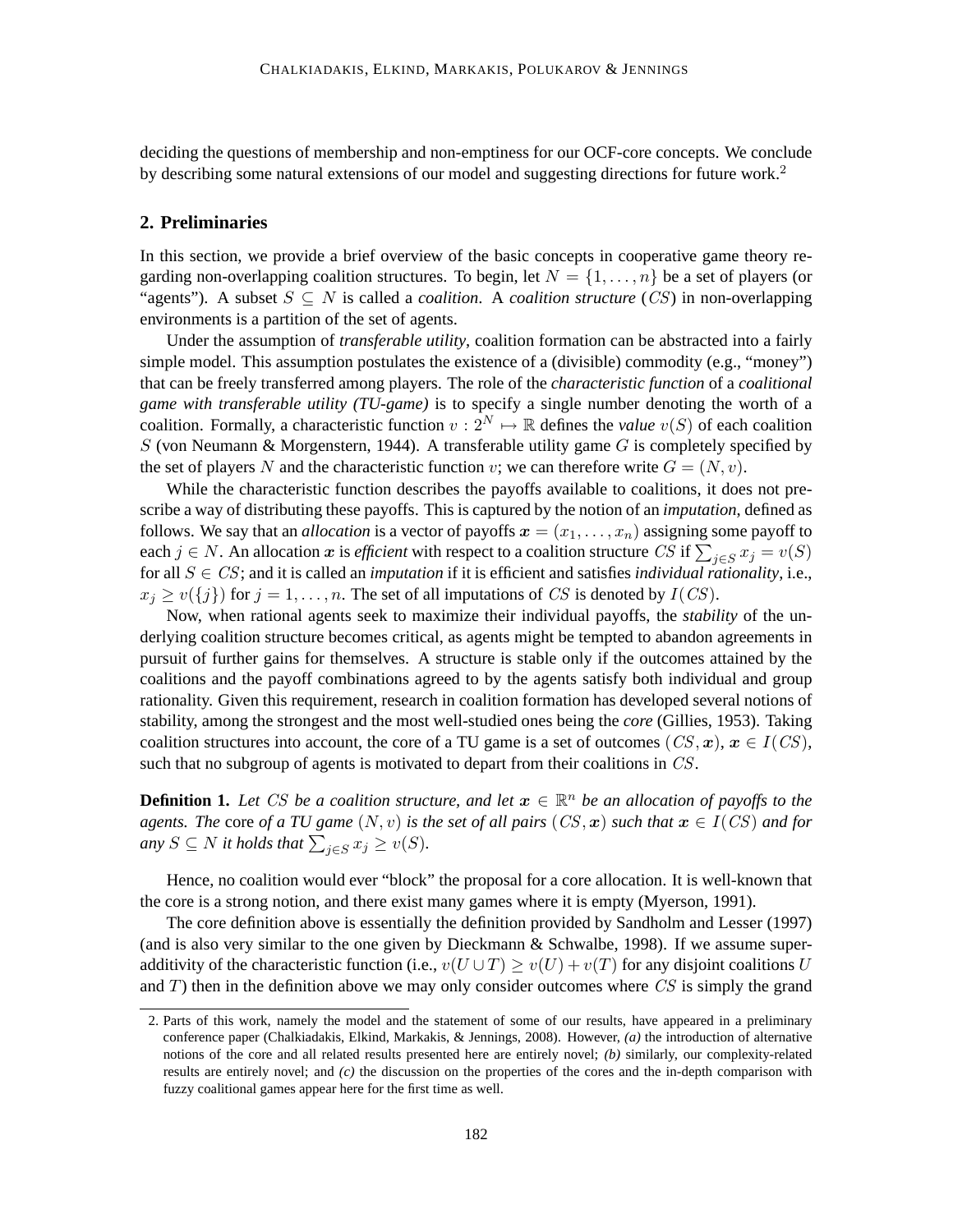deciding the questions of membership and non-emptiness for our OCF-core concepts. We conclude by describing some natural extensions of our model and suggesting directions for future work.[2]

## 2. Preliminaries

In this section, we provide a brief overview of the basic concepts in cooperative game theory regarding non-overlapping coalition structures. To begin, let $N = \{1, \ldots, n\}$ be a set of players (or "agents"). A subset $S \subseteq N$ is called a *coalition*. A *coalition structure* ($CS$) in non-overlapping environments is a partition of the set of agents.

Under the assumption of *transferable utility*, coalition formation can be abstracted into a fairly simple model. This assumption postulates the existence of a (divisible) commodity (e.g., "money") that can be freely transferred among players. The role of the *characteristic function* of a *coalitional game with transferable utility (TU-game)* is to specify a single number denoting the worth of a coalition. Formally, a characteristic function $v : 2^N \mapsto \mathbb{R}$ defines the *value* $v(S)$ of each coalition $S$ (von Neumann & Morgenstern, 1944). A transferable utility game $G$ is completely specified by the set of players $N$ and the characteristic function $v$; we can therefore write $G = (N, v)$.

While the characteristic function describes the payoffs available to coalitions, it does not prescribe a way of distributing these payoffs. This is captured by the notion of an *imputation*, defined as follows. We say that an *allocation* is a vector of payoffs $\boldsymbol{x} = (x_1, \ldots, x_n)$ assigning some payoff to each $j \in N$. An allocation $\boldsymbol{x}$ is *efficient* with respect to a coalition structure $CS$ if $\sum_{j \in S} x_j = v(S)$ for all $S \in CS$; and it is called an *imputation* if it is efficient and satisfies *individual rationality*, i.e., $x_j \geq v(\{j\})$ for $j = 1, \ldots, n$. The set of all imputations of $CS$ is denoted by $I(CS)$.

Now, when rational agents seek to maximize their individual payoffs, the *stability* of the underlying coalition structure becomes critical, as agents might be tempted to abandon agreements in pursuit of further gains for themselves. A structure is stable only if the outcomes attained by the coalitions and the payoff combinations agreed to by the agents satisfy both individual and group rationality. Given this requirement, research in coalition formation has developed several notions of stability, among the strongest and the most well-studied ones being the *core* (Gillies, 1953). Taking coalition structures into account, the core of a TU game is a set of outcomes $(CS, \boldsymbol{x})$, $\boldsymbol{x} \in I(CS)$, such that no subgroup of agents is motivated to depart from their coalitions in $CS$.

**Definition 1.** *Let $CS$ be a coalition structure, and let $\boldsymbol{x} \in \mathbb{R}^n$ be an allocation of payoffs to the agents. The* core *of a TU game $(N, v)$ is the set of all pairs $(CS, \boldsymbol{x})$ such that $\boldsymbol{x} \in I(CS)$ and for any $S \subseteq N$ it holds that $\sum_{j \in S} x_j \geq v(S)$.*

Hence, no coalition would ever "block" the proposal for a core allocation. It is well-known that the core is a strong notion, and there exist many games where it is empty (Myerson, 1991).

The core definition above is essentially the definition provided by Sandholm and Lesser (1997) (and is also very similar to the one given by Dieckmann & Schwalbe, 1998). If we assume superadditivity of the characteristic function (i.e., $v(U \cup T) \geq v(U) + v(T)$ for any disjoint coalitions $U$ and $T$) then in the definition above we may only consider outcomes where $CS$ is simply the grand

2. Parts of this work, namely the model and the statement of some of our results, have appeared in a preliminary conference paper (Chalkiadakis, Elkind, Markakis, & Jennings, 2008). However, *(a)* the introduction of alternative notions of the core and all related results presented here are entirely novel; *(b)* similarly, our complexity-related results are entirely novel; and *(c)* the discussion on the properties of the cores and the in-depth comparison with fuzzy coalitional games appear here for the first time as well.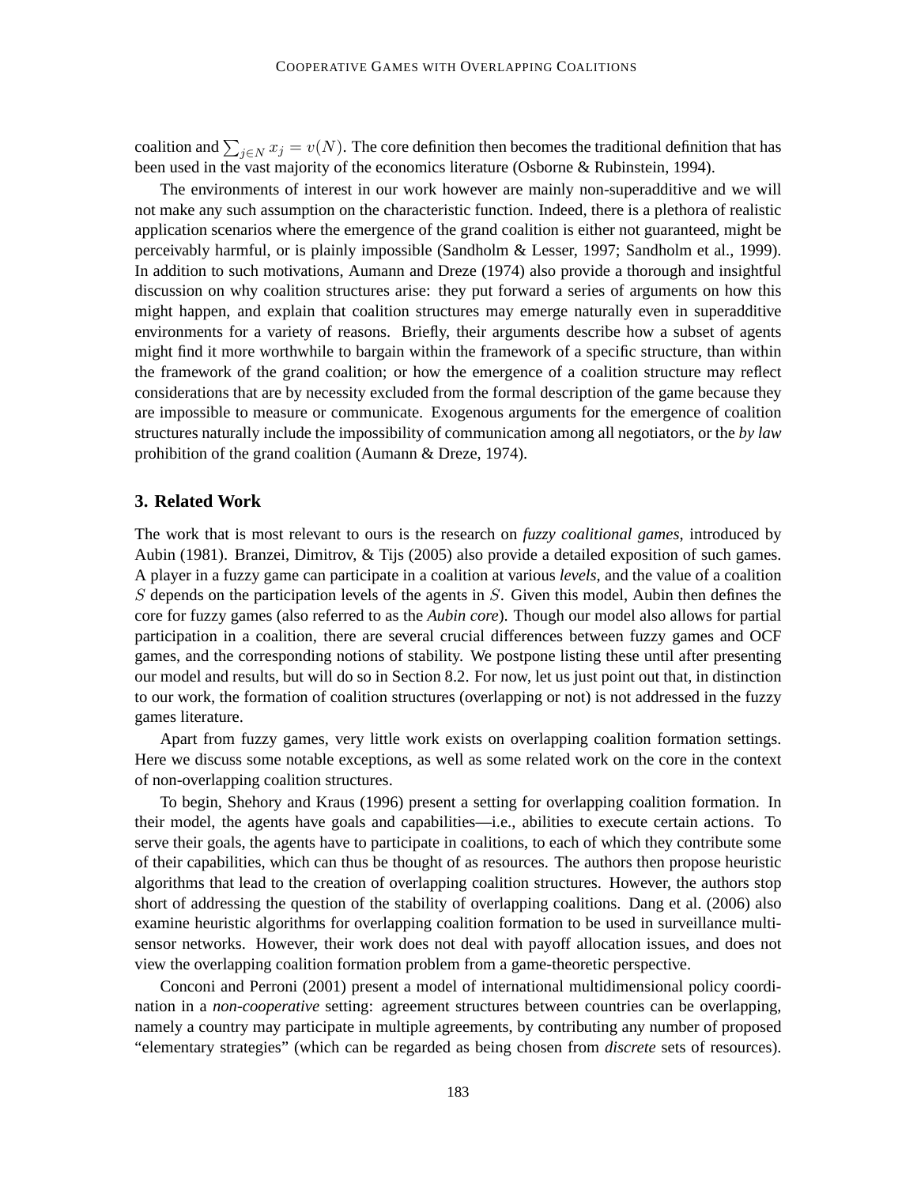coalition and $\sum_{j \in N} x_j = v(N)$. The core definition then becomes the traditional definition that has been used in the vast majority of the economics literature (Osborne & Rubinstein, 1994).

The environments of interest in our work however are mainly non-superadditive and we will not make any such assumption on the characteristic function. Indeed, there is a plethora of realistic application scenarios where the emergence of the grand coalition is either not guaranteed, might be perceivably harmful, or is plainly impossible (Sandholm & Lesser, 1997; Sandholm et al., 1999). In addition to such motivations, Aumann and Dreze (1974) also provide a thorough and insightful discussion on why coalition structures arise: they put forward a series of arguments on how this might happen, and explain that coalition structures may emerge naturally even in superadditive environments for a variety of reasons. Briefly, their arguments describe how a subset of agents might find it more worthwhile to bargain within the framework of a specific structure, than within the framework of the grand coalition; or how the emergence of a coalition structure may reflect considerations that are by necessity excluded from the formal description of the game because they are impossible to measure or communicate. Exogenous arguments for the emergence of coalition structures naturally include the impossibility of communication among all negotiators, or the *by law* prohibition of the grand coalition (Aumann & Dreze, 1974).

## 3. Related Work

The work that is most relevant to ours is the research on *fuzzy coalitional games*, introduced by Aubin (1981). Branzei, Dimitrov, & Tijs (2005) also provide a detailed exposition of such games. A player in a fuzzy game can participate in a coalition at various *levels*, and the value of a coalition $S$ depends on the participation levels of the agents in $S$. Given this model, Aubin then defines the core for fuzzy games (also referred to as the *Aubin core*). Though our model also allows for partial participation in a coalition, there are several crucial differences between fuzzy games and OCF games, and the corresponding notions of stability. We postpone listing these until after presenting our model and results, but will do so in Section 8.2. For now, let us just point out that, in distinction to our work, the formation of coalition structures (overlapping or not) is not addressed in the fuzzy games literature.

Apart from fuzzy games, very little work exists on overlapping coalition formation settings. Here we discuss some notable exceptions, as well as some related work on the core in the context of non-overlapping coalition structures.

To begin, Shehory and Kraus (1996) present a setting for overlapping coalition formation. In their model, the agents have goals and capabilities—i.e., abilities to execute certain actions. To serve their goals, the agents have to participate in coalitions, to each of which they contribute some of their capabilities, which can thus be thought of as resources. The authors then propose heuristic algorithms that lead to the creation of overlapping coalition structures. However, the authors stop short of addressing the question of the stability of overlapping coalitions. Dang et al. (2006) also examine heuristic algorithms for overlapping coalition formation to be used in surveillance multi-sensor networks. However, their work does not deal with payoff allocation issues, and does not view the overlapping coalition formation problem from a game-theoretic perspective.

Conconi and Perroni (2001) present a model of international multidimensional policy coordination in a *non-cooperative* setting: agreement structures between countries can be overlapping, namely a country may participate in multiple agreements, by contributing any number of proposed "elementary strategies" (which can be regarded as being chosen from *discrete* sets of resources).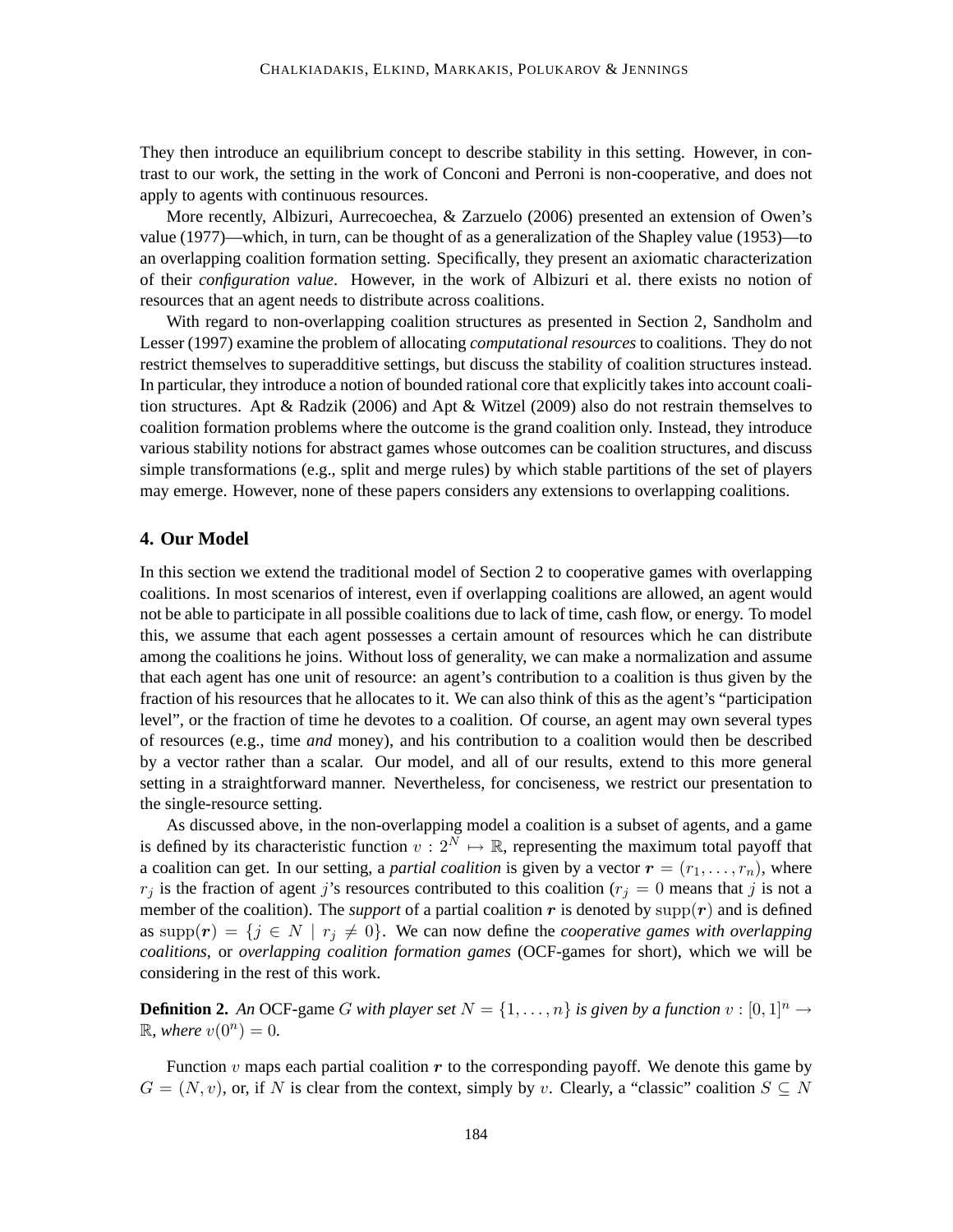They then introduce an equilibrium concept to describe stability in this setting. However, in contrast to our work, the setting in the work of Conconi and Perroni is non-cooperative, and does not apply to agents with continuous resources.

More recently, Albizuri, Aurrecoechea, & Zarzuelo (2006) presented an extension of Owen's value (1977)—which, in turn, can be thought of as a generalization of the Shapley value (1953)—to an overlapping coalition formation setting. Specifically, they present an axiomatic characterization of their *configuration value*. However, in the work of Albizuri et al. there exists no notion of resources that an agent needs to distribute across coalitions.

With regard to non-overlapping coalition structures as presented in Section 2, Sandholm and Lesser (1997) examine the problem of allocating *computational resources* to coalitions. They do not restrict themselves to superadditive settings, but discuss the stability of coalition structures instead. In particular, they introduce a notion of bounded rational core that explicitly takes into account coalition structures. Apt & Radzik (2006) and Apt & Witzel (2009) also do not restrain themselves to coalition formation problems where the outcome is the grand coalition only. Instead, they introduce various stability notions for abstract games whose outcomes can be coalition structures, and discuss simple transformations (e.g., split and merge rules) by which stable partitions of the set of players may emerge. However, none of these papers considers any extensions to overlapping coalitions.

## 4. Our Model

In this section we extend the traditional model of Section 2 to cooperative games with overlapping coalitions. In most scenarios of interest, even if overlapping coalitions are allowed, an agent would not be able to participate in all possible coalitions due to lack of time, cash flow, or energy. To model this, we assume that each agent possesses a certain amount of resources which he can distribute among the coalitions he joins. Without loss of generality, we can make a normalization and assume that each agent has one unit of resource: an agent's contribution to a coalition is thus given by the fraction of his resources that he allocates to it. We can also think of this as the agent's "participation level", or the fraction of time he devotes to a coalition. Of course, an agent may own several types of resources (e.g., time *and* money), and his contribution to a coalition would then be described by a vector rather than a scalar. Our model, and all of our results, extend to this more general setting in a straightforward manner. Nevertheless, for conciseness, we restrict our presentation to the single-resource setting.

As discussed above, in the non-overlapping model a coalition is a subset of agents, and a game is defined by its characteristic function $v : 2^N \mapsto \mathbb{R}$, representing the maximum total payoff that a coalition can get. In our setting, a *partial coalition* is given by a vector $\boldsymbol{r} = (r_1, \dots, r_n)$, where $r_j$ is the fraction of agent $j$'s resources contributed to this coalition ($r_j = 0$ means that $j$ is not a member of the coalition). The *support* of a partial coalition $\boldsymbol{r}$ is denoted by $\mathrm{supp}(\boldsymbol{r})$ and is defined as $\mathrm{supp}(\boldsymbol{r}) = \{j \in N \mid r_j \neq 0\}$. We can now define the *cooperative games with overlapping coalitions*, or *overlapping coalition formation games* (OCF-games for short), which we will be considering in the rest of this work.

**Definition 2.** *An* OCF-game $G$ *with player set* $N = \{1, \dots, n\}$ *is given by a function* $v : [0, 1]^n \to \mathbb{R}$*, where* $v(0^n) = 0$.

Function $v$ maps each partial coalition $\boldsymbol{r}$ to the corresponding payoff. We denote this game by $G = (N, v)$, or, if $N$ is clear from the context, simply by $v$. Clearly, a "classic" coalition $S \subseteq N$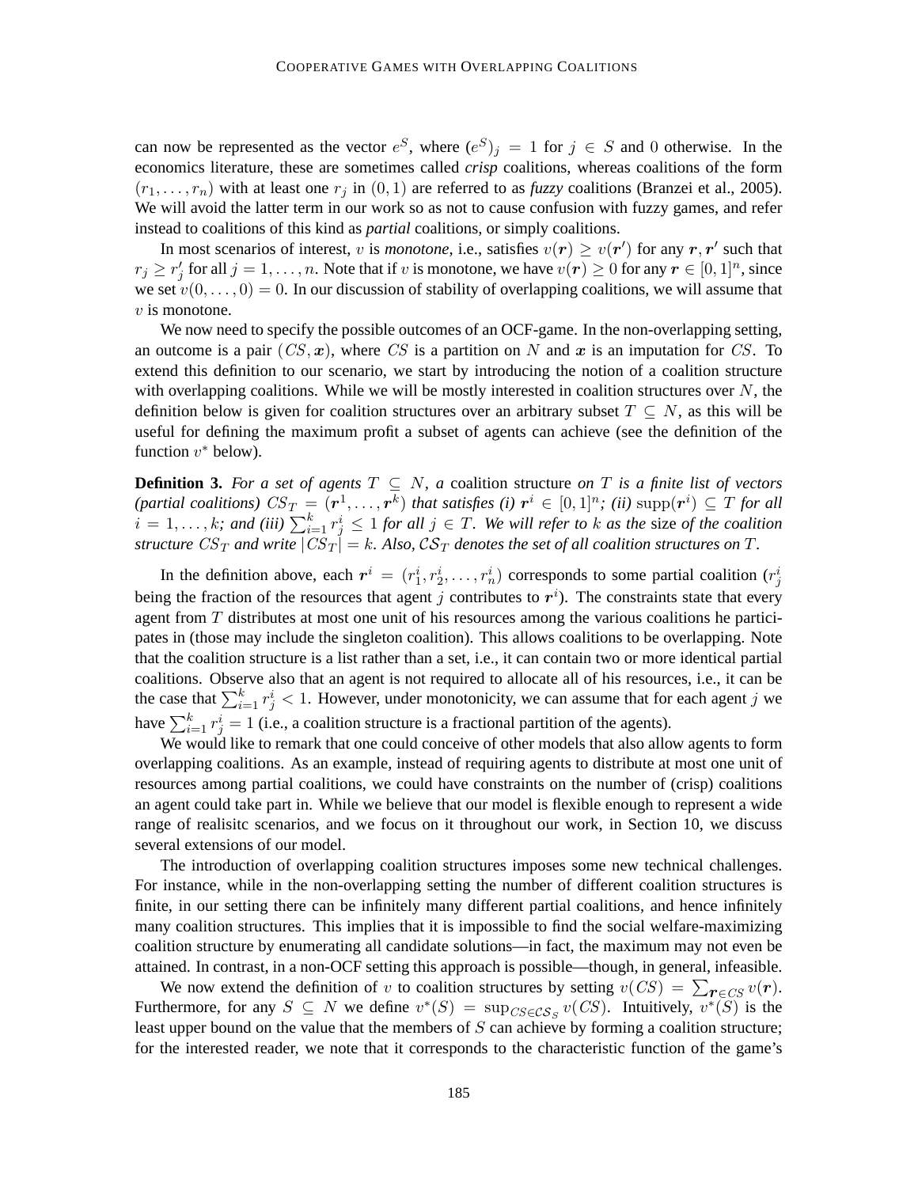can now be represented as the vector $e^S$, where $(e^S)_j = 1$ for $j \in S$ and $0$ otherwise. In the economics literature, these are sometimes called *crisp* coalitions, whereas coalitions of the form $(r_1, \ldots, r_n)$ with at least one $r_j$ in $(0, 1)$ are referred to as *fuzzy* coalitions (Branzei et al., 2005). We will avoid the latter term in our work so as not to cause confusion with fuzzy games, and refer instead to coalitions of this kind as *partial* coalitions, or simply coalitions.

In most scenarios of interest, $v$ is *monotone*, i.e., satisfies $v(\boldsymbol{r}) \geq v(\boldsymbol{r}')$ for any $\boldsymbol{r}, \boldsymbol{r}'$ such that $r_j \geq r'_j$ for all $j = 1, \ldots, n$. Note that if $v$ is monotone, we have $v(\boldsymbol{r}) \geq 0$ for any $\boldsymbol{r} \in [0, 1]^n$, since we set $v(0, \ldots, 0) = 0$. In our discussion of stability of overlapping coalitions, we will assume that $v$ is monotone.

We now need to specify the possible outcomes of an OCF-game. In the non-overlapping setting, an outcome is a pair $(CS, \boldsymbol{x})$, where $CS$ is a partition on $N$ and $\boldsymbol{x}$ is an imputation for $CS$. To extend this definition to our scenario, we start by introducing the notion of a coalition structure with overlapping coalitions. While we will be mostly interested in coalition structures over $N$, the definition below is given for coalition structures over an arbitrary subset $T \subseteq N$, as this will be useful for defining the maximum profit a subset of agents can achieve (see the definition of the function $v^*$ below).

**Definition 3.** *For a set of agents $T \subseteq N$, a* coalition structure *on $T$ is a finite list of vectors (partial coalitions) $CS_T = (\boldsymbol{r}^1, \ldots, \boldsymbol{r}^k)$ that satisfies (i) $\boldsymbol{r}^i \in [0, 1]^n$; (ii) $\operatorname{supp}(\boldsymbol{r}^i) \subseteq T$ for all $i = 1, \ldots, k$; and (iii) $\sum_{i=1}^{k} r^i_j \leq 1$ for all $j \in T$. We will refer to $k$ as the* size *of the coalition structure $CS_T$ and write $|CS_T| = k$. Also, $\mathcal{CS}_T$ denotes the set of all coalition structures on $T$.*

In the definition above, each $\boldsymbol{r}^i = (r^i_1, r^i_2, \ldots, r^i_n)$ corresponds to some partial coalition ($r^i_j$ being the fraction of the resources that agent $j$ contributes to $\boldsymbol{r}^i$). The constraints state that every agent from $T$ distributes at most one unit of his resources among the various coalitions he participates in (those may include the singleton coalition). This allows coalitions to be overlapping. Note that the coalition structure is a list rather than a set, i.e., it can contain two or more identical partial coalitions. Observe also that an agent is not required to allocate all of his resources, i.e., it can be the case that $\sum_{i=1}^{k} r^i_j < 1$. However, under monotonicity, we can assume that for each agent $j$ we have $\sum_{i=1}^{k} r^i_j = 1$ (i.e., a coalition structure is a fractional partition of the agents).

We would like to remark that one could conceive of other models that also allow agents to form overlapping coalitions. As an example, instead of requiring agents to distribute at most one unit of resources among partial coalitions, we could have constraints on the number of (crisp) coalitions an agent could take part in. While we believe that our model is flexible enough to represent a wide range of realisitc scenarios, and we focus on it throughout our work, in Section 10, we discuss several extensions of our model.

The introduction of overlapping coalition structures imposes some new technical challenges. For instance, while in the non-overlapping setting the number of different coalition structures is finite, in our setting there can be infinitely many different partial coalitions, and hence infinitely many coalition structures. This implies that it is impossible to find the social welfare-maximizing coalition structure by enumerating all candidate solutions—in fact, the maximum may not even be attained. In contrast, in a non-OCF setting this approach is possible—though, in general, infeasible.

We now extend the definition of $v$ to coalition structures by setting $v(CS) = \sum_{\boldsymbol{r} \in CS} v(\boldsymbol{r})$. Furthermore, for any $S \subseteq N$ we define $v^*(S) = \sup_{CS \in \mathcal{CS}_S} v(CS)$. Intuitively, $v^*(S)$ is the least upper bound on the value that the members of $S$ can achieve by forming a coalition structure; for the interested reader, we note that it corresponds to the characteristic function of the game's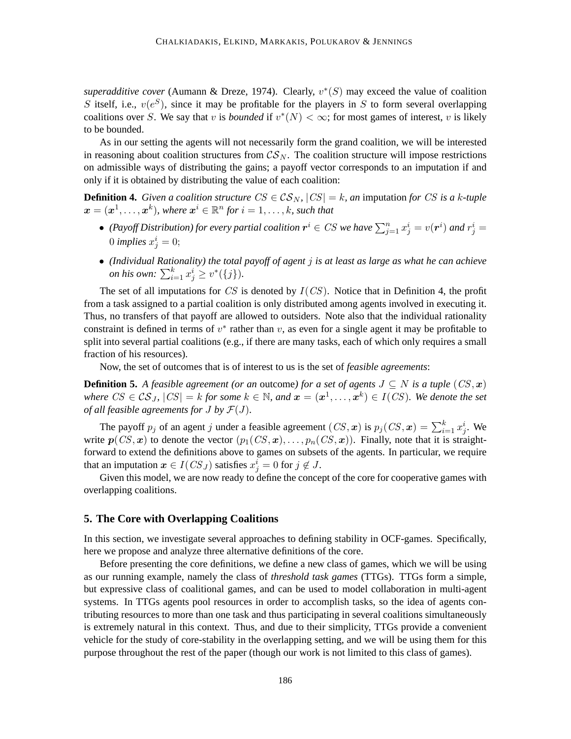*superadditive cover* (Aumann & Dreze, 1974). Clearly, $v^*(S)$ may exceed the value of coalition $S$ itself, i.e., $v(e^S)$, since it may be profitable for the players in $S$ to form several overlapping coalitions over $S$. We say that $v$ is *bounded* if $v^*(N) < \infty$; for most games of interest, $v$ is likely to be bounded.

As in our setting the agents will not necessarily form the grand coalition, we will be interested in reasoning about coalition structures from $\mathcal{CS}_N$. The coalition structure will impose restrictions on admissible ways of distributing the gains; a payoff vector corresponds to an imputation if and only if it is obtained by distributing the value of each coalition:

**Definition 4.** *Given a coalition structure $CS \in \mathcal{CS}_N$, $|CS| = k$, an* imputation *for $CS$ is a $k$-tuple $\boldsymbol{x} = (\boldsymbol{x}^1, \ldots, \boldsymbol{x}^k)$, where $\boldsymbol{x}^i \in \mathbb{R}^n$ for $i = 1, \ldots, k$, such that*

- *(Payoff Distribution) for every partial coalition $\boldsymbol{r}^i \in CS$ we have $\sum_{j=1}^n x_j^i = v(\boldsymbol{r}^i)$ and $r_j^i = 0$ implies $x_j^i = 0$;*
- *(Individual Rationality) the total payoff of agent $j$ is at least as large as what he can achieve on his own: $\sum_{i=1}^k x_j^i \geq v^*(\{j\})$.*

The set of all imputations for $CS$ is denoted by $I(CS)$. Notice that in Definition 4, the profit from a task assigned to a partial coalition is only distributed among agents involved in executing it. Thus, no transfers of that payoff are allowed to outsiders. Note also that the individual rationality constraint is defined in terms of $v^*$ rather than $v$, as even for a single agent it may be profitable to split into several partial coalitions (e.g., if there are many tasks, each of which only requires a small fraction of his resources).

Now, the set of outcomes that is of interest to us is the set of *feasible agreements*:

**Definition 5.** *A feasible agreement (or an* outcome*) for a set of agents $J \subseteq N$ is a tuple $(CS, \boldsymbol{x})$ where $CS \in \mathcal{CS}_J$, $|CS| = k$ for some $k \in \mathbb{N}$, and $\boldsymbol{x} = (\boldsymbol{x}^1, \ldots, \boldsymbol{x}^k) \in I(CS)$. We denote the set of all feasible agreements for $J$ by $\mathcal{F}(J)$.*

The payoff $p_j$ of an agent $j$ under a feasible agreement $(CS, \boldsymbol{x})$ is $p_j(CS, \boldsymbol{x}) = \sum_{i=1}^k x_j^i$. We write $\boldsymbol{p}(CS, \boldsymbol{x})$ to denote the vector $(p_1(CS, \boldsymbol{x}), \ldots, p_n(CS, \boldsymbol{x}))$. Finally, note that it is straightforward to extend the definitions above to games on subsets of the agents. In particular, we require that an imputation $\boldsymbol{x} \in I(CS_J)$ satisfies $x_j^i = 0$ for $j \notin J$.

Given this model, we are now ready to define the concept of the core for cooperative games with overlapping coalitions.

## 5. The Core with Overlapping Coalitions

In this section, we investigate several approaches to defining stability in OCF-games. Specifically, here we propose and analyze three alternative definitions of the core.

Before presenting the core definitions, we define a new class of games, which we will be using as our running example, namely the class of *threshold task games* (TTGs). TTGs form a simple, but expressive class of coalitional games, and can be used to model collaboration in multi-agent systems. In TTGs agents pool resources in order to accomplish tasks, so the idea of agents contributing resources to more than one task and thus participating in several coalitions simultaneously is extremely natural in this context. Thus, and due to their simplicity, TTGs provide a convenient vehicle for the study of core-stability in the overlapping setting, and we will be using them for this purpose throughout the rest of the paper (though our work is not limited to this class of games).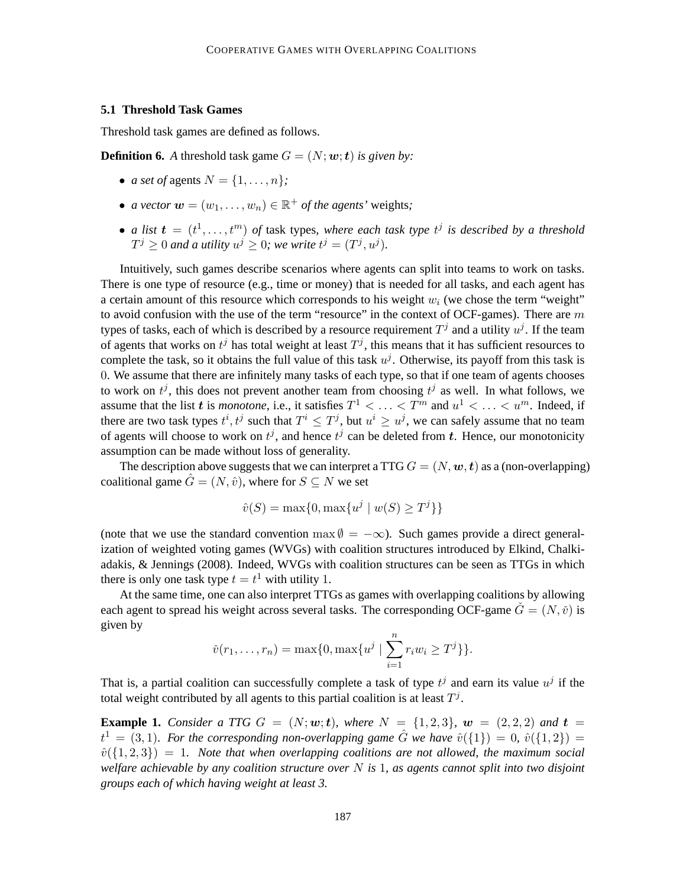### 5.1 Threshold Task Games

Threshold task games are defined as follows.

**Definition 6.** *A* threshold task game $G = (N; \boldsymbol{w}; \boldsymbol{t})$ *is given by:*

- *a set of* agents $N = \{1, \ldots, n\}$*;*
- *a vector* $\boldsymbol{w} = (w_1, \ldots, w_n) \in \mathbb{R}^+$ *of the agents'* weights*;*
- *a list* $\boldsymbol{t} = (t^1, \ldots, t^m)$ *of* task types*, where each task type* $t^j$ *is described by a threshold* $T^j \geq 0$ *and a utility* $u^j \geq 0$*; we write* $t^j = (T^j, u^j)$*.*

Intuitively, such games describe scenarios where agents can split into teams to work on tasks. There is one type of resource (e.g., time or money) that is needed for all tasks, and each agent has a certain amount of this resource which corresponds to his weight $w_i$ (we chose the term "weight" to avoid confusion with the use of the term "resource" in the context of OCF-games). There are $m$ types of tasks, each of which is described by a resource requirement $T^j$ and a utility $u^j$. If the team of agents that works on $t^j$ has total weight at least $T^j$, this means that it has sufficient resources to complete the task, so it obtains the full value of this task $u^j$. Otherwise, its payoff from this task is 0. We assume that there are infinitely many tasks of each type, so that if one team of agents chooses to work on $t^j$, this does not prevent another team from choosing $t^j$ as well. In what follows, we assume that the list $\boldsymbol{t}$ is *monotone*, i.e., it satisfies $T^1 < \ldots < T^m$ and $u^1 < \ldots < u^m$. Indeed, if there are two task types $t^i, t^j$ such that $T^i \leq T^j$, but $u^i \geq u^j$, we can safely assume that no team of agents will choose to work on $t^j$, and hence $t^j$ can be deleted from $\boldsymbol{t}$. Hence, our monotonicity assumption can be made without loss of generality.

The description above suggests that we can interpret a TTG $G = (N, \boldsymbol{w}, \boldsymbol{t})$ as a (non-overlapping) coalitional game $\hat{G} = (N, \hat{v})$, where for $S \subseteq N$ we set

$$\hat{v}(S) = \max\{0, \max\{u^j \mid w(S) \geq T^j\}\}$$

(note that we use the standard convention $\max \emptyset = -\infty$). Such games provide a direct generalization of weighted voting games (WVGs) with coalition structures introduced by Elkind, Chalkiadakis, & Jennings (2008). Indeed, WVGs with coalition structures can be seen as TTGs in which there is only one task type $t = t^1$ with utility 1.

At the same time, one can also interpret TTGs as games with overlapping coalitions by allowing each agent to spread his weight across several tasks. The corresponding OCF-game $\check{G} = (N, \check{v})$ is given by

$$\check{v}(r_1, \ldots, r_n) = \max\{0, \max\{u^j \mid \sum_{i=1}^{n} r_i w_i \geq T^j\}\}.$$

That is, a partial coalition can successfully complete a task of type $t^j$ and earn its value $u^j$ if the total weight contributed by all agents to this partial coalition is at least $T^j$.

**Example 1.** *Consider a TTG* $G = (N; \boldsymbol{w}; \boldsymbol{t})$*, where* $N = \{1, 2, 3\}$*,* $\boldsymbol{w} = (2, 2, 2)$ *and* $\boldsymbol{t} = t^1 = (3, 1)$*. For the corresponding non-overlapping game* $\hat{G}$ *we have* $\hat{v}(\{1\}) = 0$*,* $\hat{v}(\{1, 2\}) = \hat{v}(\{1, 2, 3\}) = 1$*. Note that when overlapping coalitions are not allowed, the maximum social welfare achievable by any coalition structure over* $N$ *is* 1*, as agents cannot split into two disjoint groups each of which having weight at least 3.*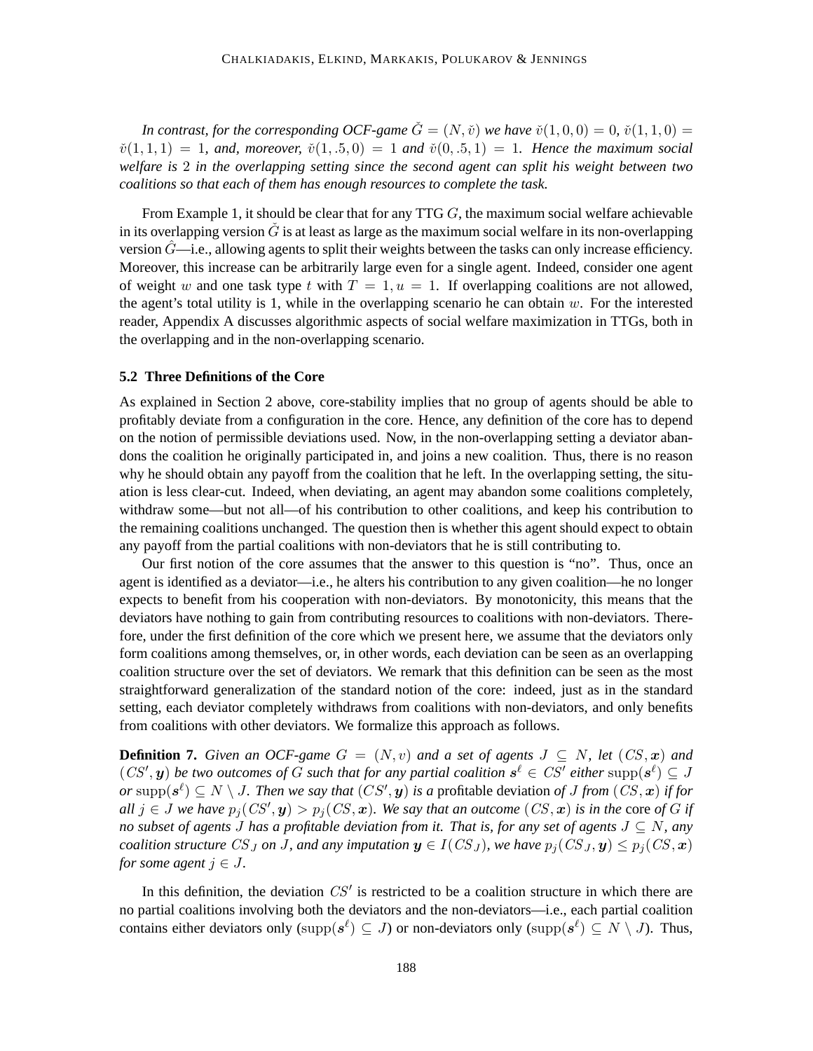*In contrast, for the corresponding OCF-game $\check{G} = (N, \check{v})$ we have $\check{v}(1, 0, 0) = 0$, $\check{v}(1, 1, 0) = \check{v}(1, 1, 1) = 1$, and, moreover, $\check{v}(1, .5, 0) = 1$ and $\check{v}(0, .5, 1) = 1$. Hence the maximum social welfare is 2 in the overlapping setting since the second agent can split his weight between two coalitions so that each of them has enough resources to complete the task.*

From Example 1, it should be clear that for any TTG $G$, the maximum social welfare achievable in its overlapping version $\check{G}$ is at least as large as the maximum social welfare in its non-overlapping version $\hat{G}$—i.e., allowing agents to split their weights between the tasks can only increase efficiency. Moreover, this increase can be arbitrarily large even for a single agent. Indeed, consider one agent of weight $w$ and one task type $t$ with $T = 1, u = 1$. If overlapping coalitions are not allowed, the agent's total utility is 1, while in the overlapping scenario he can obtain $w$. For the interested reader, Appendix A discusses algorithmic aspects of social welfare maximization in TTGs, both in the overlapping and in the non-overlapping scenario.

### 5.2 Three Definitions of the Core

As explained in Section 2 above, core-stability implies that no group of agents should be able to profitably deviate from a configuration in the core. Hence, any definition of the core has to depend on the notion of permissible deviations used. Now, in the non-overlapping setting a deviator abandons the coalition he originally participated in, and joins a new coalition. Thus, there is no reason why he should obtain any payoff from the coalition that he left. In the overlapping setting, the situation is less clear-cut. Indeed, when deviating, an agent may abandon some coalitions completely, withdraw some—but not all—of his contribution to other coalitions, and keep his contribution to the remaining coalitions unchanged. The question then is whether this agent should expect to obtain any payoff from the partial coalitions with non-deviators that he is still contributing to.

Our first notion of the core assumes that the answer to this question is "no". Thus, once an agent is identified as a deviator—i.e., he alters his contribution to any given coalition—he no longer expects to benefit from his cooperation with non-deviators. By monotonicity, this means that the deviators have nothing to gain from contributing resources to coalitions with non-deviators. Therefore, under the first definition of the core which we present here, we assume that the deviators only form coalitions among themselves, or, in other words, each deviation can be seen as an overlapping coalition structure over the set of deviators. We remark that this definition can be seen as the most straightforward generalization of the standard notion of the core: indeed, just as in the standard setting, each deviator completely withdraws from coalitions with non-deviators, and only benefits from coalitions with other deviators. We formalize this approach as follows.

**Definition 7.** *Given an OCF-game $G = (N, v)$ and a set of agents $J \subseteq N$, let $(CS, \boldsymbol{x})$ and $(CS', \boldsymbol{y})$ be two outcomes of $G$ such that for any partial coalition $\boldsymbol{s}^\ell \in CS'$ either $\text{supp}(\boldsymbol{s}^\ell) \subseteq J$ or $\text{supp}(\boldsymbol{s}^\ell) \subseteq N \setminus J$. Then we say that $(CS', \boldsymbol{y})$ is a* profitable deviation *of $J$ from $(CS, \boldsymbol{x})$ if for all $j \in J$ we have $p_j(CS', \boldsymbol{y}) > p_j(CS, \boldsymbol{x})$. We say that an outcome $(CS, \boldsymbol{x})$ is in the* core *of $G$ if no subset of agents $J$ has a profitable deviation from it. That is, for any set of agents $J \subseteq N$, any coalition structure $CS_J$ on $J$, and any imputation $\boldsymbol{y} \in I(CS_J)$, we have $p_j(CS_J, \boldsymbol{y}) \leq p_j(CS, \boldsymbol{x})$ for some agent $j \in J$.*

In this definition, the deviation $CS'$ is restricted to be a coalition structure in which there are no partial coalitions involving both the deviators and the non-deviators—i.e., each partial coalition contains either deviators only ($\text{supp}(\boldsymbol{s}^\ell) \subseteq J$) or non-deviators only ($\text{supp}(\boldsymbol{s}^\ell) \subseteq N \setminus J$). Thus,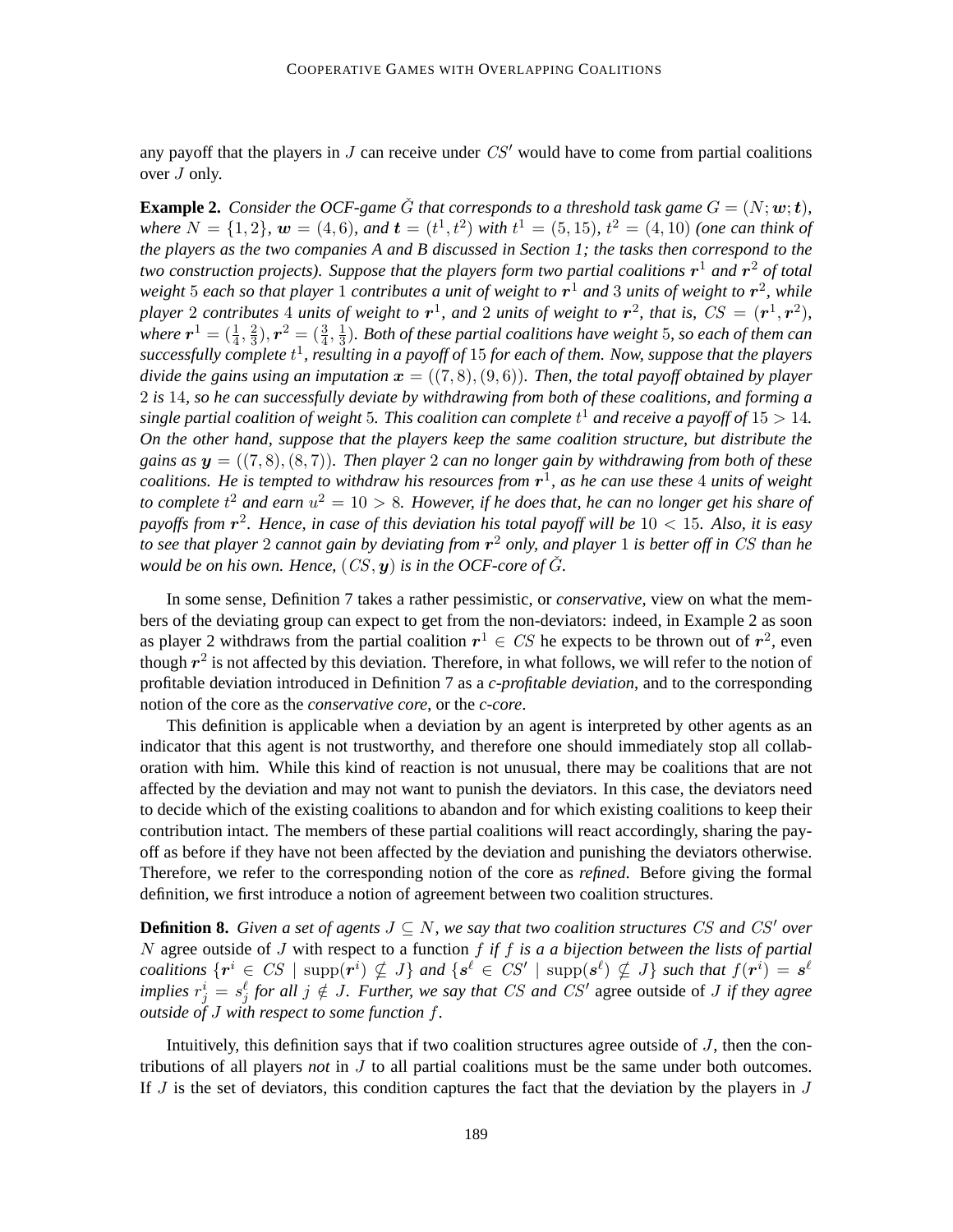any payoff that the players in $J$ can receive under $CS'$ would have to come from partial coalitions over $J$ only.

**Example 2.** *Consider the OCF-game $\check{G}$ that corresponds to a threshold task game $G = (N; \boldsymbol{w}; \boldsymbol{t})$, where $N = \{1, 2\}$, $\boldsymbol{w} = (4, 6)$, and $\boldsymbol{t} = (t^1, t^2)$ with $t^1 = (5, 15)$, $t^2 = (4, 10)$ (one can think of the players as the two companies A and B discussed in Section 1; the tasks then correspond to the two construction projects). Suppose that the players form two partial coalitions $\boldsymbol{r}^1$ and $\boldsymbol{r}^2$ of total weight 5 each so that player 1 contributes a unit of weight to $\boldsymbol{r}^1$ and 3 units of weight to $\boldsymbol{r}^2$, while player 2 contributes 4 units of weight to $\boldsymbol{r}^1$, and 2 units of weight to $\boldsymbol{r}^2$, that is, $CS = (\boldsymbol{r}^1, \boldsymbol{r}^2)$, where $\boldsymbol{r}^1 = (\frac{1}{4}, \frac{2}{3}), \boldsymbol{r}^2 = (\frac{3}{4}, \frac{1}{3})$. Both of these partial coalitions have weight 5, so each of them can successfully complete $t^1$, resulting in a payoff of 15 for each of them. Now, suppose that the players divide the gains using an imputation $\boldsymbol{x} = ((7, 8), (9, 6))$. Then, the total payoff obtained by player 2 is 14, so he can successfully deviate by withdrawing from both of these coalitions, and forming a single partial coalition of weight 5. This coalition can complete $t^1$ and receive a payoff of $15 > 14$. On the other hand, suppose that the players keep the same coalition structure, but distribute the gains as $\boldsymbol{y} = ((7, 8), (8, 7))$. Then player 2 can no longer gain by withdrawing from both of these coalitions. He is tempted to withdraw his resources from $\boldsymbol{r}^1$, as he can use these 4 units of weight to complete $t^2$ and earn $u^2 = 10 > 8$. However, if he does that, he can no longer get his share of payoffs from $\boldsymbol{r}^2$. Hence, in case of this deviation his total payoff will be $10 < 15$. Also, it is easy to see that player 2 cannot gain by deviating from $\boldsymbol{r}^2$ only, and player 1 is better off in $CS$ than he would be on his own. Hence, $(CS, \boldsymbol{y})$ is in the OCF-core of $\check{G}$.*

In some sense, Definition 7 takes a rather pessimistic, or *conservative*, view on what the members of the deviating group can expect to get from the non-deviators: indeed, in Example 2 as soon as player 2 withdraws from the partial coalition $\boldsymbol{r}^1 \in CS$ he expects to be thrown out of $\boldsymbol{r}^2$, even though $\boldsymbol{r}^2$ is not affected by this deviation. Therefore, in what follows, we will refer to the notion of profitable deviation introduced in Definition 7 as a *c-profitable deviation*, and to the corresponding notion of the core as the *conservative core*, or the *c-core*.

This definition is applicable when a deviation by an agent is interpreted by other agents as an indicator that this agent is not trustworthy, and therefore one should immediately stop all collaboration with him. While this kind of reaction is not unusual, there may be coalitions that are not affected by the deviation and may not want to punish the deviators. In this case, the deviators need to decide which of the existing coalitions to abandon and for which existing coalitions to keep their contribution intact. The members of these partial coalitions will react accordingly, sharing the payoff as before if they have not been affected by the deviation and punishing the deviators otherwise. Therefore, we refer to the corresponding notion of the core as *refined*. Before giving the formal definition, we first introduce a notion of agreement between two coalition structures.

**Definition 8.** *Given a set of agents $J \subseteq N$, we say that two coalition structures $CS$ and $CS'$ over $N$* agree outside of $J$ *with respect to a function $f$ if $f$ is a a bijection between the lists of partial coalitions $\{\boldsymbol{r}^i \in CS \mid \operatorname{supp}(\boldsymbol{r}^i) \not\subseteq J\}$ and $\{\boldsymbol{s}^\ell \in CS' \mid \operatorname{supp}(\boldsymbol{s}^\ell) \not\subseteq J\}$ such that $f(\boldsymbol{r}^i) = \boldsymbol{s}^\ell$ implies $r^i_j = s^\ell_j$ for all $j \notin J$. Further, we say that $CS$ and $CS'$* agree outside of $J$ *if they agree outside of $J$ with respect to some function $f$.*

Intuitively, this definition says that if two coalition structures agree outside of $J$, then the contributions of all players *not* in $J$ to all partial coalitions must be the same under both outcomes. If $J$ is the set of deviators, this condition captures the fact that the deviation by the players in $J$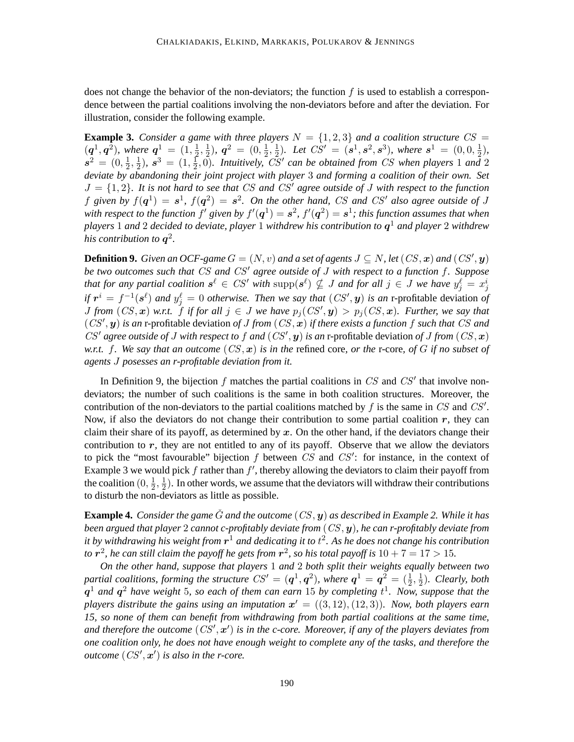does not change the behavior of the non-deviators; the function $f$ is used to establish a correspondence between the partial coalitions involving the non-deviators before and after the deviation. For illustration, consider the following example.

**Example 3.** *Consider a game with three players $N = \{1, 2, 3\}$ and a coalition structure $CS = (\boldsymbol{q}^1, \boldsymbol{q}^2)$, where $\boldsymbol{q}^1 = (1, \frac{1}{2}, \frac{1}{2})$, $\boldsymbol{q}^2 = (0, \frac{1}{2}, \frac{1}{2})$. Let $CS' = (\boldsymbol{s}^1, \boldsymbol{s}^2, \boldsymbol{s}^3)$, where $\boldsymbol{s}^1 = (0, 0, \frac{1}{2})$, $\boldsymbol{s}^2 = (0, \frac{1}{2}, \frac{1}{2})$, $\boldsymbol{s}^3 = (1, \frac{1}{2}, 0)$. Intuitively, $CS'$ can be obtained from $CS$ when players 1 and 2 deviate by abandoning their joint project with player 3 and forming a coalition of their own. Set $J = \{1, 2\}$. It is not hard to see that $CS$ and $CS'$ agree outside of $J$ with respect to the function $f$ given by $f(\boldsymbol{q}^1) = \boldsymbol{s}^1$, $f(\boldsymbol{q}^2) = \boldsymbol{s}^2$. On the other hand, $CS$ and $CS'$ also agree outside of $J$ with respect to the function $f'$ given by $f'(\boldsymbol{q}^1) = \boldsymbol{s}^2$, $f'(\boldsymbol{q}^2) = \boldsymbol{s}^1$; this function assumes that when players 1 and 2 decided to deviate, player 1 withdrew his contribution to $\boldsymbol{q}^1$ and player 2 withdrew his contribution to $\boldsymbol{q}^2$.*

**Definition 9.** *Given an OCF-game $G = (N, v)$ and a set of agents $J \subseteq N$, let $(CS, \boldsymbol{x})$ and $(CS', \boldsymbol{y})$ be two outcomes such that $CS$ and $CS'$ agree outside of $J$ with respect to a function $f$. Suppose that for any partial coalition $\boldsymbol{s}^\ell \in CS'$ with $\text{supp}(\boldsymbol{s}^\ell) \not\subseteq J$ and for all $j \in J$ we have $y^\ell_j = x^i_j$ if $\boldsymbol{r}^i = f^{-1}(\boldsymbol{s}^\ell)$ and $y^\ell_j = 0$ otherwise. Then we say that $(CS', \boldsymbol{y})$ is an* r-profitable deviation *of $J$ from $(CS, \boldsymbol{x})$ w.r.t. $f$ if for all $j \in J$ we have $p_j(CS', \boldsymbol{y}) > p_j(CS, \boldsymbol{x})$. Further, we say that $(CS', \boldsymbol{y})$ is an* r-profitable deviation *of $J$ from $(CS, \boldsymbol{x})$ if there exists a function $f$ such that $CS$ and $CS'$ agree outside of $J$ with respect to $f$ and $(CS', \boldsymbol{y})$ is an* r-profitable deviation *of $J$ from $(CS, \boldsymbol{x})$ w.r.t. $f$. We say that an outcome $(CS, \boldsymbol{x})$ is in the* refined core*, or the* r-core*, of $G$ if no subset of agents $J$ posesses an r-profitable deviation from it.*

In Definition 9, the bijection $f$ matches the partial coalitions in $CS$ and $CS'$ that involve non-deviators; the number of such coalitions is the same in both coalition structures. Moreover, the contribution of the non-deviators to the partial coalitions matched by $f$ is the same in $CS$ and $CS'$. Now, if also the deviators do not change their contribution to some partial coalition $\boldsymbol{r}$, they can claim their share of its payoff, as determined by $\boldsymbol{x}$. On the other hand, if the deviators change their contribution to $\boldsymbol{r}$, they are not entitled to any of its payoff. Observe that we allow the deviators to pick the "most favourable" bijection $f$ between $CS$ and $CS'$: for instance, in the context of Example 3 we would pick $f$ rather than $f'$, thereby allowing the deviators to claim their payoff from the coalition $(0, \frac{1}{2}, \frac{1}{2})$. In other words, we assume that the deviators will withdraw their contributions to disturb the non-deviators as little as possible.

**Example 4.** *Consider the game $\breve{G}$ and the outcome $(CS, \boldsymbol{y})$ as described in Example 2. While it has been argued that player 2 cannot c-profitably deviate from $(CS, \boldsymbol{y})$, he can r-profitably deviate from it by withdrawing his weight from $\boldsymbol{r}^1$ and dedicating it to $t^2$. As he does not change his contribution to $\boldsymbol{r}^2$, he can still claim the payoff he gets from $\boldsymbol{r}^2$, so his total payoff is $10 + 7 = 17 > 15$.*

*On the other hand, suppose that players 1 and 2 both split their weights equally between two partial coalitions, forming the structure $CS' = (\boldsymbol{q}^1, \boldsymbol{q}^2)$, where $\boldsymbol{q}^1 = \boldsymbol{q}^2 = (\frac{1}{2}, \frac{1}{2})$. Clearly, both $\boldsymbol{q}^1$ and $\boldsymbol{q}^2$ have weight 5, so each of them can earn 15 by completing $t^1$. Now, suppose that the players distribute the gains using an imputation $\boldsymbol{x}' = ((3, 12), (12, 3))$. Now, both players earn 15, so none of them can benefit from withdrawing from both partial coalitions at the same time, and therefore the outcome $(CS', \boldsymbol{x}')$ is in the c-core. Moreover, if any of the players deviates from one coalition only, he does not have enough weight to complete any of the tasks, and therefore the outcome $(CS', \boldsymbol{x}')$ is also in the r-core.*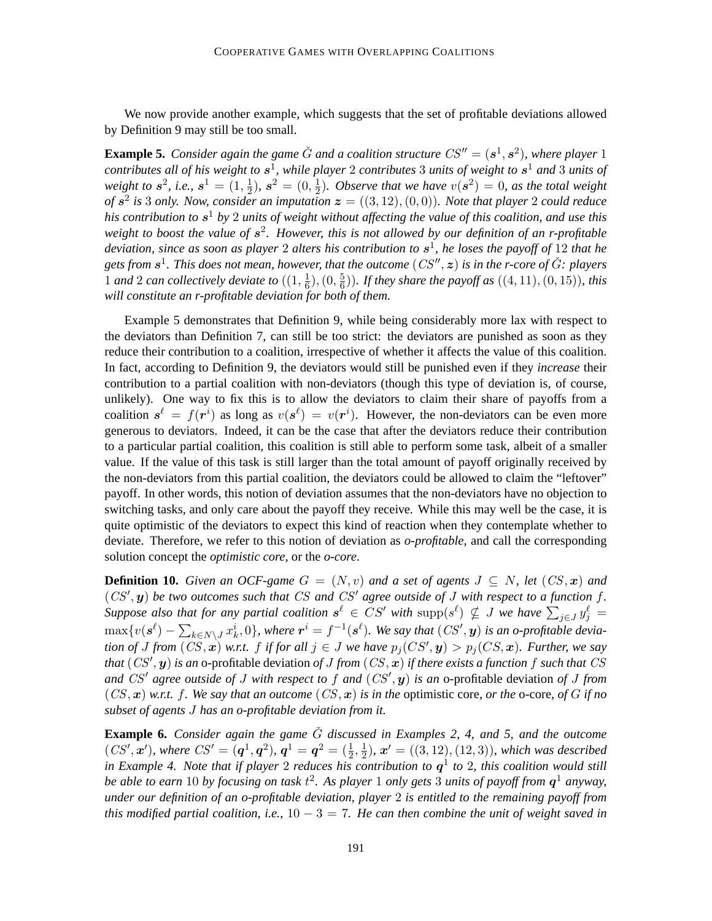We now provide another example, which suggests that the set of profitable deviations allowed by Definition 9 may still be too small.

**Example 5.** *Consider again the game $\check{G}$ and a coalition structure $CS'' = (\boldsymbol{s}^1, \boldsymbol{s}^2)$, where player 1 contributes all of his weight to $\boldsymbol{s}^1$, while player 2 contributes 3 units of weight to $\boldsymbol{s}^1$ and 3 units of weight to $\boldsymbol{s}^2$, i.e., $\boldsymbol{s}^1 = (1, \frac{1}{2})$, $\boldsymbol{s}^2 = (0, \frac{1}{2})$. Observe that we have $v(\boldsymbol{s}^2) = 0$, as the total weight of $\boldsymbol{s}^2$ is 3 only. Now, consider an imputation $\boldsymbol{z} = ((3, 12), (0, 0))$. Note that player 2 could reduce his contribution to $\boldsymbol{s}^1$ by 2 units of weight without affecting the value of this coalition, and use this weight to boost the value of $\boldsymbol{s}^2$. However, this is not allowed by our definition of an r-profitable deviation, since as soon as player 2 alters his contribution to $\boldsymbol{s}^1$, he loses the payoff of 12 that he gets from $\boldsymbol{s}^1$. This does not mean, however, that the outcome $(CS'', \boldsymbol{z})$ is in the r-core of $\check{G}$: players 1 and 2 can collectively deviate to $((1, \frac{1}{6}), (0, \frac{5}{6}))$. If they share the payoff as $((4, 11), (0, 15))$, this will constitute an r-profitable deviation for both of them.*

Example 5 demonstrates that Definition 9, while being considerably more lax with respect to the deviators than Definition 7, can still be too strict: the deviators are punished as soon as they reduce their contribution to a coalition, irrespective of whether it affects the value of this coalition. In fact, according to Definition 9, the deviators would still be punished even if they *increase* their contribution to a partial coalition with non-deviators (though this type of deviation is, of course, unlikely). One way to fix this is to allow the deviators to claim their share of payoffs from a coalition $\boldsymbol{s}^\ell = f(\boldsymbol{r}^i)$ as long as $v(\boldsymbol{s}^\ell) = v(\boldsymbol{r}^i)$. However, the non-deviators can be even more generous to deviators. Indeed, it can be the case that after the deviators reduce their contribution to a particular partial coalition, this coalition is still able to perform some task, albeit of a smaller value. If the value of this task is still larger than the total amount of payoff originally received by the non-deviators from this partial coalition, the deviators could be allowed to claim the "leftover" payoff. In other words, this notion of deviation assumes that the non-deviators have no objection to switching tasks, and only care about the payoff they receive. While this may well be the case, it is quite optimistic of the deviators to expect this kind of reaction when they contemplate whether to deviate. Therefore, we refer to this notion of deviation as *o-profitable*, and call the corresponding solution concept the *optimistic core*, or the *o-core*.

**Definition 10.** *Given an OCF-game $G = (N, v)$ and a set of agents $J \subseteq N$, let $(CS, \boldsymbol{x})$ and $(CS', \boldsymbol{y})$ be two outcomes such that $CS$ and $CS'$ agree outside of $J$ with respect to a function $f$. Suppose also that for any partial coalition $\boldsymbol{s}^\ell \in CS'$ with $\mathrm{supp}(s^\ell) \not\subseteq J$ we have $\sum_{j \in J} y^\ell_j = \max\{v(\boldsymbol{s}^\ell) - \sum_{k \in N \setminus J} x^i_k, 0\}$, where $\boldsymbol{r}^i = f^{-1}(\boldsymbol{s}^\ell)$. We say that $(CS', \boldsymbol{y})$ is an o-profitable deviation of $J$ from $(CS, \boldsymbol{x})$ w.r.t. $f$ if for all $j \in J$ we have $p_j(CS', \boldsymbol{y}) > p_j(CS, \boldsymbol{x})$. Further, we say that $(CS', \boldsymbol{y})$ is an* o-profitable deviation *of $J$ from $(CS, \boldsymbol{x})$ if there exists a function $f$ such that $CS$ and $CS'$ agree outside of $J$ with respect to $f$ and $(CS', \boldsymbol{y})$ is an* o-profitable deviation *of $J$ from $(CS, \boldsymbol{x})$ w.r.t. $f$. We say that an outcome $(CS, \boldsymbol{x})$ is in the* optimistic core, *or the* o-core, *of $G$ if no subset of agents $J$ has an o-profitable deviation from it.*

**Example 6.** *Consider again the game $\check{G}$ discussed in Examples 2, 4, and 5, and the outcome $(CS', \boldsymbol{x}')$, where $CS' = (\boldsymbol{q}^1, \boldsymbol{q}^2)$, $\boldsymbol{q}^1 = \boldsymbol{q}^2 = (\frac{1}{2}, \frac{1}{2})$, $\boldsymbol{x}' = ((3, 12), (12, 3))$, which was described in Example 4. Note that if player 2 reduces his contribution to $\boldsymbol{q}^1$ to 2, this coalition would still be able to earn 10 by focusing on task $t^2$. As player 1 only gets 3 units of payoff from $\boldsymbol{q}^1$ anyway, under our definition of an o-profitable deviation, player 2 is entitled to the remaining payoff from this modified partial coalition, i.e., $10 - 3 = 7$. He can then combine the unit of weight saved in*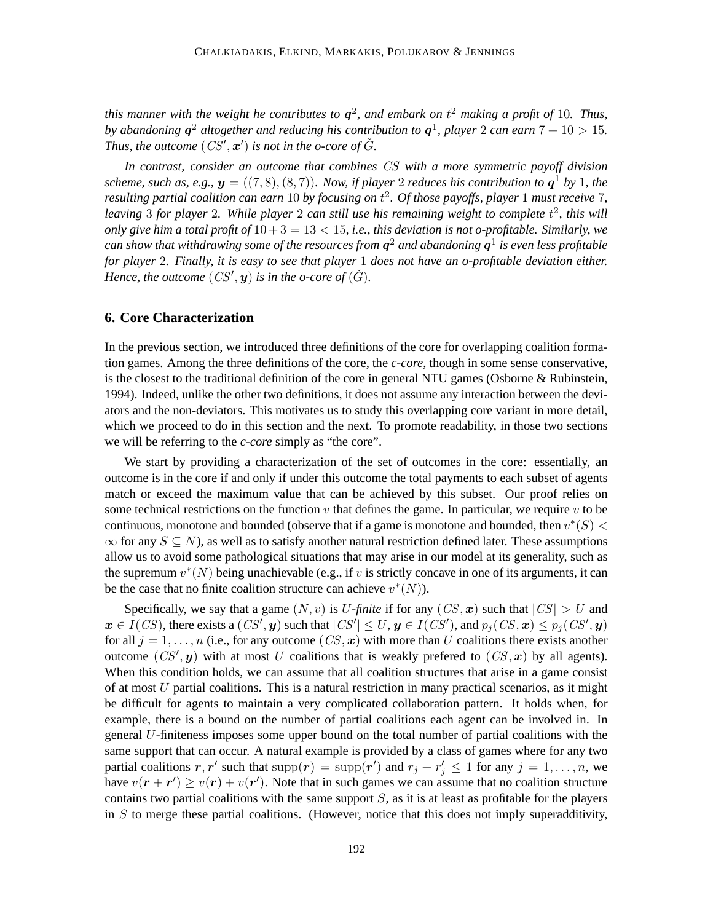*this manner with the weight he contributes to $\boldsymbol{q}^2$, and embark on $t^2$ making a profit of 10. Thus, by abandoning $\boldsymbol{q}^2$ altogether and reducing his contribution to $\boldsymbol{q}^1$, player 2 can earn $7 + 10 > 15$. Thus, the outcome $(CS', \boldsymbol{x}')$ is not in the o-core of $\check{G}$.*

*In contrast, consider an outcome that combines $CS$ with a more symmetric payoff division scheme, such as, e.g., $\boldsymbol{y} = ((7, 8), (8, 7))$. Now, if player 2 reduces his contribution to $\boldsymbol{q}^1$ by 1, the resulting partial coalition can earn 10 by focusing on $t^2$. Of those payoffs, player 1 must receive 7, leaving 3 for player 2. While player 2 can still use his remaining weight to complete $t^2$, this will only give him a total profit of $10 + 3 = 13 < 15$, i.e., this deviation is not o-profitable. Similarly, we can show that withdrawing some of the resources from $\boldsymbol{q}^2$ and abandoning $\boldsymbol{q}^1$ is even less profitable for player 2. Finally, it is easy to see that player 1 does not have an o-profitable deviation either. Hence, the outcome $(CS', \boldsymbol{y})$ is in the o-core of $(\check{G})$.*

## 6. Core Characterization

In the previous section, we introduced three definitions of the core for overlapping coalition formation games. Among the three definitions of the core, the *c-core*, though in some sense conservative, is the closest to the traditional definition of the core in general NTU games (Osborne & Rubinstein, 1994). Indeed, unlike the other two definitions, it does not assume any interaction between the deviators and the non-deviators. This motivates us to study this overlapping core variant in more detail, which we proceed to do in this section and the next. To promote readability, in those two sections we will be referring to the *c-core* simply as "the core".

We start by providing a characterization of the set of outcomes in the core: essentially, an outcome is in the core if and only if under this outcome the total payments to each subset of agents match or exceed the maximum value that can be achieved by this subset. Our proof relies on some technical restrictions on the function $v$ that defines the game. In particular, we require $v$ to be continuous, monotone and bounded (observe that if a game is monotone and bounded, then $v^*(S) < \infty$ for any $S \subseteq N$), as well as to satisfy another natural restriction defined later. These assumptions allow us to avoid some pathological situations that may arise in our model at its generality, such as the supremum $v^*(N)$ being unachievable (e.g., if $v$ is strictly concave in one of its arguments, it can be the case that no finite coalition structure can achieve $v^*(N)$).

Specifically, we say that a game $(N, v)$ is *$U$-finite* if for any $(CS, \boldsymbol{x})$ such that $|CS| > U$ and $\boldsymbol{x} \in I(CS)$, there exists a $(CS', \boldsymbol{y})$ such that $|CS'| \leq U$, $\boldsymbol{y} \in I(CS')$, and $p_j(CS, \boldsymbol{x}) \leq p_j(CS', \boldsymbol{y})$ for all $j = 1, \ldots, n$ (i.e., for any outcome $(CS, \boldsymbol{x})$ with more than $U$ coalitions there exists another outcome $(CS', \boldsymbol{y})$ with at most $U$ coalitions that is weakly prefered to $(CS, \boldsymbol{x})$ by all agents). When this condition holds, we can assume that all coalition structures that arise in a game consist of at most $U$ partial coalitions. This is a natural restriction in many practical scenarios, as it might be difficult for agents to maintain a very complicated collaboration pattern. It holds when, for example, there is a bound on the number of partial coalitions each agent can be involved in. In general $U$-finiteness imposes some upper bound on the total number of partial coalitions with the same support that can occur. A natural example is provided by a class of games where for any two partial coalitions $\boldsymbol{r}, \boldsymbol{r}'$ such that $\mathrm{supp}(\boldsymbol{r}) = \mathrm{supp}(\boldsymbol{r}')$ and $r_j + r'_j \leq 1$ for any $j = 1, \ldots, n$, we have $v(\boldsymbol{r} + \boldsymbol{r}') \geq v(\boldsymbol{r}) + v(\boldsymbol{r}')$. Note that in such games we can assume that no coalition structure contains two partial coalitions with the same support $S$, as it is at least as profitable for the players in $S$ to merge these partial coalitions. (However, notice that this does not imply superadditivity,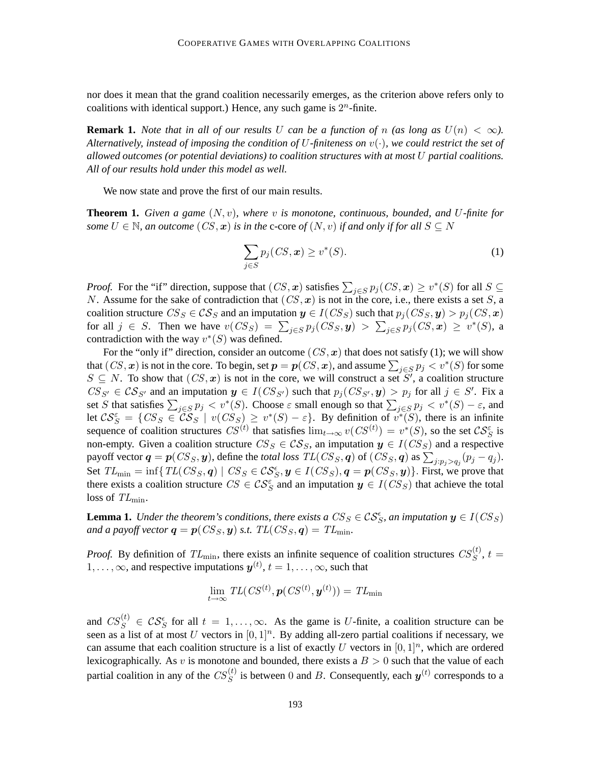nor does it mean that the grand coalition necessarily emerges, as the criterion above refers only to coalitions with identical support.) Hence, any such game is $2^n$-finite.

**Remark 1.** *Note that in all of our results $U$ can be a function of $n$ (as long as $U(n) < \infty$). Alternatively, instead of imposing the condition of $U$-finiteness on $v(\cdot)$, we could restrict the set of allowed outcomes (or potential deviations) to coalition structures with at most $U$ partial coalitions. All of our results hold under this model as well.*

We now state and prove the first of our main results.

**Theorem 1.** *Given a game $(N, v)$, where $v$ is monotone, continuous, bounded, and $U$-finite for some $U \in \mathbb{N}$, an outcome $(CS, \boldsymbol{x})$ is in the* c-core *of $(N, v)$ if and only if for all $S \subseteq N$*

$$\sum_{j \in S} p_j(CS, \boldsymbol{x}) \geq v^*(S). \tag{1}$$

*Proof.* For the "if" direction, suppose that $(CS, \boldsymbol{x})$ satisfies $\sum_{j \in S} p_j(CS, \boldsymbol{x}) \geq v^*(S)$ for all $S \subseteq N$. Assume for the sake of contradiction that $(CS, \boldsymbol{x})$ is not in the core, i.e., there exists a set $S$, a coalition structure $CS_S \in \mathcal{CS}_S$ and an imputation $\boldsymbol{y} \in I(CS_S)$ such that $p_j(CS_S, \boldsymbol{y}) > p_j(CS, \boldsymbol{x})$ for all $j \in S$. Then we have $v(CS_S) = \sum_{j \in S} p_j(CS_S, \boldsymbol{y}) > \sum_{j \in S} p_j(CS, \boldsymbol{x}) \geq v^*(S)$, a contradiction with the way $v^*(S)$ was defined.

For the "only if" direction, consider an outcome $(CS, \boldsymbol{x})$ that does not satisfy (1); we will show that $(CS, \boldsymbol{x})$ is not in the core. To begin, set $\boldsymbol{p} = \boldsymbol{p}(CS, \boldsymbol{x})$, and assume $\sum_{j \in S} p_j < v^*(S)$ for some $S \subseteq N$. To show that $(CS, \boldsymbol{x})$ is not in the core, we will construct a set $S'$, a coalition structure $CS_{S'} \in \mathcal{CS}_{S'}$ and an imputation $\boldsymbol{y} \in I(CS_{S'})$ such that $p_j(CS_{S'}, \boldsymbol{y}) > p_j$ for all $j \in S'$. Fix a set $S$ that satisfies $\sum_{j \in S} p_j < v^*(S)$. Choose $\varepsilon$ small enough so that $\sum_{j \in S} p_j < v^*(S) - \varepsilon$, and let $\mathcal{CS}_S^\varepsilon = \{CS_S \in \mathcal{CS}_S \mid v(CS_S) \geq v^*(S) - \varepsilon\}$. By definition of $v^*(S)$, there is an infinite sequence of coalition structures $CS^{(t)}$ that satisfies $\lim_{t \to \infty} v(CS^{(t)}) = v^*(S)$, so the set $\mathcal{CS}_S^\varepsilon$ is non-empty. Given a coalition structure $CS_S \in \mathcal{CS}_S$, an imputation $\boldsymbol{y} \in I(CS_S)$ and a respective payoff vector $\boldsymbol{q} = \boldsymbol{p}(CS_S, \boldsymbol{y})$, define the *total loss* $TL(CS_S, \boldsymbol{q})$ of $(CS_S, \boldsymbol{q})$ as $\sum_{j: p_j > q_j}(p_j - q_j)$. Set $TL_{\min} = \inf\{TL(CS_S, \boldsymbol{q}) \mid CS_S \in \mathcal{CS}_S^\varepsilon, \boldsymbol{y} \in I(CS_S), \boldsymbol{q} = \boldsymbol{p}(CS_S, \boldsymbol{y})\}$. First, we prove that there exists a coalition structure $CS \in \mathcal{CS}_S^\varepsilon$ and an imputation $\boldsymbol{y} \in I(CS_S)$ that achieve the total loss of $TL_{\min}$.

**Lemma 1.** *Under the theorem's conditions, there exists a $CS_S \in \mathcal{CS}_S^\epsilon$, an imputation $\boldsymbol{y} \in I(CS_S)$ and a payoff vector $\boldsymbol{q} = \boldsymbol{p}(CS_S, \boldsymbol{y})$ s.t. $TL(CS_S, \boldsymbol{q}) = TL_{\min}$.*

*Proof.* By definition of $TL_{\min}$, there exists an infinite sequence of coalition structures $CS_S^{(t)}$, $t = 1, \ldots, \infty$, and respective imputations $\boldsymbol{y}^{(t)}$, $t = 1, \ldots, \infty$, such that

$$\lim_{t \to \infty} TL(CS^{(t)}, \boldsymbol{p}(CS^{(t)}, \boldsymbol{y}^{(t)})) = TL_{\min}$$

and $CS_S^{(t)} \in \mathcal{CS}_S^\epsilon$ for all $t = 1, \ldots, \infty$. As the game is $U$-finite, a coalition structure can be seen as a list of at most $U$ vectors in $[0, 1]^n$. By adding all-zero partial coalitions if necessary, we can assume that each coalition structure is a list of exactly $U$ vectors in $[0, 1]^n$, which are ordered lexicographically. As $v$ is monotone and bounded, there exists a $B > 0$ such that the value of each partial coalition in any of the $CS_S^{(t)}$ is between $0$ and $B$. Consequently, each $\boldsymbol{y}^{(t)}$ corresponds to a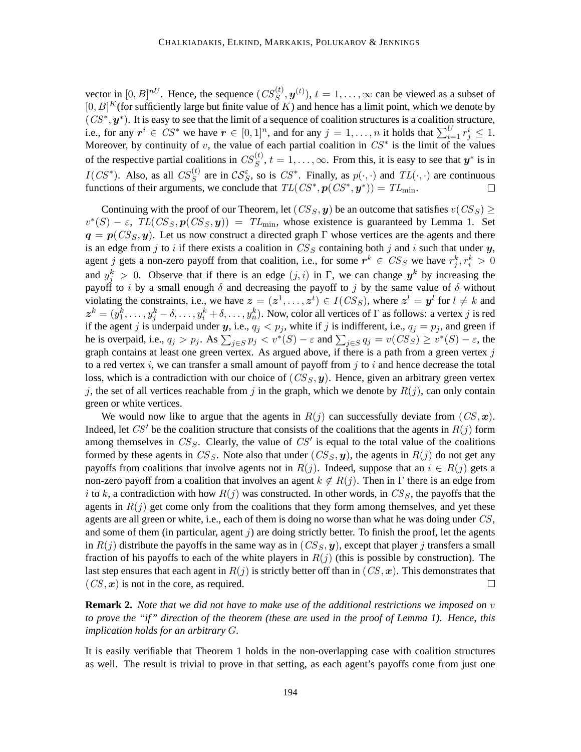vector in $[0, B]^{nU}$. Hence, the sequence $(CS_S^{(t)}, \boldsymbol{y}^{(t)})$, $t = 1, \ldots, \infty$ can be viewed as a subset of $[0, B]^K$(for sufficiently large but finite value of $K$) and hence has a limit point, which we denote by $(CS^*, \boldsymbol{y}^*)$. It is easy to see that the limit of a sequence of coalition structures is a coalition structure, i.e., for any $\boldsymbol{r}^i \in CS^*$ we have $\boldsymbol{r} \in [0, 1]^n$, and for any $j = 1, \ldots, n$ it holds that $\sum_{i=1}^{U} r_j^i \leq 1$. Moreover, by continuity of $v$, the value of each partial coalition in $CS^*$ is the limit of the values of the respective partial coalitions in $CS_S^{(t)}$, $t = 1, \ldots, \infty$. From this, it is easy to see that $\boldsymbol{y}^*$ is in $I(CS^*)$. Also, as all $CS_S^{(t)}$ are in $\mathcal{CS}_S^{\varepsilon}$, so is $CS^*$. Finally, as $p(\cdot, \cdot)$ and $TL(\cdot, \cdot)$ are continuous functions of their arguments, we conclude that $TL(CS^*, \boldsymbol{p}(CS^*, \boldsymbol{y}^*)) = TL_{\min}$. □

Continuing with the proof of our Theorem, let $(CS_S, \boldsymbol{y})$ be an outcome that satisfies $v(CS_S) \geq v^*(S) - \varepsilon$, $TL(CS_S, \boldsymbol{p}(CS_S, \boldsymbol{y})) = TL_{\min}$, whose existence is guaranteed by Lemma 1. Set $\boldsymbol{q} = \boldsymbol{p}(CS_S, \boldsymbol{y})$. Let us now construct a directed graph $\Gamma$ whose vertices are the agents and there is an edge from $j$ to $i$ if there exists a coalition in $CS_S$ containing both $j$ and $i$ such that under $\boldsymbol{y}$, agent $j$ gets a non-zero payoff from that coalition, i.e., for some $\boldsymbol{r}^k \in CS_S$ we have $r_j^k, r_i^k > 0$ and $y_j^k > 0$. Observe that if there is an edge $(j, i)$ in $\Gamma$, we can change $\boldsymbol{y}^k$ by increasing the payoff to $i$ by a small enough $\delta$ and decreasing the payoff to $j$ by the same value of $\delta$ without violating the constraints, i.e., we have $\boldsymbol{z} = (\boldsymbol{z}^1, \ldots, \boldsymbol{z}^t) \in I(CS_S)$, where $\boldsymbol{z}^l = \boldsymbol{y}^l$ for $l \neq k$ and $\boldsymbol{z}^k = (y_1^k, \ldots, y_j^k - \delta, \ldots, y_i^k + \delta, \ldots, y_n^k)$. Now, color all vertices of $\Gamma$ as follows: a vertex $j$ is red if the agent $j$ is underpaid under $\boldsymbol{y}$, i.e., $q_j < p_j$, white if $j$ is indifferent, i.e., $q_j = p_j$, and green if he is overpaid, i.e., $q_j > p_j$. As $\sum_{j \in S} p_j < v^*(S) - \varepsilon$ and $\sum_{j \in S} q_j = v(CS_S) \geq v^*(S) - \varepsilon$, the graph contains at least one green vertex. As argued above, if there is a path from a green vertex $j$ to a red vertex $i$, we can transfer a small amount of payoff from $j$ to $i$ and hence decrease the total loss, which is a contradiction with our choice of $(CS_S, \boldsymbol{y})$. Hence, given an arbitrary green vertex $j$, the set of all vertices reachable from $j$ in the graph, which we denote by $R(j)$, can only contain green or white vertices.

We would now like to argue that the agents in $R(j)$ can successfully deviate from $(CS, \boldsymbol{x})$. Indeed, let $CS'$ be the coalition structure that consists of the coalitions that the agents in $R(j)$ form among themselves in $CS_S$. Clearly, the value of $CS'$ is equal to the total value of the coalitions formed by these agents in $CS_S$. Note also that under $(CS_S, \boldsymbol{y})$, the agents in $R(j)$ do not get any payoffs from coalitions that involve agents not in $R(j)$. Indeed, suppose that an $i \in R(j)$ gets a non-zero payoff from a coalition that involves an agent $k \notin R(j)$. Then in $\Gamma$ there is an edge from $i$ to $k$, a contradiction with how $R(j)$ was constructed. In other words, in $CS_S$, the payoffs that the agents in $R(j)$ get come only from the coalitions that they form among themselves, and yet these agents are all green or white, i.e., each of them is doing no worse than what he was doing under $CS$, and some of them (in particular, agent $j$) are doing strictly better. To finish the proof, let the agents in $R(j)$ distribute the payoffs in the same way as in $(CS_S, \boldsymbol{y})$, except that player $j$ transfers a small fraction of his payoffs to each of the white players in $R(j)$ (this is possible by construction). The last step ensures that each agent in $R(j)$ is strictly better off than in $(CS, \boldsymbol{x})$. This demonstrates that $(CS, \boldsymbol{x})$ is not in the core, as required. □

**Remark 2.** *Note that we did not have to make use of the additional restrictions we imposed on $v$ to prove the "if" direction of the theorem (these are used in the proof of Lemma 1). Hence, this implication holds for an arbitrary $G$.*

It is easily verifiable that Theorem 1 holds in the non-overlapping case with coalition structures as well. The result is trivial to prove in that setting, as each agent's payoffs come from just one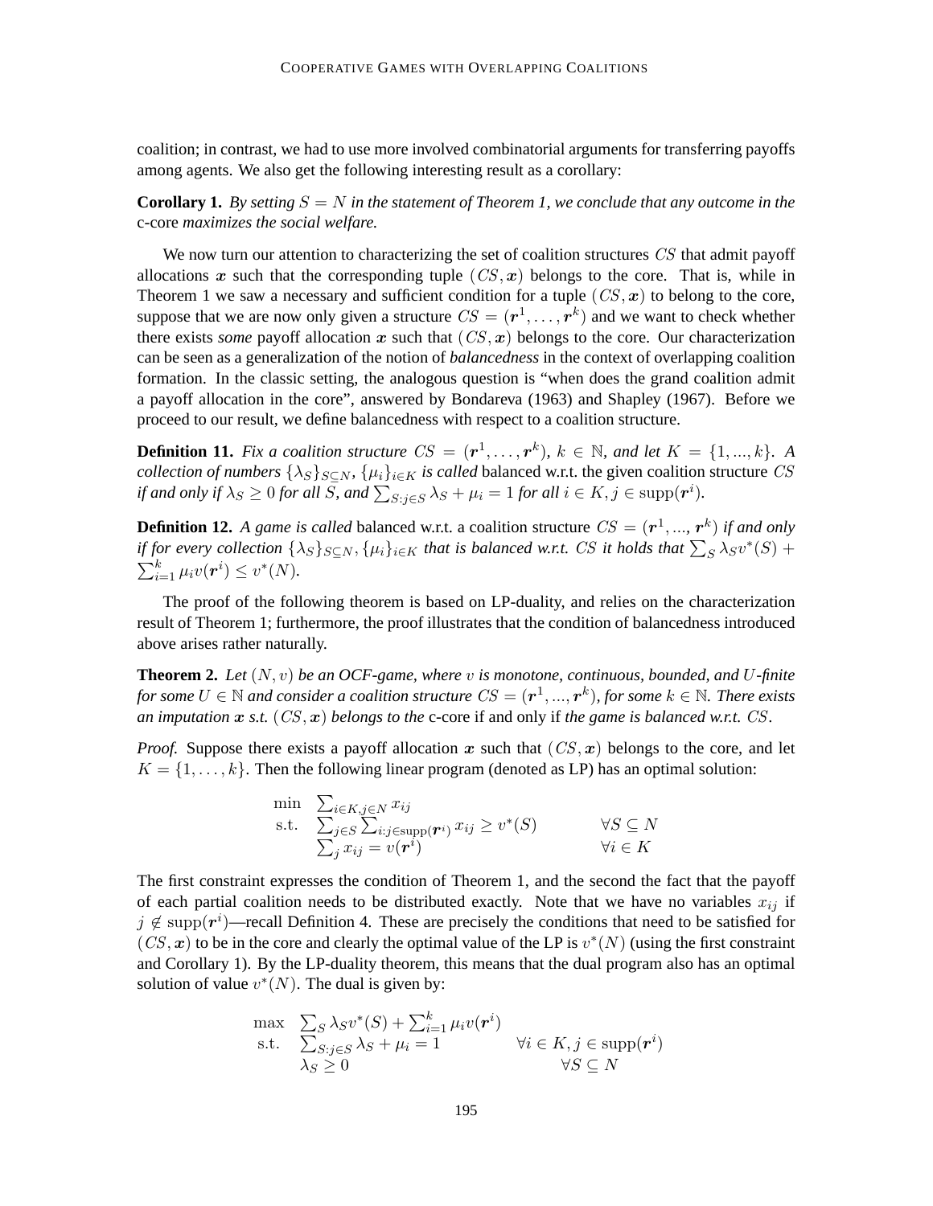coalition; in contrast, we had to use more involved combinatorial arguments for transferring payoffs among agents. We also get the following interesting result as a corollary:

**Corollary 1.** *By setting $S = N$ in the statement of Theorem 1, we conclude that any outcome in the* c-core *maximizes the social welfare.*

We now turn our attention to characterizing the set of coalition structures $CS$ that admit payoff allocations $\boldsymbol{x}$ such that the corresponding tuple $(CS, \boldsymbol{x})$ belongs to the core. That is, while in Theorem 1 we saw a necessary and sufficient condition for a tuple $(CS, \boldsymbol{x})$ to belong to the core, suppose that we are now only given a structure $CS = (\boldsymbol{r}^1, \ldots, \boldsymbol{r}^k)$ and we want to check whether there exists *some* payoff allocation $\boldsymbol{x}$ such that $(CS, \boldsymbol{x})$ belongs to the core. Our characterization can be seen as a generalization of the notion of *balancedness* in the context of overlapping coalition formation. In the classic setting, the analogous question is "when does the grand coalition admit a payoff allocation in the core", answered by Bondareva (1963) and Shapley (1967). Before we proceed to our result, we define balancedness with respect to a coalition structure.

**Definition 11.** *Fix a coalition structure $CS = (\boldsymbol{r}^1, \ldots, \boldsymbol{r}^k)$, $k \in \mathbb{N}$, and let $K = \{1, ..., k\}$. A collection of numbers $\{\lambda_S\}_{S \subseteq N}$, $\{\mu_i\}_{i \in K}$ is called* balanced w.r.t. the given coalition structure $CS$ *if and only if $\lambda_S \geq 0$ for all $S$, and $\sum_{S: j \in S} \lambda_S + \mu_i = 1$ for all $i \in K, j \in \mathrm{supp}(\boldsymbol{r}^i)$.*

**Definition 12.** *A game is called* balanced w.r.t. a coalition structure $CS = (\boldsymbol{r}^1, ..., \boldsymbol{r}^k)$ *if and only if for every collection $\{\lambda_S\}_{S \subseteq N}, \{\mu_i\}_{i \in K}$ that is balanced w.r.t. $CS$ it holds that $\sum_S \lambda_S v^*(S) + \sum_{i=1}^k \mu_i v(\boldsymbol{r}^i) \leq v^*(N)$.*

The proof of the following theorem is based on LP-duality, and relies on the characterization result of Theorem 1; furthermore, the proof illustrates that the condition of balancedness introduced above arises rather naturally.

**Theorem 2.** *Let $(N, v)$ be an OCF-game, where $v$ is monotone, continuous, bounded, and $U$-finite for some $U \in \mathbb{N}$ and consider a coalition structure $CS = (\boldsymbol{r}^1, ..., \boldsymbol{r}^k)$, for some $k \in \mathbb{N}$. There exists an imputation $\boldsymbol{x}$ s.t. $(CS, \boldsymbol{x})$ belongs to the* c-core *if and only if the game is balanced w.r.t. $CS$.*

*Proof.* Suppose there exists a payoff allocation $\boldsymbol{x}$ such that $(CS, \boldsymbol{x})$ belongs to the core, and let $K = \{1, \ldots, k\}$. Then the following linear program (denoted as LP) has an optimal solution:

$$
\begin{array}{lll}
\min & \sum_{i \in K, j \in N} x_{ij} & \\
\text{s.t.} & \sum_{j \in S} \sum_{i: j \in \mathrm{supp}(\boldsymbol{r}^i)} x_{ij} \geq v^*(S) & \forall S \subseteq N \\
& \sum_j x_{ij} = v(\boldsymbol{r}^i) & \forall i \in K
\end{array}
$$

The first constraint expresses the condition of Theorem 1, and the second the fact that the payoff of each partial coalition needs to be distributed exactly. Note that we have no variables $x_{ij}$ if $j \notin \mathrm{supp}(\boldsymbol{r}^i)$—recall Definition 4. These are precisely the conditions that need to be satisfied for $(CS, \boldsymbol{x})$ to be in the core and clearly the optimal value of the LP is $v^*(N)$ (using the first constraint and Corollary 1). By the LP-duality theorem, this means that the dual program also has an optimal solution of value $v^*(N)$. The dual is given by:

$$
\begin{array}{lll}
\max & \sum_S \lambda_S v^*(S) + \sum_{i=1}^k \mu_i v(\boldsymbol{r}^i) & \\
\text{s.t.} & \sum_{S: j \in S} \lambda_S + \mu_i = 1 & \forall i \in K, j \in \mathrm{supp}(\boldsymbol{r}^i) \\
& \lambda_S \geq 0 & \forall S \subseteq N
\end{array}
$$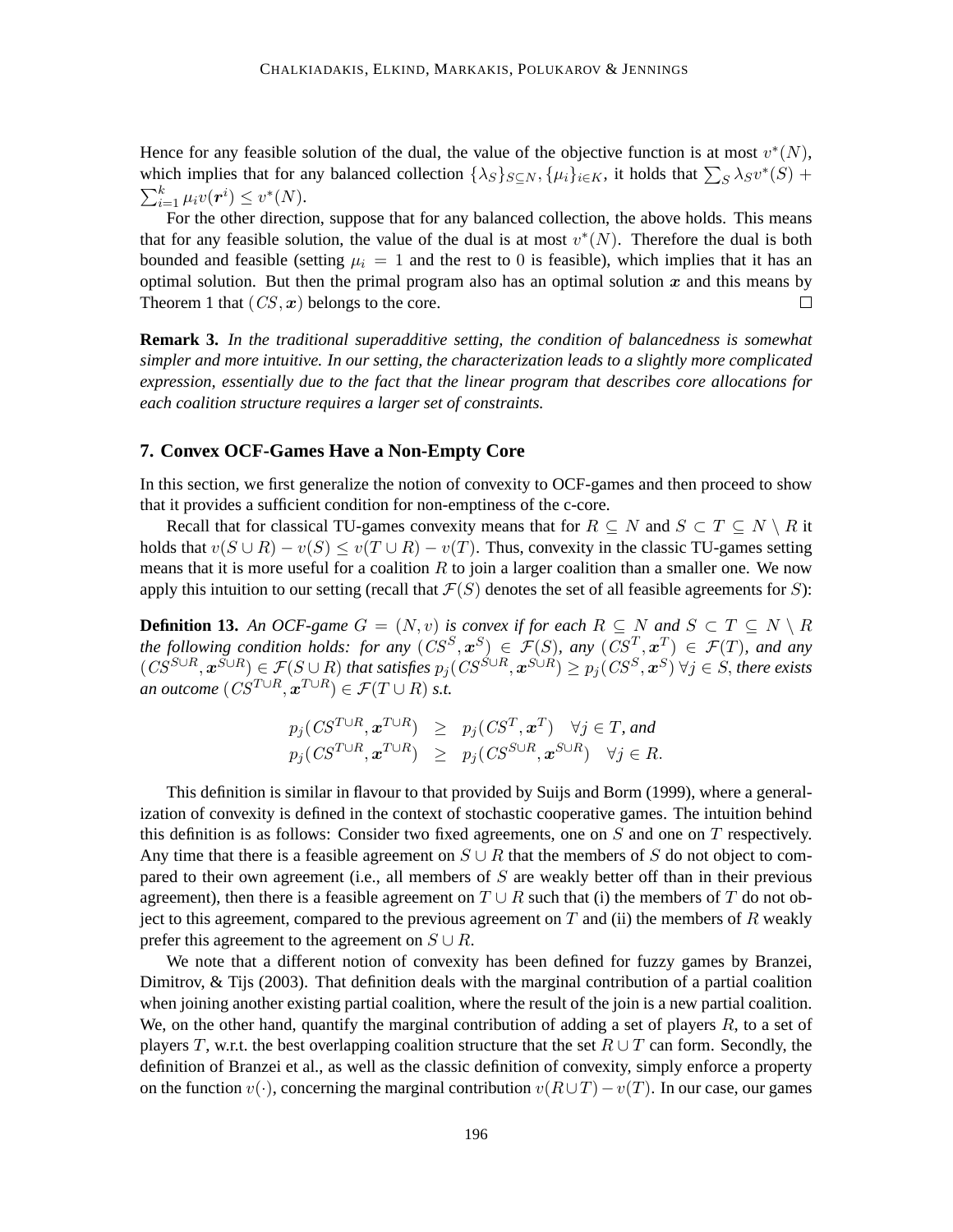Hence for any feasible solution of the dual, the value of the objective function is at most $v^*(N)$, which implies that for any balanced collection $\{\lambda_S\}_{S\subseteq N}, \{\mu_i\}_{i\in K}$, it holds that $\sum_S \lambda_S v^*(S) + \sum_{i=1}^k \mu_i v(\boldsymbol{r}^i) \leq v^*(N)$.

For the other direction, suppose that for any balanced collection, the above holds. This means that for any feasible solution, the value of the dual is at most $v^*(N)$. Therefore the dual is both bounded and feasible (setting $\mu_i = 1$ and the rest to 0 is feasible), which implies that it has an optimal solution. But then the primal program also has an optimal solution $\boldsymbol{x}$ and this means by Theorem 1 that $(CS, \boldsymbol{x})$ belongs to the core. □

**Remark 3.** *In the traditional superadditive setting, the condition of balancedness is somewhat simpler and more intuitive. In our setting, the characterization leads to a slightly more complicated expression, essentially due to the fact that the linear program that describes core allocations for each coalition structure requires a larger set of constraints.*

## 7. Convex OCF-Games Have a Non-Empty Core

In this section, we first generalize the notion of convexity to OCF-games and then proceed to show that it provides a sufficient condition for non-emptiness of the c-core.

Recall that for classical TU-games convexity means that for $R \subseteq N$ and $S \subset T \subseteq N \setminus R$ it holds that $v(S \cup R) - v(S) \leq v(T \cup R) - v(T)$. Thus, convexity in the classic TU-games setting means that it is more useful for a coalition $R$ to join a larger coalition than a smaller one. We now apply this intuition to our setting (recall that $\mathcal{F}(S)$ denotes the set of all feasible agreements for $S$):

**Definition 13.** *An OCF-game $G = (N, v)$ is convex if for each $R \subseteq N$ and $S \subset T \subseteq N \setminus R$ the following condition holds: for any $(CS^S, \boldsymbol{x}^S) \in \mathcal{F}(S)$, any $(CS^T, \boldsymbol{x}^T) \in \mathcal{F}(T)$, and any $(CS^{S\cup R}, \boldsymbol{x}^{S\cup R}) \in \mathcal{F}(S \cup R)$ that satisfies $p_j(CS^{S\cup R}, \boldsymbol{x}^{S\cup R}) \geq p_j(CS^S, \boldsymbol{x}^S)\ \forall j \in S$, there exists an outcome $(CS^{T\cup R}, \boldsymbol{x}^{T\cup R}) \in \mathcal{F}(T \cup R)$ s.t.*

$$
\begin{aligned}
p_j(CS^{T\cup R}, \boldsymbol{x}^{T\cup R}) &\geq p_j(CS^T, \boldsymbol{x}^T) \quad \forall j \in T, \text{ and} \\
p_j(CS^{T\cup R}, \boldsymbol{x}^{T\cup R}) &\geq p_j(CS^{S\cup R}, \boldsymbol{x}^{S\cup R}) \quad \forall j \in R.
\end{aligned}
$$

This definition is similar in flavour to that provided by Suijs and Borm (1999), where a generalization of convexity is defined in the context of stochastic cooperative games. The intuition behind this definition is as follows: Consider two fixed agreements, one on $S$ and one on $T$ respectively. Any time that there is a feasible agreement on $S \cup R$ that the members of $S$ do not object to compared to their own agreement (i.e., all members of $S$ are weakly better off than in their previous agreement), then there is a feasible agreement on $T \cup R$ such that (i) the members of $T$ do not object to this agreement, compared to the previous agreement on $T$ and (ii) the members of $R$ weakly prefer this agreement to the agreement on $S \cup R$.

We note that a different notion of convexity has been defined for fuzzy games by Branzei, Dimitrov, & Tijs (2003). That definition deals with the marginal contribution of a partial coalition when joining another existing partial coalition, where the result of the join is a new partial coalition. We, on the other hand, quantify the marginal contribution of adding a set of players $R$, to a set of players $T$, w.r.t. the best overlapping coalition structure that the set $R \cup T$ can form. Secondly, the definition of Branzei et al., as well as the classic definition of convexity, simply enforce a property on the function $v(\cdot)$, concerning the marginal contribution $v(R \cup T) - v(T)$. In our case, our games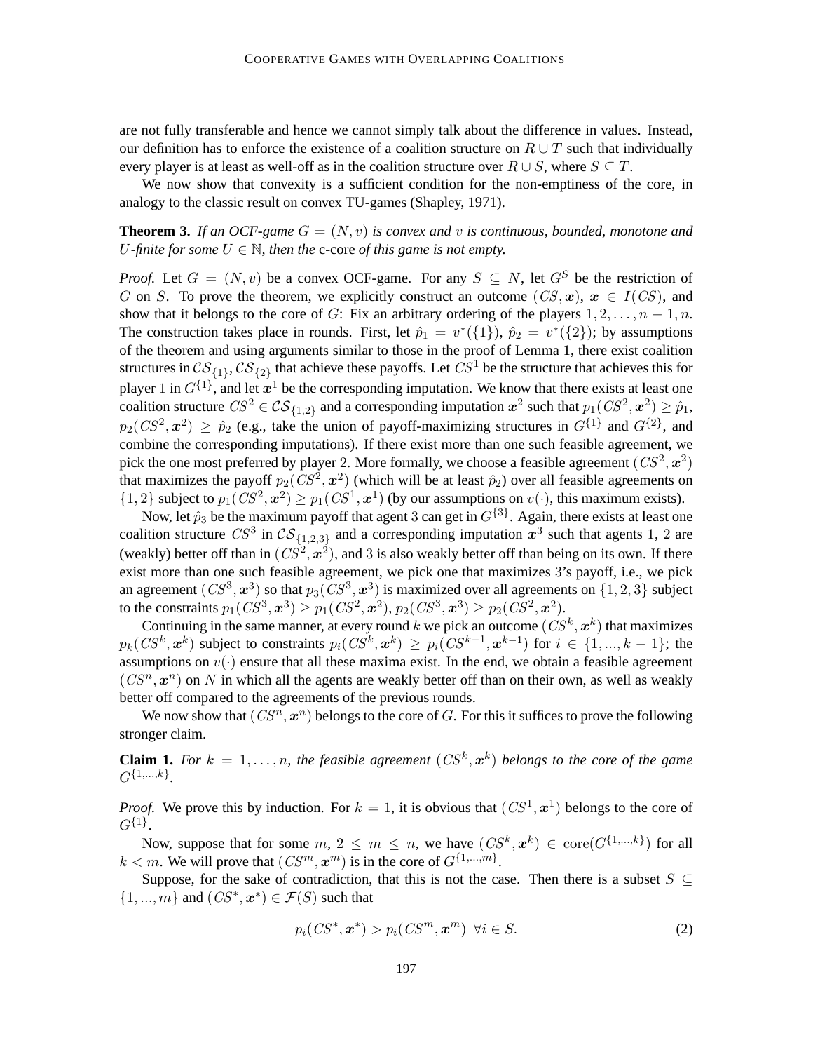are not fully transferable and hence we cannot simply talk about the difference in values. Instead, our definition has to enforce the existence of a coalition structure on $R \cup T$ such that individually every player is at least as well-off as in the coalition structure over $R \cup S$, where $S \subseteq T$.

We now show that convexity is a sufficient condition for the non-emptiness of the core, in analogy to the classic result on convex TU-games (Shapley, 1971).

**Theorem 3.** *If an OCF-game $G = (N, v)$ is convex and $v$ is continuous, bounded, monotone and $U$-finite for some $U \in \mathbb{N}$, then the* c-core *of this game is not empty.*

*Proof.* Let $G = (N, v)$ be a convex OCF-game. For any $S \subseteq N$, let $G^S$ be the restriction of $G$ on $S$. To prove the theorem, we explicitly construct an outcome $(CS, \boldsymbol{x})$, $\boldsymbol{x} \in I(CS)$, and show that it belongs to the core of $G$: Fix an arbitrary ordering of the players $1, 2, \ldots, n-1, n$. The construction takes place in rounds. First, let $\hat{p}_1 = v^*(\{1\})$, $\hat{p}_2 = v^*(\{2\})$; by assumptions of the theorem and using arguments similar to those in the proof of Lemma 1, there exist coalition structures in $\mathcal{CS}_{\{1\}}, \mathcal{CS}_{\{2\}}$ that achieve these payoffs. Let $CS^1$ be the structure that achieves this for player 1 in $G^{\{1\}}$, and let $\boldsymbol{x}^1$ be the corresponding imputation. We know that there exists at least one coalition structure $CS^2 \in \mathcal{CS}_{\{1,2\}}$ and a corresponding imputation $\boldsymbol{x}^2$ such that $p_1(CS^2, \boldsymbol{x}^2) \geq \hat{p}_1$, $p_2(CS^2, \boldsymbol{x}^2) \geq \hat{p}_2$ (e.g., take the union of payoff-maximizing structures in $G^{\{1\}}$ and $G^{\{2\}}$, and combine the corresponding imputations). If there exist more than one such feasible agreement, we pick the one most preferred by player 2. More formally, we choose a feasible agreement $(CS^2, \boldsymbol{x}^2)$ that maximizes the payoff $p_2(CS^2, \boldsymbol{x}^2)$ (which will be at least $\hat{p}_2$) over all feasible agreements on $\{1, 2\}$ subject to $p_1(CS^2, \boldsymbol{x}^2) \geq p_1(CS^1, \boldsymbol{x}^1)$ (by our assumptions on $v(\cdot)$, this maximum exists).

Now, let $\hat{p}_3$ be the maximum payoff that agent 3 can get in $G^{\{3\}}$. Again, there exists at least one coalition structure $CS^3$ in $\mathcal{CS}_{\{1,2,3\}}$ and a corresponding imputation $\boldsymbol{x}^3$ such that agents 1, 2 are (weakly) better off than in $(CS^2, \boldsymbol{x}^2)$, and 3 is also weakly better off than being on its own. If there exist more than one such feasible agreement, we pick one that maximizes 3's payoff, i.e., we pick an agreement $(CS^3, \boldsymbol{x}^3)$ so that $p_3(CS^3, \boldsymbol{x}^3)$ is maximized over all agreements on $\{1, 2, 3\}$ subject to the constraints $p_1(CS^3, \boldsymbol{x}^3) \geq p_1(CS^2, \boldsymbol{x}^2)$, $p_2(CS^3, \boldsymbol{x}^3) \geq p_2(CS^2, \boldsymbol{x}^2)$.

Continuing in the same manner, at every round $k$ we pick an outcome $(CS^k, \boldsymbol{x}^k)$ that maximizes $p_k(CS^k, \boldsymbol{x}^k)$ subject to constraints $p_i(CS^k, \boldsymbol{x}^k) \geq p_i(CS^{k-1}, \boldsymbol{x}^{k-1})$ for $i \in \{1, ..., k-1\}$; the assumptions on $v(\cdot)$ ensure that all these maxima exist. In the end, we obtain a feasible agreement $(CS^n, \boldsymbol{x}^n)$ on $N$ in which all the agents are weakly better off than on their own, as well as weakly better off compared to the agreements of the previous rounds.

We now show that $(CS^n, \boldsymbol{x}^n)$ belongs to the core of $G$. For this it suffices to prove the following stronger claim.

**Claim 1.** *For $k = 1, \ldots, n$, the feasible agreement $(CS^k, \boldsymbol{x}^k)$ belongs to the core of the game $G^{\{1,\ldots,k\}}$.*

*Proof.* We prove this by induction. For $k = 1$, it is obvious that $(CS^1, \boldsymbol{x}^1)$ belongs to the core of $G^{\{1\}}$.

Now, suppose that for some $m$, $2 \leq m \leq n$, we have $(CS^k, \boldsymbol{x}^k) \in \mathrm{core}(G^{\{1,\ldots,k\}})$ for all $k < m$. We will prove that $(CS^m, \boldsymbol{x}^m)$ is in the core of $G^{\{1,\ldots,m\}}$.

Suppose, for the sake of contradiction, that this is not the case. Then there is a subset $S \subseteq \{1, ..., m\}$ and $(CS^*, \boldsymbol{x}^*) \in \mathcal{F}(S)$ such that

$$p_i(CS^*, \boldsymbol{x}^*) > p_i(CS^m, \boldsymbol{x}^m) \;\; \forall i \in S. \tag{2}$$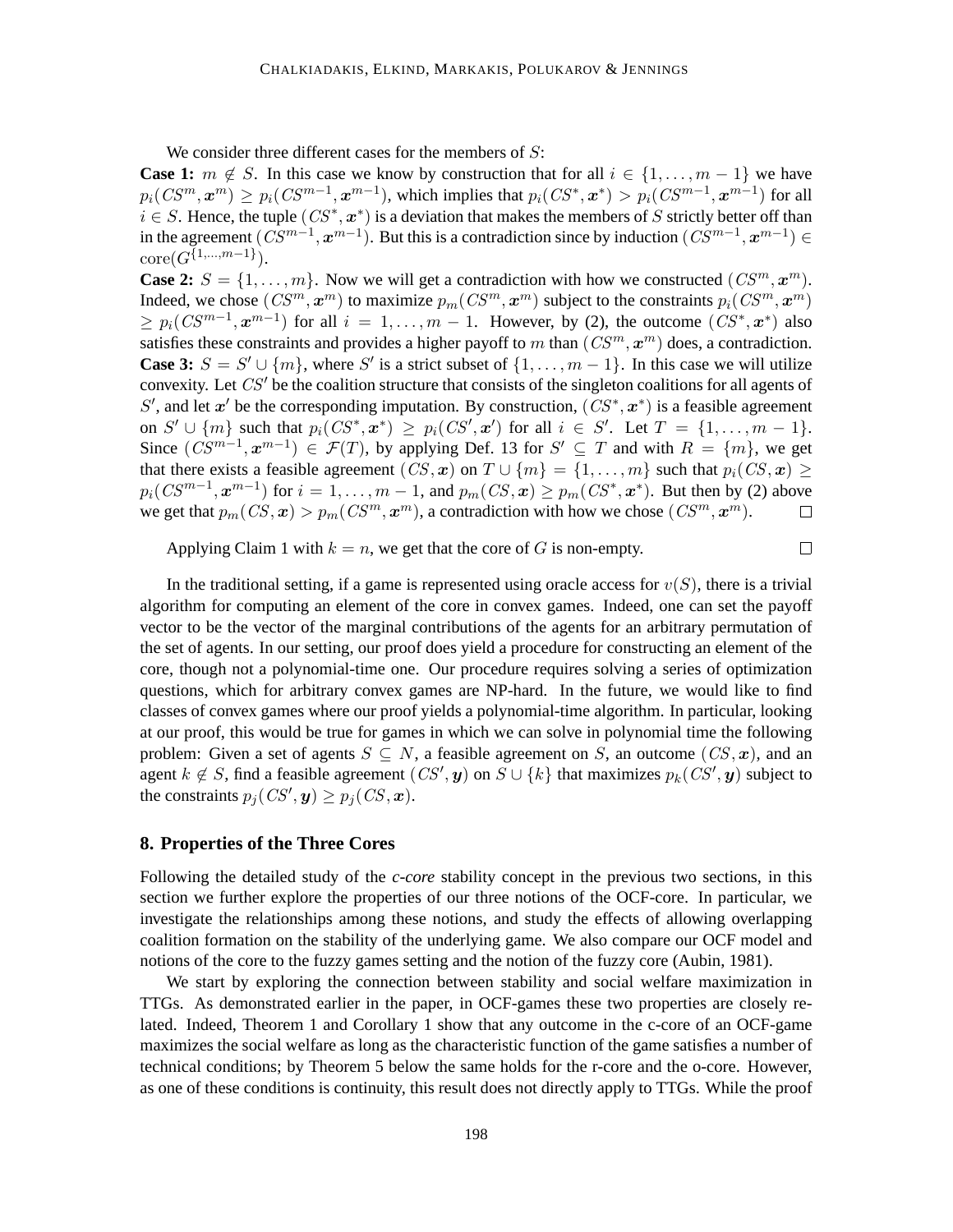We consider three different cases for the members of $S$:

**Case 1:** $m \notin S$. In this case we know by construction that for all $i \in \{1, \ldots, m-1\}$ we have $p_i(CS^m, \boldsymbol{x}^m) \geq p_i(CS^{m-1}, \boldsymbol{x}^{m-1})$, which implies that $p_i(CS^*, \boldsymbol{x}^*) > p_i(CS^{m-1}, \boldsymbol{x}^{m-1})$ for all $i \in S$. Hence, the tuple $(CS^*, \boldsymbol{x}^*)$ is a deviation that makes the members of $S$ strictly better off than in the agreement $(CS^{m-1}, \boldsymbol{x}^{m-1})$. But this is a contradiction since by induction $(CS^{m-1}, \boldsymbol{x}^{m-1}) \in \mathrm{core}(G^{\{1,\ldots,m-1\}})$.

**Case 2:** $S = \{1, \ldots, m\}$. Now we will get a contradiction with how we constructed $(CS^m, \boldsymbol{x}^m)$. Indeed, we chose $(CS^m, \boldsymbol{x}^m)$ to maximize $p_m(CS^m, \boldsymbol{x}^m)$ subject to the constraints $p_i(CS^m, \boldsymbol{x}^m) \geq p_i(CS^{m-1}, \boldsymbol{x}^{m-1})$ for all $i = 1, \ldots, m-1$. However, by (2), the outcome $(CS^*, \boldsymbol{x}^*)$ also satisfies these constraints and provides a higher payoff to $m$ than $(CS^m, \boldsymbol{x}^m)$ does, a contradiction.

**Case 3:** $S = S' \cup \{m\}$, where $S'$ is a strict subset of $\{1, \ldots, m-1\}$. In this case we will utilize convexity. Let $CS'$ be the coalition structure that consists of the singleton coalitions for all agents of $S'$, and let $\boldsymbol{x}'$ be the corresponding imputation. By construction, $(CS^*, \boldsymbol{x}^*)$ is a feasible agreement on $S' \cup \{m\}$ such that $p_i(CS^*, \boldsymbol{x}^*) \geq p_i(CS', \boldsymbol{x}')$ for all $i \in S'$. Let $T = \{1, \ldots, m-1\}$. Since $(CS^{m-1}, \boldsymbol{x}^{m-1}) \in \mathcal{F}(T)$, by applying Def. 13 for $S' \subseteq T$ and with $R = \{m\}$, we get that there exists a feasible agreement $(CS, \boldsymbol{x})$ on $T \cup \{m\} = \{1, \ldots, m\}$ such that $p_i(CS, \boldsymbol{x}) \geq p_i(CS^{m-1}, \boldsymbol{x}^{m-1})$ for $i = 1, \ldots, m-1$, and $p_m(CS, \boldsymbol{x}) \geq p_m(CS^*, \boldsymbol{x}^*)$. But then by (2) above we get that $p_m(CS, \boldsymbol{x}) > p_m(CS^m, \boldsymbol{x}^m)$, a contradiction with how we chose $(CS^m, \boldsymbol{x}^m)$. □

Applying Claim 1 with $k = n$, we get that the core of $G$ is non-empty. □

In the traditional setting, if a game is represented using oracle access for $v(S)$, there is a trivial algorithm for computing an element of the core in convex games. Indeed, one can set the payoff vector to be the vector of the marginal contributions of the agents for an arbitrary permutation of the set of agents. In our setting, our proof does yield a procedure for constructing an element of the core, though not a polynomial-time one. Our procedure requires solving a series of optimization questions, which for arbitrary convex games are NP-hard. In the future, we would like to find classes of convex games where our proof yields a polynomial-time algorithm. In particular, looking at our proof, this would be true for games in which we can solve in polynomial time the following problem: Given a set of agents $S \subseteq N$, a feasible agreement on $S$, an outcome $(CS, \boldsymbol{x})$, and an agent $k \notin S$, find a feasible agreement $(CS', \boldsymbol{y})$ on $S \cup \{k\}$ that maximizes $p_k(CS', \boldsymbol{y})$ subject to the constraints $p_j(CS', \boldsymbol{y}) \geq p_j(CS, \boldsymbol{x})$.

## 8. Properties of the Three Cores

Following the detailed study of the *c-core* stability concept in the previous two sections, in this section we further explore the properties of our three notions of the OCF-core. In particular, we investigate the relationships among these notions, and study the effects of allowing overlapping coalition formation on the stability of the underlying game. We also compare our OCF model and notions of the core to the fuzzy games setting and the notion of the fuzzy core (Aubin, 1981).

We start by exploring the connection between stability and social welfare maximization in TTGs. As demonstrated earlier in the paper, in OCF-games these two properties are closely related. Indeed, Theorem 1 and Corollary 1 show that any outcome in the c-core of an OCF-game maximizes the social welfare as long as the characteristic function of the game satisfies a number of technical conditions; by Theorem 5 below the same holds for the r-core and the o-core. However, as one of these conditions is continuity, this result does not directly apply to TTGs. While the proof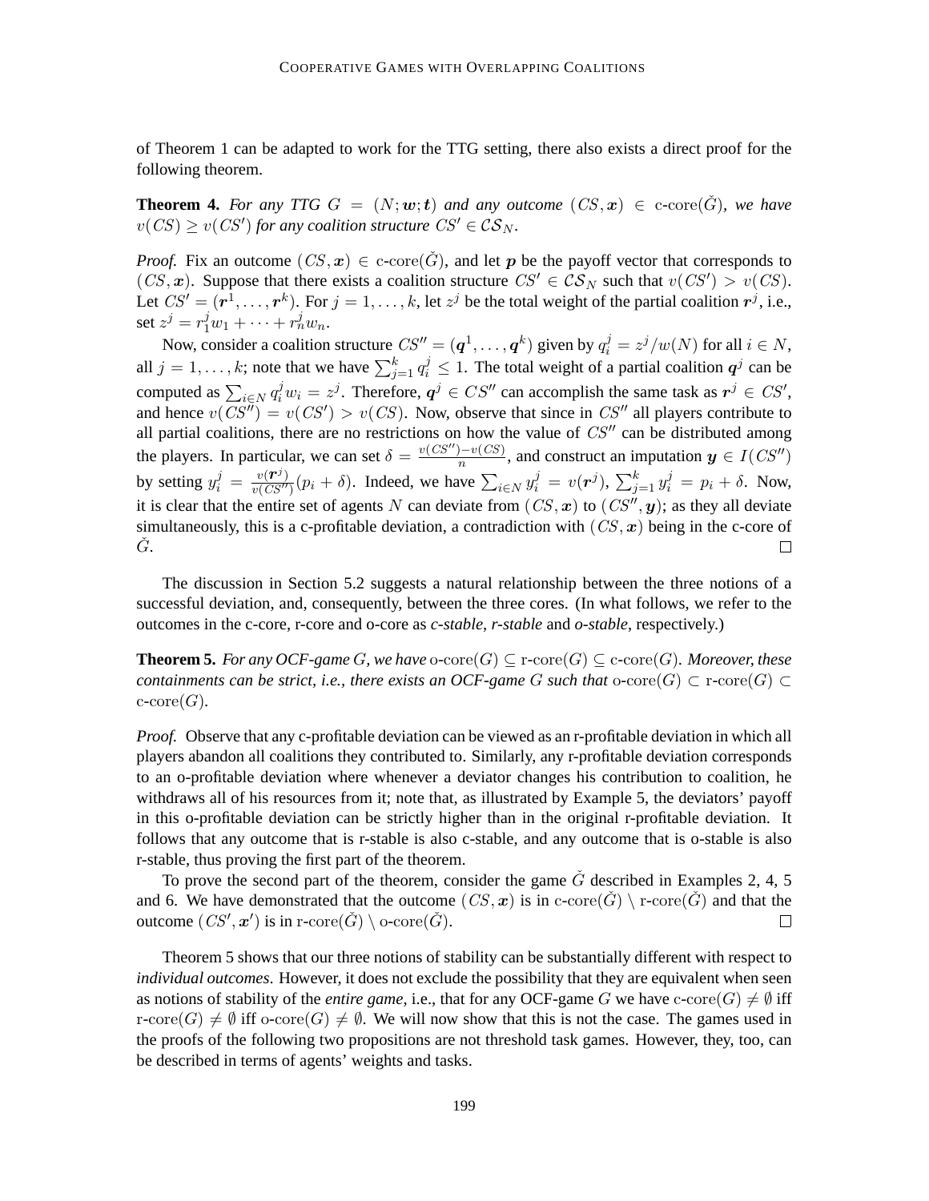of Theorem 1 can be adapted to work for the TTG setting, there also exists a direct proof for the following theorem.

**Theorem 4.** *For any TTG $G = (N; \boldsymbol{w}; \boldsymbol{t})$ and any outcome $(CS, \boldsymbol{x}) \in \text{c-core}(\check{G})$, we have $v(CS) \geq v(CS')$ for any coalition structure $CS' \in \mathcal{CS}_N$.*

*Proof.* Fix an outcome $(CS, \boldsymbol{x}) \in \text{c-core}(\check{G})$, and let $\boldsymbol{p}$ be the payoff vector that corresponds to $(CS, \boldsymbol{x})$. Suppose that there exists a coalition structure $CS' \in \mathcal{CS}_N$ such that $v(CS') > v(CS)$. Let $CS' = (\boldsymbol{r}^1, \ldots, \boldsymbol{r}^k)$. For $j = 1, \ldots, k$, let $z^j$ be the total weight of the partial coalition $\boldsymbol{r}^j$, i.e., set $z^j = r_1^j w_1 + \cdots + r_n^j w_n$.

Now, consider a coalition structure $CS'' = (\boldsymbol{q}^1, \ldots, \boldsymbol{q}^k)$ given by $q_i^j = z^j / w(N)$ for all $i \in N$, all $j = 1, \ldots, k$; note that we have $\sum_{j=1}^k q_i^j \leq 1$. The total weight of a partial coalition $\boldsymbol{q}^j$ can be computed as $\sum_{i \in N} q_i^j w_i = z^j$. Therefore, $\boldsymbol{q}^j \in CS''$ can accomplish the same task as $\boldsymbol{r}^j \in CS'$, and hence $v(CS'') = v(CS') > v(CS)$. Now, observe that since in $CS''$ all players contribute to all partial coalitions, there are no restrictions on how the value of $CS''$ can be distributed among the players. In particular, we can set $\delta = \frac{v(CS'') - v(CS)}{n}$, and construct an imputation $\boldsymbol{y} \in I(CS'')$ by setting $y_i^j = \frac{v(\boldsymbol{r}^j)}{v(CS'')}(p_i + \delta)$. Indeed, we have $\sum_{i \in N} y_i^j = v(\boldsymbol{r}^j)$, $\sum_{j=1}^k y_i^j = p_i + \delta$. Now, it is clear that the entire set of agents $N$ can deviate from $(CS, \boldsymbol{x})$ to $(CS'', \boldsymbol{y})$; as they all deviate simultaneously, this is a c-profitable deviation, a contradiction with $(CS, \boldsymbol{x})$ being in the c-core of $\check{G}$. $\square$

The discussion in Section 5.2 suggests a natural relationship between the three notions of a successful deviation, and, consequently, between the three cores. (In what follows, we refer to the outcomes in the c-core, r-core and o-core as *c-stable*, *r-stable* and *o-stable*, respectively.)

**Theorem 5.** *For any OCF-game $G$, we have $\text{o-core}(G) \subseteq \text{r-core}(G) \subseteq \text{c-core}(G)$. Moreover, these containments can be strict, i.e., there exists an OCF-game $G$ such that $\text{o-core}(G) \subset \text{r-core}(G) \subset \text{c-core}(G)$.*

*Proof.* Observe that any c-profitable deviation can be viewed as an r-profitable deviation in which all players abandon all coalitions they contributed to. Similarly, any r-profitable deviation corresponds to an o-profitable deviation where whenever a deviator changes his contribution to coalition, he withdraws all of his resources from it; note that, as illustrated by Example 5, the deviators' payoff in this o-profitable deviation can be strictly higher than in the original r-profitable deviation. It follows that any outcome that is r-stable is also c-stable, and any outcome that is o-stable is also r-stable, thus proving the first part of the theorem.

To prove the second part of the theorem, consider the game $\check{G}$ described in Examples 2, 4, 5 and 6. We have demonstrated that the outcome $(CS, \boldsymbol{x})$ is in $\text{c-core}(\check{G}) \setminus \text{r-core}(\check{G})$ and that the outcome $(CS', \boldsymbol{x}')$ is in $\text{r-core}(\check{G}) \setminus \text{o-core}(\check{G})$. $\square$

Theorem 5 shows that our three notions of stability can be substantially different with respect to *individual outcomes*. However, it does not exclude the possibility that they are equivalent when seen as notions of stability of the *entire game*, i.e., that for any OCF-game $G$ we have $\text{c-core}(G) \neq \emptyset$ iff $\text{r-core}(G) \neq \emptyset$ iff $\text{o-core}(G) \neq \emptyset$. We will now show that this is not the case. The games used in the proofs of the following two propositions are not threshold task games. However, they, too, can be described in terms of agents' weights and tasks.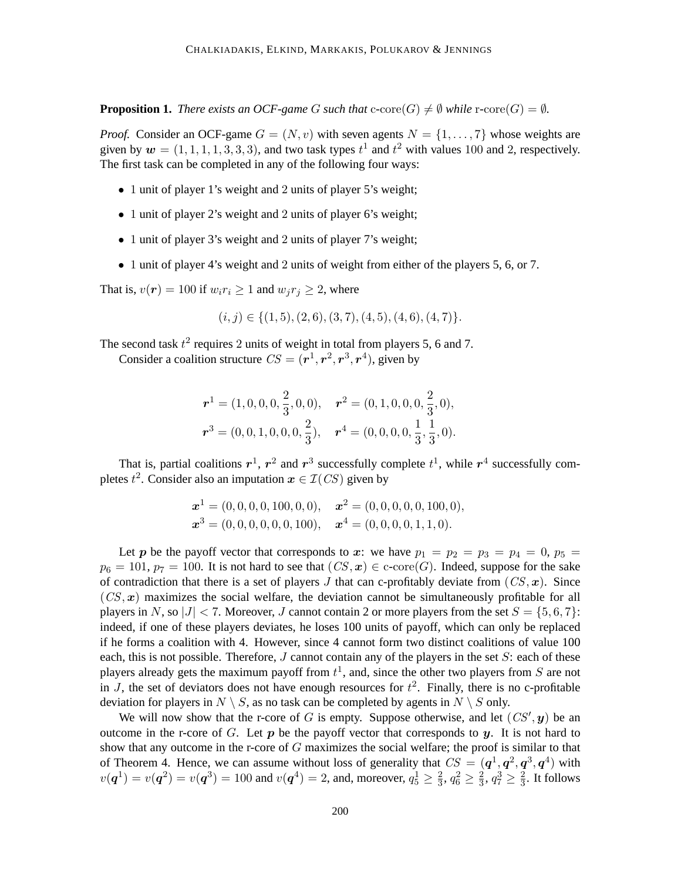**Proposition 1.** *There exists an OCF-game $G$ such that* $\text{c-core}(G) \neq \emptyset$ *while* $\text{r-core}(G) = \emptyset$.

*Proof.* Consider an OCF-game $G = (N, v)$ with seven agents $N = \{1, \ldots, 7\}$ whose weights are given by $\boldsymbol{w} = (1, 1, 1, 1, 3, 3, 3)$, and two task types $t^1$ and $t^2$ with values 100 and 2, respectively. The first task can be completed in any of the following four ways:

- 1 unit of player 1's weight and 2 units of player 5's weight;
- 1 unit of player 2's weight and 2 units of player 6's weight;
- 1 unit of player 3's weight and 2 units of player 7's weight;
- 1 unit of player 4's weight and 2 units of weight from either of the players 5, 6, or 7.

That is, $v(\boldsymbol{r}) = 100$ if $w_i r_i \geq 1$ and $w_j r_j \geq 2$, where

$$(i, j) \in \{(1, 5), (2, 6), (3, 7), (4, 5), (4, 6), (4, 7)\}.$$

The second task $t^2$ requires 2 units of weight in total from players 5, 6 and 7.

Consider a coalition structure $CS = (\boldsymbol{r}^1, \boldsymbol{r}^2, \boldsymbol{r}^3, \boldsymbol{r}^4)$, given by

$$\boldsymbol{r}^1 = (1, 0, 0, 0, \frac{2}{3}, 0, 0), \quad \boldsymbol{r}^2 = (0, 1, 0, 0, 0, \frac{2}{3}, 0),$$
$$\boldsymbol{r}^3 = (0, 0, 1, 0, 0, 0, \frac{2}{3}), \quad \boldsymbol{r}^4 = (0, 0, 0, 0, \frac{1}{3}, \frac{1}{3}, 0).$$

That is, partial coalitions $\boldsymbol{r}^1$, $\boldsymbol{r}^2$ and $\boldsymbol{r}^3$ successfully complete $t^1$, while $\boldsymbol{r}^4$ successfully completes $t^2$. Consider also an imputation $\boldsymbol{x} \in \mathcal{I}(CS)$ given by

$$\boldsymbol{x}^1 = (0, 0, 0, 0, 100, 0, 0), \quad \boldsymbol{x}^2 = (0, 0, 0, 0, 0, 100, 0),$$
$$\boldsymbol{x}^3 = (0, 0, 0, 0, 0, 0, 100), \quad \boldsymbol{x}^4 = (0, 0, 0, 0, 1, 1, 0).$$

Let $\boldsymbol{p}$ be the payoff vector that corresponds to $\boldsymbol{x}$: we have $p_1 = p_2 = p_3 = p_4 = 0$, $p_5 = p_6 = 101$, $p_7 = 100$. It is not hard to see that $(CS, \boldsymbol{x}) \in \text{c-core}(G)$. Indeed, suppose for the sake of contradiction that there is a set of players $J$ that can c-profitably deviate from $(CS, \boldsymbol{x})$. Since $(CS, \boldsymbol{x})$ maximizes the social welfare, the deviation cannot be simultaneously profitable for all players in $N$, so $|J| < 7$. Moreover, $J$ cannot contain 2 or more players from the set $S = \{5, 6, 7\}$: indeed, if one of these players deviates, he loses 100 units of payoff, which can only be replaced if he forms a coalition with 4. However, since 4 cannot form two distinct coalitions of value 100 each, this is not possible. Therefore, $J$ cannot contain any of the players in the set $S$: each of these players already gets the maximum payoff from $t^1$, and, since the other two players from $S$ are not in $J$, the set of deviators does not have enough resources for $t^2$. Finally, there is no c-profitable deviation for players in $N \setminus S$, as no task can be completed by agents in $N \setminus S$ only.

We will now show that the r-core of $G$ is empty. Suppose otherwise, and let $(CS', \boldsymbol{y})$ be an outcome in the r-core of $G$. Let $\boldsymbol{p}$ be the payoff vector that corresponds to $\boldsymbol{y}$. It is not hard to show that any outcome in the r-core of $G$ maximizes the social welfare; the proof is similar to that of Theorem 4. Hence, we can assume without loss of generality that $CS = (\boldsymbol{q}^1, \boldsymbol{q}^2, \boldsymbol{q}^3, \boldsymbol{q}^4)$ with $v(\boldsymbol{q}^1) = v(\boldsymbol{q}^2) = v(\boldsymbol{q}^3) = 100$ and $v(\boldsymbol{q}^4) = 2$, and, moreover, $q_5^1 \geq \frac{2}{3}$, $q_6^2 \geq \frac{2}{3}$, $q_7^3 \geq \frac{2}{3}$. It follows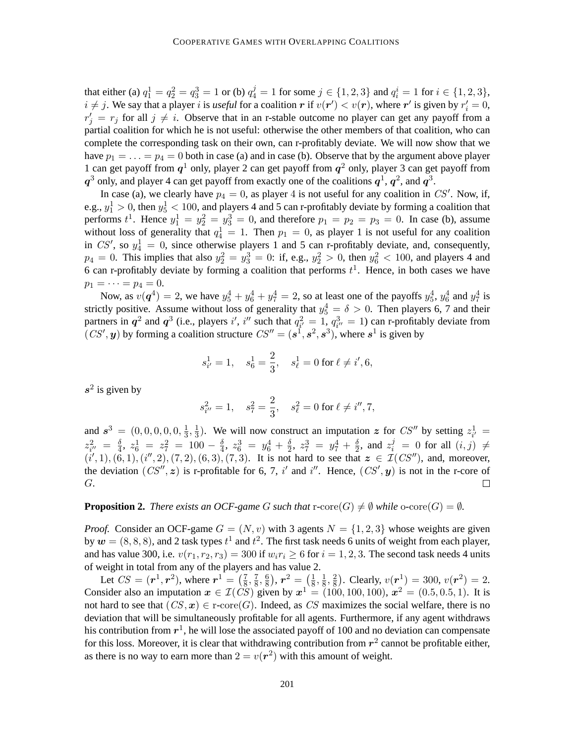that either (a) $q_1^1 = q_2^2 = q_3^3 = 1$ or (b) $q_4^j = 1$ for some $j \in \{1, 2, 3\}$ and $q_i^i = 1$ for $i \in \{1, 2, 3\}$, $i \neq j$. We say that a player $i$ is *useful* for a coalition $\boldsymbol{r}$ if $v(\boldsymbol{r}') < v(\boldsymbol{r})$, where $\boldsymbol{r}'$ is given by $r'_i = 0$, $r'_j = r_j$ for all $j \neq i$. Observe that in an r-stable outcome no player can get any payoff from a partial coalition for which he is not useful: otherwise the other members of that coalition, who can complete the corresponding task on their own, can r-profitably deviate. We will now show that we have $p_1 = \ldots = p_4 = 0$ both in case (a) and in case (b). Observe that by the argument above player 1 can get payoff from $\boldsymbol{q}^1$ only, player 2 can get payoff from $\boldsymbol{q}^2$ only, player 3 can get payoff from $\boldsymbol{q}^3$ only, and player 4 can get payoff from exactly one of the coalitions $\boldsymbol{q}^1$, $\boldsymbol{q}^2$, and $\boldsymbol{q}^3$.

In case (a), we clearly have $p_4 = 0$, as player 4 is not useful for any coalition in $CS'$. Now, if, e.g., $y_1^1 > 0$, then $y_5^1 < 100$, and players 4 and 5 can r-profitably deviate by forming a coalition that performs $t^1$. Hence $y_1^1 = y_2^2 = y_3^3 = 0$, and therefore $p_1 = p_2 = p_3 = 0$. In case (b), assume without loss of generality that $q_4^1 = 1$. Then $p_1 = 0$, as player 1 is not useful for any coalition in $CS'$, so $y_4^1 = 0$, since otherwise players 1 and 5 can r-profitably deviate, and, consequently, $p_4 = 0$. This implies that also $y_2^2 = y_3^3 = 0$: if, e.g., $y_2^2 > 0$, then $y_6^2 < 100$, and players 4 and 6 can r-profitably deviate by forming a coalition that performs $t^1$. Hence, in both cases we have $p_1 = \cdots = p_4 = 0$.

Now, as $v(\boldsymbol{q}^4) = 2$, we have $y_5^4 + y_6^4 + y_7^4 = 2$, so at least one of the payoffs $y_5^4$, $y_6^4$ and $y_7^4$ is strictly positive. Assume without loss of generality that $y_5^4 = \delta > 0$. Then players 6, 7 and their partners in $\boldsymbol{q}^2$ and $\boldsymbol{q}^3$ (i.e., players $i'$, $i''$ such that $q_{i'}^2 = 1$, $q_{i''}^3 = 1$) can r-profitably deviate from $(CS', \boldsymbol{y})$ by forming a coalition structure $CS'' = (\boldsymbol{s}^1, \boldsymbol{s}^2, \boldsymbol{s}^3)$, where $\boldsymbol{s}^1$ is given by

$$s_{i'}^1 = 1, \quad s_6^1 = \frac{2}{3}, \quad s_\ell^1 = 0 \text{ for } \ell \neq i', 6,$$

$\boldsymbol{s}^2$ is given by

$$s_{i''}^2 = 1, \quad s_7^2 = \frac{2}{3}, \quad s_\ell^2 = 0 \text{ for } \ell \neq i'', 7,$$

and $\boldsymbol{s}^3 = (0, 0, 0, 0, 0, \frac{1}{3}, \frac{1}{3})$. We will now construct an imputation $\boldsymbol{z}$ for $CS''$ by setting $z_{i'}^1 = z_{i''}^2 = \frac{\delta}{4}$, $z_6^1 = z_7^2 = 100 - \frac{\delta}{4}$, $z_6^3 = y_6^4 + \frac{\delta}{2}$, $z_7^3 = y_7^4 + \frac{\delta}{2}$, and $z_i^j = 0$ for all $(i, j) \neq (i', 1), (6, 1), (i'', 2), (7, 2), (6, 3), (7, 3)$. It is not hard to see that $\boldsymbol{z} \in \mathcal{I}(CS'')$, and, moreover, the deviation $(CS'', \boldsymbol{z})$ is r-profitable for 6, 7, $i'$ and $i''$. Hence, $(CS', \boldsymbol{y})$ is not in the r-core of $G$. $\square$

**Proposition 2.** *There exists an OCF-game $G$ such that* $\text{r-core}(G) \neq \emptyset$ *while* $\text{o-core}(G) = \emptyset$.

*Proof.* Consider an OCF-game $G = (N, v)$ with 3 agents $N = \{1, 2, 3\}$ whose weights are given by $\boldsymbol{w} = (8, 8, 8)$, and 2 task types $t^1$ and $t^2$. The first task needs 6 units of weight from each player, and has value 300, i.e. $v(r_1, r_2, r_3) = 300$ if $w_i r_i \geq 6$ for $i = 1, 2, 3$. The second task needs 4 units of weight in total from any of the players and has value 2.

Let $CS = (\boldsymbol{r}^1, \boldsymbol{r}^2)$, where $\boldsymbol{r}^1 = \left(\frac{7}{8}, \frac{7}{8}, \frac{6}{8}\right)$, $\boldsymbol{r}^2 = \left(\frac{1}{8}, \frac{1}{8}, \frac{2}{8}\right)$. Clearly, $v(\boldsymbol{r}^1) = 300$, $v(\boldsymbol{r}^2) = 2$. Consider also an imputation $\boldsymbol{x} \in \mathcal{I}(CS)$ given by $\boldsymbol{x}^1 = (100, 100, 100)$, $\boldsymbol{x}^2 = (0.5, 0.5, 1)$. It is not hard to see that $(CS, \boldsymbol{x}) \in \text{r-core}(G)$. Indeed, as $CS$ maximizes the social welfare, there is no deviation that will be simultaneously profitable for all agents. Furthermore, if any agent withdraws his contribution from $\boldsymbol{r}^1$, he will lose the associated payoff of 100 and no deviation can compensate for this loss. Moreover, it is clear that withdrawing contribution from $\boldsymbol{r}^2$ cannot be profitable either, as there is no way to earn more than $2 = v(\boldsymbol{r}^2)$ with this amount of weight.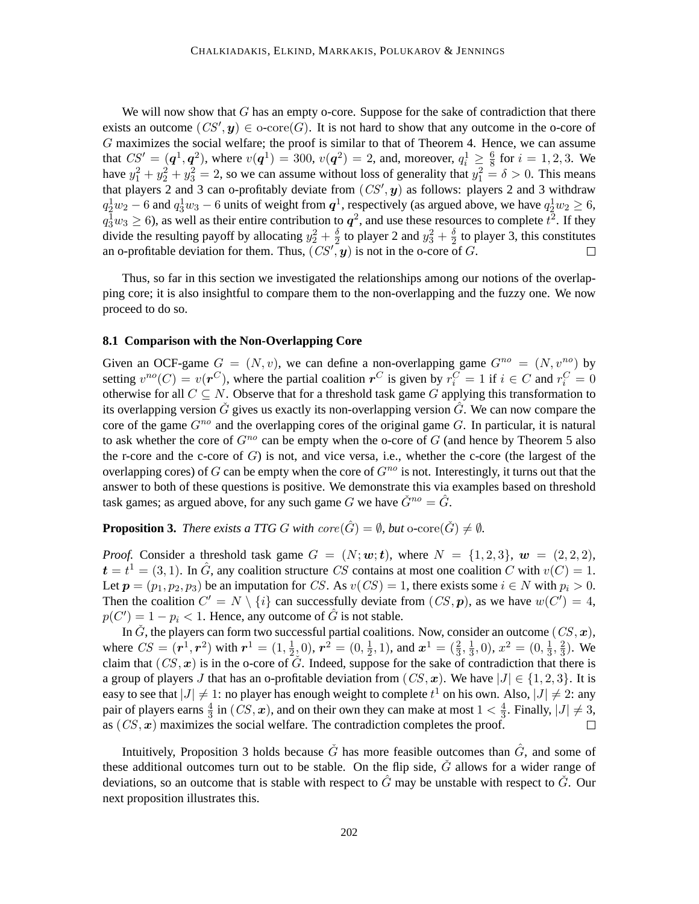We will now show that $G$ has an empty o-core. Suppose for the sake of contradiction that there exists an outcome $(CS', \boldsymbol{y}) \in \text{o-core}(G)$. It is not hard to show that any outcome in the o-core of $G$ maximizes the social welfare; the proof is similar to that of Theorem 4. Hence, we can assume that $CS' = (\boldsymbol{q}^1, \boldsymbol{q}^2)$, where $v(\boldsymbol{q}^1) = 300$, $v(\boldsymbol{q}^2) = 2$, and, moreover, $q_i^1 \geq \frac{6}{8}$ for $i = 1, 2, 3$. We have $y_1^2 + y_2^2 + y_3^2 = 2$, so we can assume without loss of generality that $y_1^2 = \delta > 0$. This means that players 2 and 3 can o-profitably deviate from $(CS', \boldsymbol{y})$ as follows: players 2 and 3 withdraw $q_2^1 w_2 - 6$ and $q_3^1 w_3 - 6$ units of weight from $\boldsymbol{q}^1$, respectively (as argued above, we have $q_2^1 w_2 \geq 6$, $q_3^1 w_3 \geq 6$), as well as their entire contribution to $\boldsymbol{q}^2$, and use these resources to complete $t^2$. If they divide the resulting payoff by allocating $y_2^2 + \frac{\delta}{2}$ to player 2 and $y_3^2 + \frac{\delta}{2}$ to player 3, this constitutes an o-profitable deviation for them. Thus, $(CS', \boldsymbol{y})$ is not in the o-core of $G$. □

Thus, so far in this section we investigated the relationships among our notions of the overlapping core; it is also insightful to compare them to the non-overlapping and the fuzzy one. We now proceed to do so.

### 8.1 Comparison with the Non-Overlapping Core

Given an OCF-game $G = (N, v)$, we can define a non-overlapping game $G^{no} = (N, v^{no})$ by setting $v^{no}(C) = v(\boldsymbol{r}^C)$, where the partial coalition $\boldsymbol{r}^C$ is given by $r_i^C = 1$ if $i \in C$ and $r_i^C = 0$ otherwise for all $C \subseteq N$. Observe that for a threshold task game $G$ applying this transformation to its overlapping version $\check{G}$ gives us exactly its non-overlapping version $\hat{G}$. We can now compare the core of the game $G^{no}$ and the overlapping cores of the original game $G$. In particular, it is natural to ask whether the core of $G^{no}$ can be empty when the o-core of $G$ (and hence by Theorem 5 also the r-core and the c-core of $G$) is not, and vice versa, i.e., whether the c-core (the largest of the overlapping cores) of $G$ can be empty when the core of $G^{no}$ is not. Interestingly, it turns out that the answer to both of these questions is positive. We demonstrate this via examples based on threshold task games; as argued above, for any such game $G$ we have $\check{G}^{no} = \hat{G}$.

**Proposition 3.** *There exists a TTG $G$ with $core(\hat{G}) = \emptyset$, but $\text{o-core}(\check{G}) \neq \emptyset$.*

*Proof.* Consider a threshold task game $G = (N; \boldsymbol{w}; \boldsymbol{t})$, where $N = \{1, 2, 3\}$, $\boldsymbol{w} = (2, 2, 2)$, $\boldsymbol{t} = t^1 = (3, 1)$. In $\hat{G}$, any coalition structure $CS$ contains at most one coalition $C$ with $v(C) = 1$. Let $\boldsymbol{p} = (p_1, p_2, p_3)$ be an imputation for $CS$. As $v(CS) = 1$, there exists some $i \in N$ with $p_i > 0$. Then the coalition $C' = N \setminus \{i\}$ can successfully deviate from $(CS, \boldsymbol{p})$, as we have $w(C') = 4$, $p(C') = 1 - p_i < 1$. Hence, any outcome of $\hat{G}$ is not stable.

In $\check{G}$, the players can form two successful partial coalitions. Now, consider an outcome $(CS, \boldsymbol{x})$, where $CS = (\boldsymbol{r}^1, \boldsymbol{r}^2)$ with $\boldsymbol{r}^1 = (1, \frac{1}{2}, 0)$, $\boldsymbol{r}^2 = (0, \frac{1}{2}, 1)$, and $\boldsymbol{x}^1 = (\frac{2}{3}, \frac{1}{3}, 0)$, $x^2 = (0, \frac{1}{3}, \frac{2}{3})$. We claim that $(CS, \boldsymbol{x})$ is in the o-core of $\check{G}$. Indeed, suppose for the sake of contradiction that there is a group of players $J$ that has an o-profitable deviation from $(CS, \boldsymbol{x})$. We have $|J| \in \{1, 2, 3\}$. It is easy to see that $|J| \neq 1$: no player has enough weight to complete $t^1$ on his own. Also, $|J| \neq 2$: any pair of players earns $\frac{4}{3}$ in $(CS, \boldsymbol{x})$, and on their own they can make at most $1 < \frac{4}{3}$. Finally, $|J| \neq 3$, as $(CS, \boldsymbol{x})$ maximizes the social welfare. The contradiction completes the proof. □

Intuitively, Proposition 3 holds because $\check{G}$ has more feasible outcomes than $\hat{G}$, and some of these additional outcomes turn out to be stable. On the flip side, $\check{G}$ allows for a wider range of deviations, so an outcome that is stable with respect to $\hat{G}$ may be unstable with respect to $\check{G}$. Our next proposition illustrates this.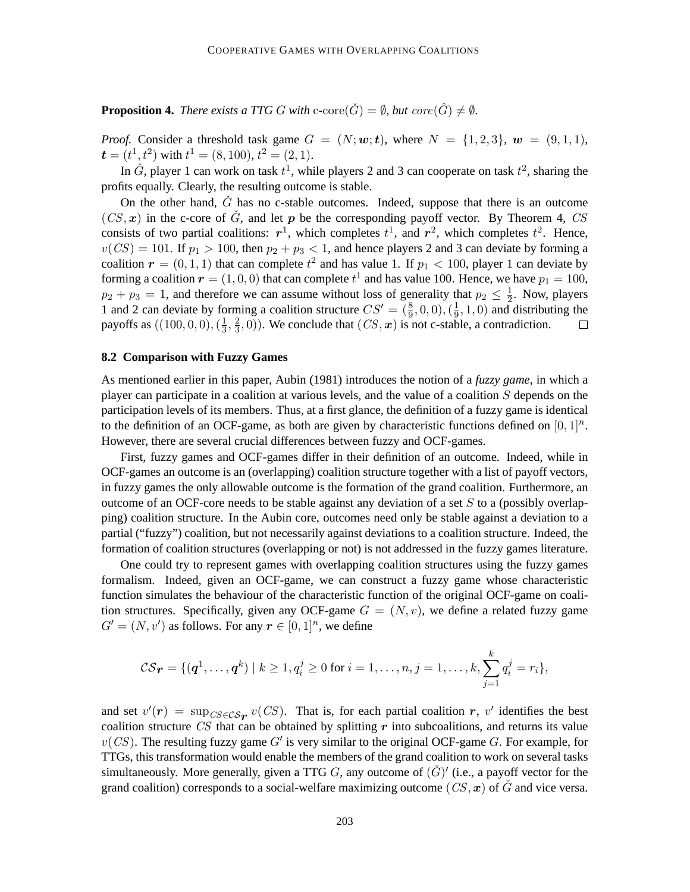**Proposition 4.** *There exists a TTG $G$ with* $\text{c-core}(\check{G}) = \emptyset$*, but* $core(\hat{G}) \neq \emptyset$*.*

*Proof.* Consider a threshold task game $G = (N; \boldsymbol{w}; \boldsymbol{t})$, where $N = \{1, 2, 3\}$, $\boldsymbol{w} = (9, 1, 1)$, $\boldsymbol{t} = (t^1, t^2)$ with $t^1 = (8, 100)$, $t^2 = (2, 1)$.

In $\hat{G}$, player 1 can work on task $t^1$, while players 2 and 3 can cooperate on task $t^2$, sharing the profits equally. Clearly, the resulting outcome is stable.

On the other hand, $\check{G}$ has no c-stable outcomes. Indeed, suppose that there is an outcome $(CS, \boldsymbol{x})$ in the c-core of $\check{G}$, and let $\boldsymbol{p}$ be the corresponding payoff vector. By Theorem 4, $CS$ consists of two partial coalitions: $\boldsymbol{r}^1$, which completes $t^1$, and $\boldsymbol{r}^2$, which completes $t^2$. Hence, $v(CS) = 101$. If $p_1 > 100$, then $p_2 + p_3 < 1$, and hence players 2 and 3 can deviate by forming a coalition $\boldsymbol{r} = (0, 1, 1)$ that can complete $t^2$ and has value 1. If $p_1 < 100$, player 1 can deviate by forming a coalition $\boldsymbol{r} = (1, 0, 0)$ that can complete $t^1$ and has value 100. Hence, we have $p_1 = 100$, $p_2 + p_3 = 1$, and therefore we can assume without loss of generality that $p_2 \leq \frac{1}{2}$. Now, players 1 and 2 can deviate by forming a coalition structure $CS' = (\frac{8}{9}, 0, 0), (\frac{1}{9}, 1, 0)$ and distributing the payoffs as $((100, 0, 0), (\frac{1}{3}, \frac{2}{3}, 0))$. We conclude that $(CS, \boldsymbol{x})$ is not c-stable, a contradiction. $\square$

### 8.2 Comparison with Fuzzy Games

As mentioned earlier in this paper, Aubin (1981) introduces the notion of a *fuzzy game*, in which a player can participate in a coalition at various levels, and the value of a coalition $S$ depends on the participation levels of its members. Thus, at a first glance, the definition of a fuzzy game is identical to the definition of an OCF-game, as both are given by characteristic functions defined on $[0, 1]^n$. However, there are several crucial differences between fuzzy and OCF-games.

First, fuzzy games and OCF-games differ in their definition of an outcome. Indeed, while in OCF-games an outcome is an (overlapping) coalition structure together with a list of payoff vectors, in fuzzy games the only allowable outcome is the formation of the grand coalition. Furthermore, an outcome of an OCF-core needs to be stable against any deviation of a set $S$ to a (possibly overlapping) coalition structure. In the Aubin core, outcomes need only be stable against a deviation to a partial ("fuzzy") coalition, but not necessarily against deviations to a coalition structure. Indeed, the formation of coalition structures (overlapping or not) is not addressed in the fuzzy games literature.

One could try to represent games with overlapping coalition structures using the fuzzy games formalism. Indeed, given an OCF-game, we can construct a fuzzy game whose characteristic function simulates the behaviour of the characteristic function of the original OCF-game on coalition structures. Specifically, given any OCF-game $G = (N, v)$, we define a related fuzzy game $G' = (N, v')$ as follows. For any $\boldsymbol{r} \in [0, 1]^n$, we define

$$\mathcal{CS}_{\boldsymbol{r}} = \{(\boldsymbol{q}^1, \ldots, \boldsymbol{q}^k) \mid k \geq 1, q_i^j \geq 0 \text{ for } i = 1, \ldots, n, j = 1, \ldots, k, \sum_{j=1}^{k} q_i^j = r_i\},$$

and set $v'(\boldsymbol{r}) = \sup_{CS \in \mathcal{CS}_{\boldsymbol{r}}} v(CS)$. That is, for each partial coalition $\boldsymbol{r}$, $v'$ identifies the best coalition structure $CS$ that can be obtained by splitting $\boldsymbol{r}$ into subcoalitions, and returns its value $v(CS)$. The resulting fuzzy game $G'$ is very similar to the original OCF-game $G$. For example, for TTGs, this transformation would enable the members of the grand coalition to work on several tasks simultaneously. More generally, given a TTG $G$, any outcome of $(\check{G})'$ (i.e., a payoff vector for the grand coalition) corresponds to a social-welfare maximizing outcome $(CS, \boldsymbol{x})$ of $\check{G}$ and vice versa.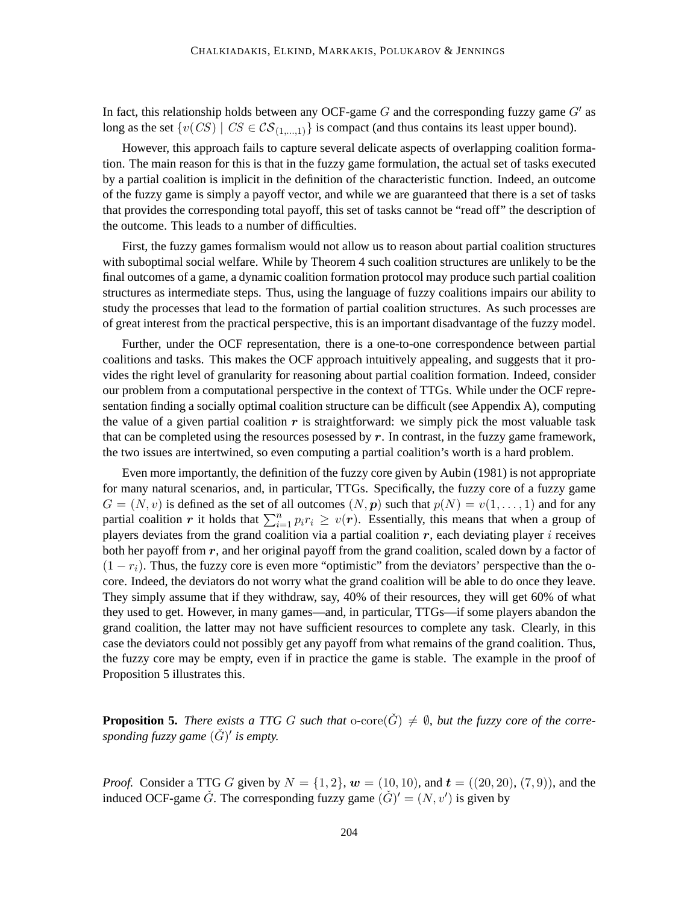In fact, this relationship holds between any OCF-game $G$ and the corresponding fuzzy game $G'$ as long as the set $\{v(CS) \mid CS \in \mathcal{CS}_{(1,\dots,1)}\}$ is compact (and thus contains its least upper bound).

However, this approach fails to capture several delicate aspects of overlapping coalition formation. The main reason for this is that in the fuzzy game formulation, the actual set of tasks executed by a partial coalition is implicit in the definition of the characteristic function. Indeed, an outcome of the fuzzy game is simply a payoff vector, and while we are guaranteed that there is a set of tasks that provides the corresponding total payoff, this set of tasks cannot be "read off" the description of the outcome. This leads to a number of difficulties.

First, the fuzzy games formalism would not allow us to reason about partial coalition structures with suboptimal social welfare. While by Theorem 4 such coalition structures are unlikely to be the final outcomes of a game, a dynamic coalition formation protocol may produce such partial coalition structures as intermediate steps. Thus, using the language of fuzzy coalitions impairs our ability to study the processes that lead to the formation of partial coalition structures. As such processes are of great interest from the practical perspective, this is an important disadvantage of the fuzzy model.

Further, under the OCF representation, there is a one-to-one correspondence between partial coalitions and tasks. This makes the OCF approach intuitively appealing, and suggests that it provides the right level of granularity for reasoning about partial coalition formation. Indeed, consider our problem from a computational perspective in the context of TTGs. While under the OCF representation finding a socially optimal coalition structure can be difficult (see Appendix A), computing the value of a given partial coalition $\boldsymbol{r}$ is straightforward: we simply pick the most valuable task that can be completed using the resources posessed by $\boldsymbol{r}$. In contrast, in the fuzzy game framework, the two issues are intertwined, so even computing a partial coalition's worth is a hard problem.

Even more importantly, the definition of the fuzzy core given by Aubin (1981) is not appropriate for many natural scenarios, and, in particular, TTGs. Specifically, the fuzzy core of a fuzzy game $G = (N, v)$ is defined as the set of all outcomes $(N, \boldsymbol{p})$ such that $p(N) = v(1, \dots, 1)$ and for any partial coalition $\boldsymbol{r}$ it holds that $\sum_{i=1}^{n} p_i r_i \geq v(\boldsymbol{r})$. Essentially, this means that when a group of players deviates from the grand coalition via a partial coalition $\boldsymbol{r}$, each deviating player $i$ receives both her payoff from $\boldsymbol{r}$, and her original payoff from the grand coalition, scaled down by a factor of $(1 - r_i)$. Thus, the fuzzy core is even more "optimistic" from the deviators' perspective than the o-core. Indeed, the deviators do not worry what the grand coalition will be able to do once they leave. They simply assume that if they withdraw, say, 40% of their resources, they will get 60% of what they used to get. However, in many games—and, in particular, TTGs—if some players abandon the grand coalition, the latter may not have sufficient resources to complete any task. Clearly, in this case the deviators could not possibly get any payoff from what remains of the grand coalition. Thus, the fuzzy core may be empty, even if in practice the game is stable. The example in the proof of Proposition 5 illustrates this.

**Proposition 5.** *There exists a TTG $G$ such that $\text{o-core}(\check{G}) \neq \emptyset$, but the fuzzy core of the corresponding fuzzy game $(\check{G})'$ is empty.*

*Proof.* Consider a TTG $G$ given by $N = \{1, 2\}$, $\boldsymbol{w} = (10, 10)$, and $\boldsymbol{t} = ((20, 20), (7, 9))$, and the induced OCF-game $\check{G}$. The corresponding fuzzy game $(\check{G})' = (N, v')$ is given by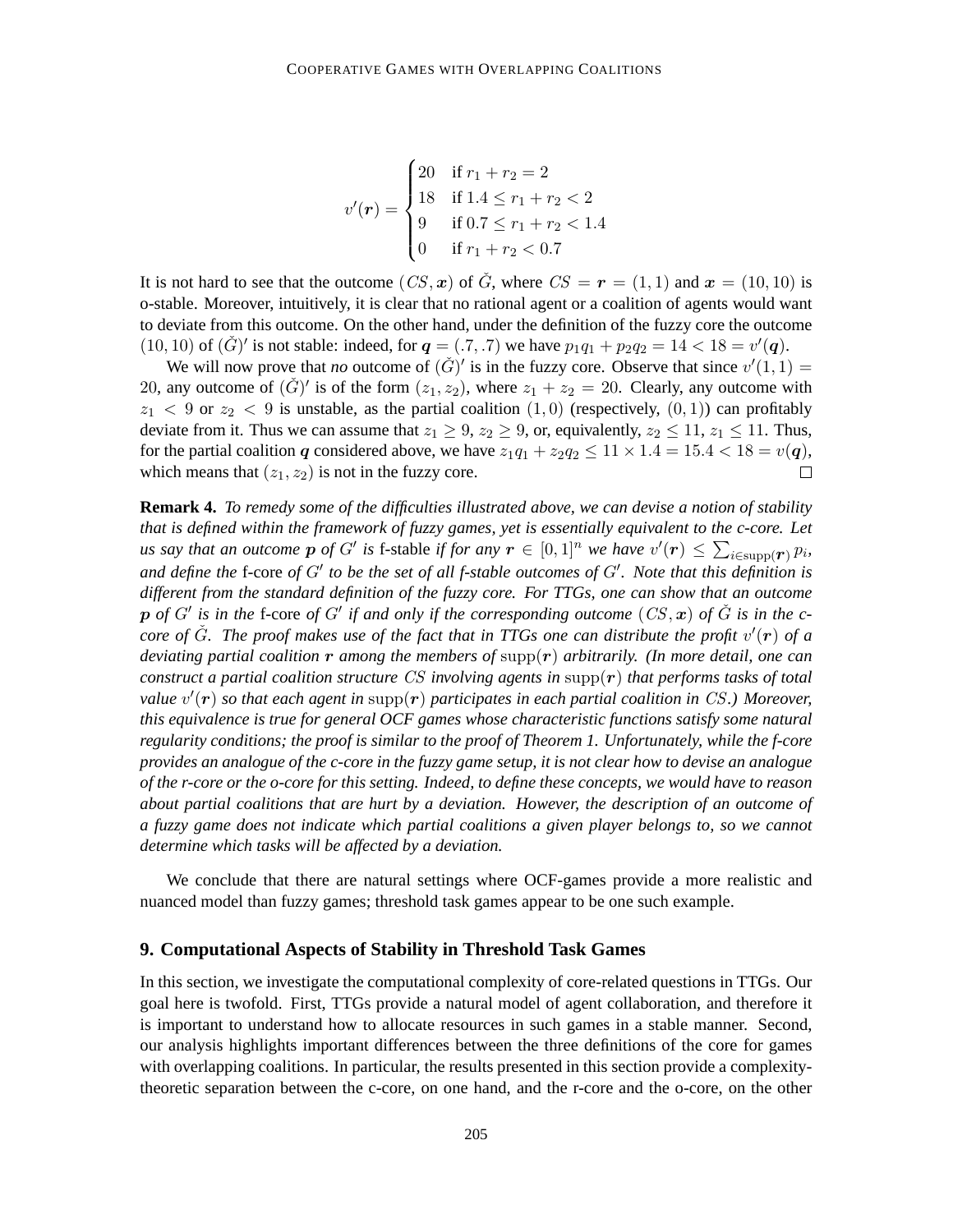$$
v'(\boldsymbol{r}) = \begin{cases} 20 & \text{if } r_1 + r_2 = 2 \\ 18 & \text{if } 1.4 \le r_1 + r_2 < 2 \\ 9 & \text{if } 0.7 \le r_1 + r_2 < 1.4 \\ 0 & \text{if } r_1 + r_2 < 0.7 \end{cases}
$$

It is not hard to see that the outcome $(CS, \boldsymbol{x})$ of $\check{G}$, where $CS = \boldsymbol{r} = (1, 1)$ and $\boldsymbol{x} = (10, 10)$ is o-stable. Moreover, intuitively, it is clear that no rational agent or a coalition of agents would want to deviate from this outcome. On the other hand, under the definition of the fuzzy core the outcome $(10, 10)$ of $(\check{G})'$ is not stable: indeed, for $\boldsymbol{q} = (.7, .7)$ we have $p_1 q_1 + p_2 q_2 = 14 < 18 = v'(\boldsymbol{q})$.

We will now prove that *no* outcome of $(\check{G})'$ is in the fuzzy core. Observe that since $v'(1, 1) = 20$, any outcome of $(\check{G})'$ is of the form $(z_1, z_2)$, where $z_1 + z_2 = 20$. Clearly, any outcome with $z_1 < 9$ or $z_2 < 9$ is unstable, as the partial coalition $(1, 0)$ (respectively, $(0, 1)$) can profitably deviate from it. Thus we can assume that $z_1 \ge 9$, $z_2 \ge 9$, or, equivalently, $z_2 \le 11$, $z_1 \le 11$. Thus, for the partial coalition $\boldsymbol{q}$ considered above, we have $z_1 q_1 + z_2 q_2 \le 11 \times 1.4 = 15.4 < 18 = v(\boldsymbol{q})$, which means that $(z_1, z_2)$ is not in the fuzzy core. □

**Remark 4.** *To remedy some of the difficulties illustrated above, we can devise a notion of stability that is defined within the framework of fuzzy games, yet is essentially equivalent to the c-core. Let us say that an outcome $\boldsymbol{p}$ of $G'$ is* f-stable *if for any $\boldsymbol{r} \in [0, 1]^n$ we have $v'(\boldsymbol{r}) \le \sum_{i \in \mathrm{supp}(\boldsymbol{r})} p_i$, and define the* f-core *of $G'$ to be the set of all f-stable outcomes of $G'$. Note that this definition is different from the standard definition of the fuzzy core. For TTGs, one can show that an outcome $\boldsymbol{p}$ of $G'$ is in the* f-core *of $G'$ if and only if the corresponding outcome $(CS, \boldsymbol{x})$ of $\check{G}$ is in the c-core of $\check{G}$. The proof makes use of the fact that in TTGs one can distribute the profit $v'(\boldsymbol{r})$ of a deviating partial coalition $\boldsymbol{r}$ among the members of $\mathrm{supp}(\boldsymbol{r})$ arbitrarily. (In more detail, one can construct a partial coalition structure $CS$ involving agents in $\mathrm{supp}(\boldsymbol{r})$ that performs tasks of total value $v'(\boldsymbol{r})$ so that each agent in $\mathrm{supp}(\boldsymbol{r})$ participates in each partial coalition in $CS$.) Moreover, this equivalence is true for general OCF games whose characteristic functions satisfy some natural regularity conditions; the proof is similar to the proof of Theorem 1. Unfortunately, while the f-core provides an analogue of the c-core in the fuzzy game setup, it is not clear how to devise an analogue of the r-core or the o-core for this setting. Indeed, to define these concepts, we would have to reason about partial coalitions that are hurt by a deviation. However, the description of an outcome of a fuzzy game does not indicate which partial coalitions a given player belongs to, so we cannot determine which tasks will be affected by a deviation.*

We conclude that there are natural settings where OCF-games provide a more realistic and nuanced model than fuzzy games; threshold task games appear to be one such example.

## 9. Computational Aspects of Stability in Threshold Task Games

In this section, we investigate the computational complexity of core-related questions in TTGs. Our goal here is twofold. First, TTGs provide a natural model of agent collaboration, and therefore it is important to understand how to allocate resources in such games in a stable manner. Second, our analysis highlights important differences between the three definitions of the core for games with overlapping coalitions. In particular, the results presented in this section provide a complexity-theoretic separation between the c-core, on one hand, and the r-core and the o-core, on the other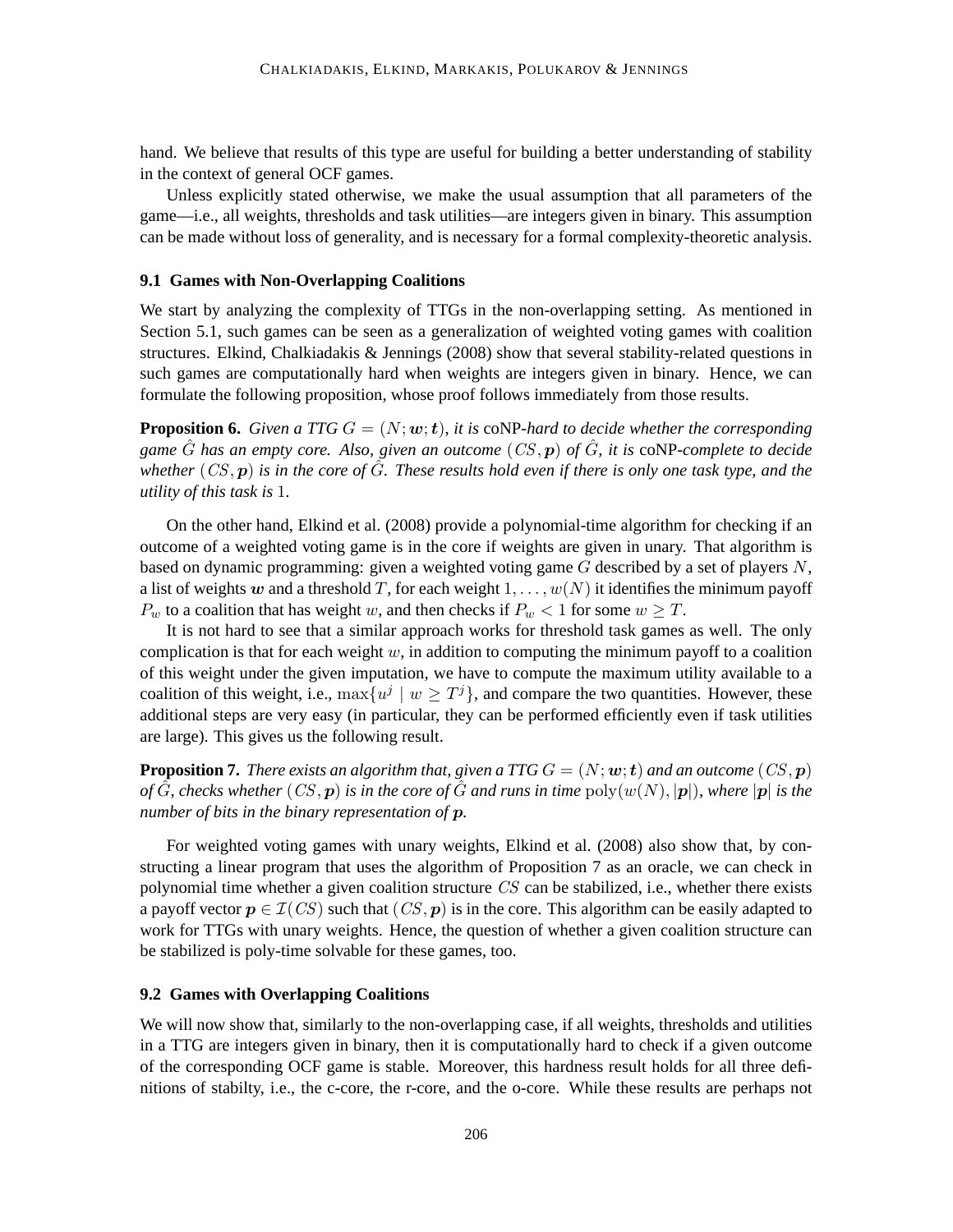hand. We believe that results of this type are useful for building a better understanding of stability in the context of general OCF games.

Unless explicitly stated otherwise, we make the usual assumption that all parameters of the game—i.e., all weights, thresholds and task utilities—are integers given in binary. This assumption can be made without loss of generality, and is necessary for a formal complexity-theoretic analysis.

### 9.1 Games with Non-Overlapping Coalitions

We start by analyzing the complexity of TTGs in the non-overlapping setting. As mentioned in Section 5.1, such games can be seen as a generalization of weighted voting games with coalition structures. Elkind, Chalkiadakis & Jennings (2008) show that several stability-related questions in such games are computationally hard when weights are integers given in binary. Hence, we can formulate the following proposition, whose proof follows immediately from those results.

**Proposition 6.** *Given a TTG $G = (N; \boldsymbol{w}; \boldsymbol{t})$, it is* coNP*-hard to decide whether the corresponding game $\hat{G}$ has an empty core. Also, given an outcome $(CS, \boldsymbol{p})$ of $\hat{G}$, it is* coNP*-complete to decide whether $(CS, \boldsymbol{p})$ is in the core of $\hat{G}$. These results hold even if there is only one task type, and the utility of this task is* 1*.*

On the other hand, Elkind et al. (2008) provide a polynomial-time algorithm for checking if an outcome of a weighted voting game is in the core if weights are given in unary. That algorithm is based on dynamic programming: given a weighted voting game $G$ described by a set of players $N$, a list of weights $\boldsymbol{w}$ and a threshold $T$, for each weight $1, \ldots, w(N)$ it identifies the minimum payoff $P_w$ to a coalition that has weight $w$, and then checks if $P_w < 1$ for some $w \geq T$.

It is not hard to see that a similar approach works for threshold task games as well. The only complication is that for each weight $w$, in addition to computing the minimum payoff to a coalition of this weight under the given imputation, we have to compute the maximum utility available to a coalition of this weight, i.e., $\max\{u^j \mid w \geq T^j\}$, and compare the two quantities. However, these additional steps are very easy (in particular, they can be performed efficiently even if task utilities are large). This gives us the following result.

**Proposition 7.** *There exists an algorithm that, given a TTG $G = (N; \boldsymbol{w}; \boldsymbol{t})$ and an outcome $(CS, \boldsymbol{p})$ of $\hat{G}$, checks whether $(CS, \boldsymbol{p})$ is in the core of $\hat{G}$ and runs in time $\mathrm{poly}(w(N), |\boldsymbol{p}|)$, where $|\boldsymbol{p}|$ is the number of bits in the binary representation of $\boldsymbol{p}$.*

For weighted voting games with unary weights, Elkind et al. (2008) also show that, by constructing a linear program that uses the algorithm of Proposition 7 as an oracle, we can check in polynomial time whether a given coalition structure $CS$ can be stabilized, i.e., whether there exists a payoff vector $\boldsymbol{p} \in \mathcal{I}(CS)$ such that $(CS, \boldsymbol{p})$ is in the core. This algorithm can be easily adapted to work for TTGs with unary weights. Hence, the question of whether a given coalition structure can be stabilized is poly-time solvable for these games, too.

### 9.2 Games with Overlapping Coalitions

We will now show that, similarly to the non-overlapping case, if all weights, thresholds and utilities in a TTG are integers given in binary, then it is computationally hard to check if a given outcome of the corresponding OCF game is stable. Moreover, this hardness result holds for all three definitions of stabilty, i.e., the c-core, the r-core, and the o-core. While these results are perhaps not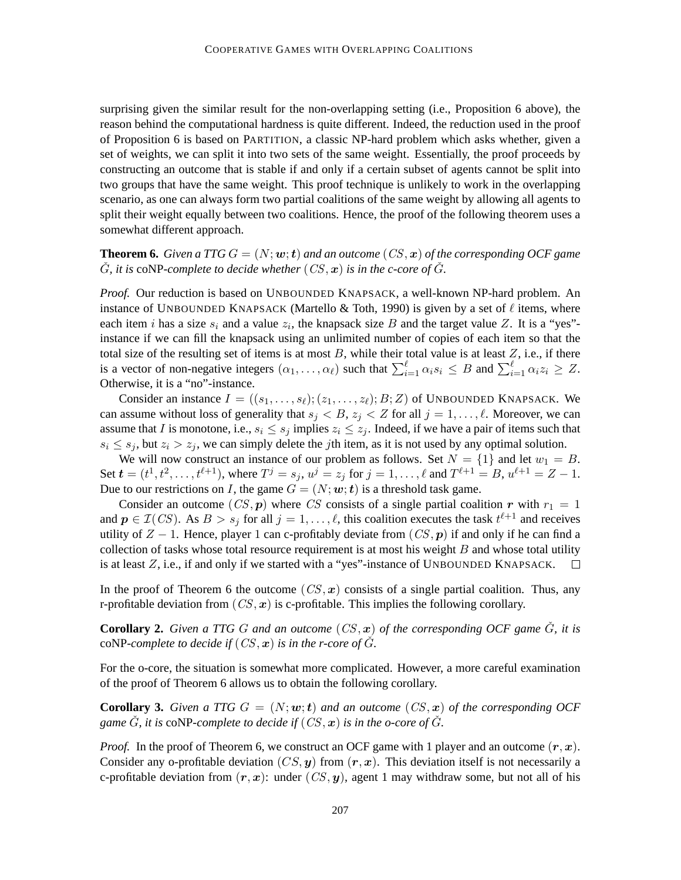surprising given the similar result for the non-overlapping setting (i.e., Proposition 6 above), the reason behind the computational hardness is quite different. Indeed, the reduction used in the proof of Proposition 6 is based on PARTITION, a classic NP-hard problem which asks whether, given a set of weights, we can split it into two sets of the same weight. Essentially, the proof proceeds by constructing an outcome that is stable if and only if a certain subset of agents cannot be split into two groups that have the same weight. This proof technique is unlikely to work in the overlapping scenario, as one can always form two partial coalitions of the same weight by allowing all agents to split their weight equally between two coalitions. Hence, the proof of the following theorem uses a somewhat different approach.

**Theorem 6.** *Given a TTG $G = (N; \boldsymbol{w}; \boldsymbol{t})$ and an outcome $(CS, \boldsymbol{x})$ of the corresponding OCF game $\check{G}$, it is* coNP*-complete to decide whether $(CS, \boldsymbol{x})$ is in the c-core of $\check{G}$.*

*Proof.* Our reduction is based on UNBOUNDED KNAPSACK, a well-known NP-hard problem. An instance of UNBOUNDED KNAPSACK (Martello & Toth, 1990) is given by a set of $\ell$ items, where each item $i$ has a size $s_i$ and a value $z_i$, the knapsack size $B$ and the target value $Z$. It is a "yes"-instance if we can fill the knapsack using an unlimited number of copies of each item so that the total size of the resulting set of items is at most $B$, while their total value is at least $Z$, i.e., if there is a vector of non-negative integers $(\alpha_1, \dots, \alpha_\ell)$ such that $\sum_{i=1}^{\ell} \alpha_i s_i \le B$ and $\sum_{i=1}^{\ell} \alpha_i z_i \ge Z$. Otherwise, it is a "no"-instance.

Consider an instance $I = ((s_1, \dots, s_\ell); (z_1, \dots, z_\ell); B; Z)$ of UNBOUNDED KNAPSACK. We can assume without loss of generality that $s_j < B$, $z_j < Z$ for all $j = 1, \dots, \ell$. Moreover, we can assume that $I$ is monotone, i.e., $s_i \le s_j$ implies $z_i \le z_j$. Indeed, if we have a pair of items such that $s_i \le s_j$, but $z_i > z_j$, we can simply delete the $j$th item, as it is not used by any optimal solution.

We will now construct an instance of our problem as follows. Set $N = \{1\}$ and let $w_1 = B$. Set $\boldsymbol{t} = (t^1, t^2, \dots, t^{\ell+1})$, where $T^j = s_j$, $u^j = z_j$ for $j = 1, \dots, \ell$ and $T^{\ell+1} = B$, $u^{\ell+1} = Z - 1$. Due to our restrictions on $I$, the game $G = (N; \boldsymbol{w}; \boldsymbol{t})$ is a threshold task game.

Consider an outcome $(CS, \boldsymbol{p})$ where $CS$ consists of a single partial coalition $\boldsymbol{r}$ with $r_1 = 1$ and $\boldsymbol{p} \in \mathcal{I}(CS)$. As $B > s_j$ for all $j = 1, \dots, \ell$, this coalition executes the task $t^{\ell+1}$ and receives utility of $Z - 1$. Hence, player 1 can c-profitably deviate from $(CS, \boldsymbol{p})$ if and only if he can find a collection of tasks whose total resource requirement is at most his weight $B$ and whose total utility is at least $Z$, i.e., if and only if we started with a "yes"-instance of UNBOUNDED KNAPSACK. $\square$

In the proof of Theorem 6 the outcome $(CS, \boldsymbol{x})$ consists of a single partial coalition. Thus, any r-profitable deviation from $(CS, \boldsymbol{x})$ is c-profitable. This implies the following corollary.

**Corollary 2.** *Given a TTG $G$ and an outcome $(CS, \boldsymbol{x})$ of the corresponding OCF game $\check{G}$, it is* coNP*-complete to decide if $(CS, \boldsymbol{x})$ is in the r-core of $\check{G}$.*

For the o-core, the situation is somewhat more complicated. However, a more careful examination of the proof of Theorem 6 allows us to obtain the following corollary.

**Corollary 3.** *Given a TTG $G = (N; \boldsymbol{w}; \boldsymbol{t})$ and an outcome $(CS, \boldsymbol{x})$ of the corresponding OCF game $\check{G}$, it is* coNP*-complete to decide if $(CS, \boldsymbol{x})$ is in the o-core of $\check{G}$.*

*Proof.* In the proof of Theorem 6, we construct an OCF game with 1 player and an outcome $(\boldsymbol{r}, \boldsymbol{x})$. Consider any o-profitable deviation $(CS, \boldsymbol{y})$ from $(\boldsymbol{r}, \boldsymbol{x})$. This deviation itself is not necessarily a c-profitable deviation from $(\boldsymbol{r}, \boldsymbol{x})$: under $(CS, \boldsymbol{y})$, agent 1 may withdraw some, but not all of his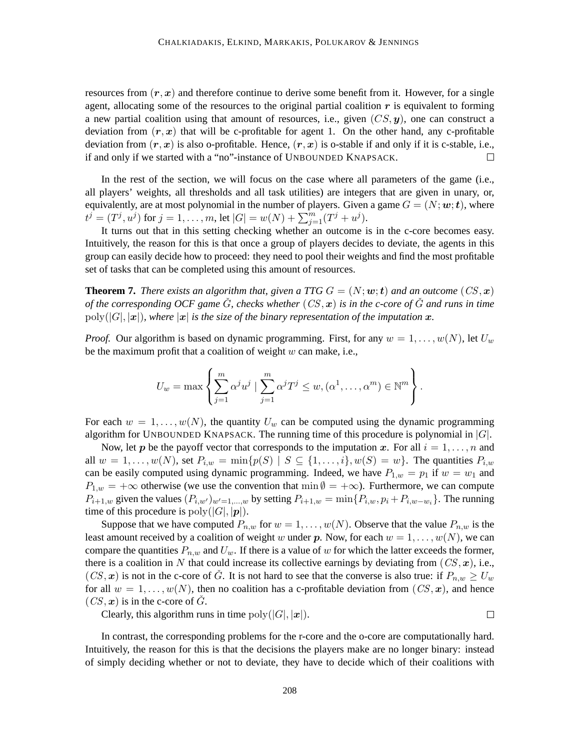resources from $(\boldsymbol{r}, \boldsymbol{x})$ and therefore continue to derive some benefit from it. However, for a single agent, allocating some of the resources to the original partial coalition $\boldsymbol{r}$ is equivalent to forming a new partial coalition using that amount of resources, i.e., given $(CS, \boldsymbol{y})$, one can construct a deviation from $(\boldsymbol{r}, \boldsymbol{x})$ that will be c-profitable for agent 1. On the other hand, any c-profitable deviation from $(\boldsymbol{r}, \boldsymbol{x})$ is also o-profitable. Hence, $(\boldsymbol{r}, \boldsymbol{x})$ is o-stable if and only if it is c-stable, i.e., if and only if we started with a "no"-instance of UNBOUNDED KNAPSACK. □

In the rest of the section, we will focus on the case where all parameters of the game (i.e., all players' weights, all thresholds and all task utilities) are integers that are given in unary, or, equivalently, are at most polynomial in the number of players. Given a game $G = (N; \boldsymbol{w}; \boldsymbol{t})$, where $t^j = (T^j, u^j)$ for $j = 1, \ldots, m$, let $|G| = w(N) + \sum_{j=1}^{m}(T^j + u^j)$.

It turns out that in this setting checking whether an outcome is in the c-core becomes easy. Intuitively, the reason for this is that once a group of players decides to deviate, the agents in this group can easily decide how to proceed: they need to pool their weights and find the most profitable set of tasks that can be completed using this amount of resources.

**Theorem 7.** *There exists an algorithm that, given a TTG $G = (N; \boldsymbol{w}; \boldsymbol{t})$ and an outcome $(CS, \boldsymbol{x})$ of the corresponding OCF game $\check{G}$, checks whether $(CS, \boldsymbol{x})$ is in the c-core of $\check{G}$ and runs in time $\text{poly}(|G|, |\boldsymbol{x}|)$, where $|\boldsymbol{x}|$ is the size of the binary representation of the imputation $\boldsymbol{x}$.*

*Proof.* Our algorithm is based on dynamic programming. First, for any $w = 1, \ldots, w(N)$, let $U_w$ be the maximum profit that a coalition of weight $w$ can make, i.e.,

$$U_w = \max \left\{ \sum_{j=1}^{m} \alpha^j u^j \mid \sum_{j=1}^{m} \alpha^j T^j \leq w, (\alpha^1, \ldots, \alpha^m) \in \mathbb{N}^m \right\}.$$

For each $w = 1, \ldots, w(N)$, the quantity $U_w$ can be computed using the dynamic programming algorithm for UNBOUNDED KNAPSACK. The running time of this procedure is polynomial in $|G|$.

Now, let $\boldsymbol{p}$ be the payoff vector that corresponds to the imputation $\boldsymbol{x}$. For all $i = 1, \ldots, n$ and all $w = 1, \ldots, w(N)$, set $P_{i,w} = \min\{p(S) \mid S \subseteq \{1, \ldots, i\}, w(S) = w\}$. The quantities $P_{i,w}$ can be easily computed using dynamic programming. Indeed, we have $P_{1,w} = p_1$ if $w = w_1$ and $P_{1,w} = +\infty$ otherwise (we use the convention that $\min \emptyset = +\infty$). Furthermore, we can compute $P_{i+1,w}$ given the values $(P_{i,w'})_{w'=1,\ldots,w}$ by setting $P_{i+1,w} = \min\{P_{i,w}, p_i + P_{i,w-w_i}\}$. The running time of this procedure is $\text{poly}(|G|, |\boldsymbol{p}|)$.

Suppose that we have computed $P_{n,w}$ for $w = 1, \ldots, w(N)$. Observe that the value $P_{n,w}$ is the least amount received by a coalition of weight $w$ under $\boldsymbol{p}$. Now, for each $w = 1, \ldots, w(N)$, we can compare the quantities $P_{n,w}$ and $U_w$. If there is a value of $w$ for which the latter exceeds the former, there is a coalition in $N$ that could increase its collective earnings by deviating from $(CS, \boldsymbol{x})$, i.e., $(CS, \boldsymbol{x})$ is not in the c-core of $\check{G}$. It is not hard to see that the converse is also true: if $P_{n,w} \geq U_w$ for all $w = 1, \ldots, w(N)$, then no coalition has a c-profitable deviation from $(CS, \boldsymbol{x})$, and hence $(CS, \boldsymbol{x})$ is in the c-core of $\check{G}$.

Clearly, this algorithm runs in time $\text{poly}(|G|, |\boldsymbol{x}|)$. □

In contrast, the corresponding problems for the r-core and the o-core are computationally hard. Intuitively, the reason for this is that the decisions the players make are no longer binary: instead of simply deciding whether or not to deviate, they have to decide which of their coalitions with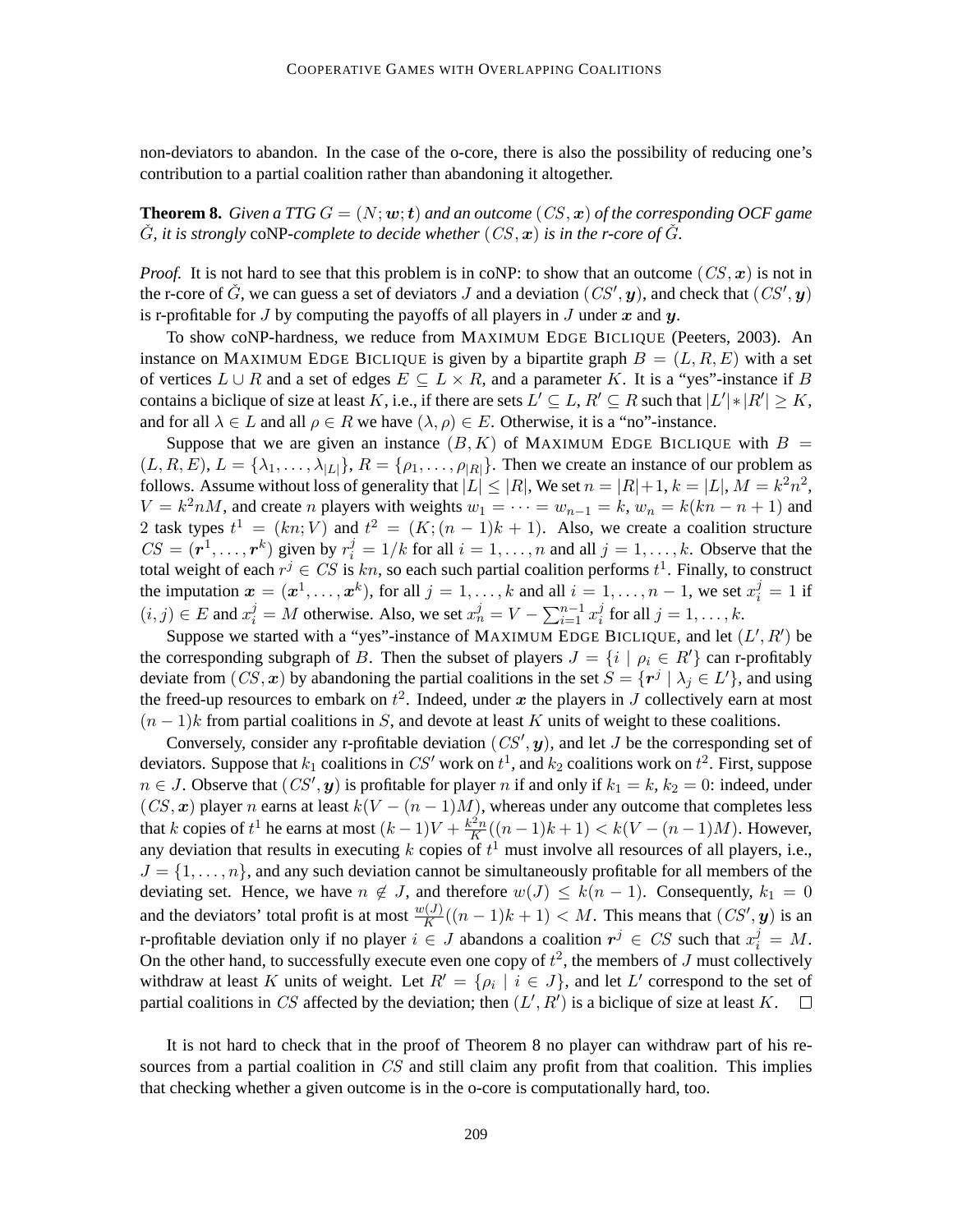non-deviators to abandon. In the case of the o-core, there is also the possibility of reducing one's contribution to a partial coalition rather than abandoning it altogether.

**Theorem 8.** *Given a TTG $G = (N; \boldsymbol{w}; \boldsymbol{t})$ and an outcome $(CS, \boldsymbol{x})$ of the corresponding OCF game $\check{G}$, it is strongly* coNP*-complete to decide whether $(CS, \boldsymbol{x})$ is in the r-core of $\check{G}$.*

*Proof.* It is not hard to see that this problem is in coNP: to show that an outcome $(CS, \boldsymbol{x})$ is not in the r-core of $\check{G}$, we can guess a set of deviators $J$ and a deviation $(CS', \boldsymbol{y})$, and check that $(CS', \boldsymbol{y})$ is r-profitable for $J$ by computing the payoffs of all players in $J$ under $\boldsymbol{x}$ and $\boldsymbol{y}$.

To show coNP-hardness, we reduce from MAXIMUM EDGE BICLIQUE (Peeters, 2003). An instance on MAXIMUM EDGE BICLIQUE is given by a bipartite graph $B = (L, R, E)$ with a set of vertices $L \cup R$ and a set of edges $E \subseteq L \times R$, and a parameter $K$. It is a "yes"-instance if $B$ contains a biclique of size at least $K$, i.e., if there are sets $L' \subseteq L$, $R' \subseteq R$ such that $|L'| * |R'| \geq K$, and for all $\lambda \in L$ and all $\rho \in R$ we have $(\lambda, \rho) \in E$. Otherwise, it is a "no"-instance.

Suppose that we are given an instance $(B, K)$ of MAXIMUM EDGE BICLIQUE with $B = (L, R, E)$, $L = \{\lambda_1, \ldots, \lambda_{|L|}\}$, $R = \{\rho_1, \ldots, \rho_{|R|}\}$. Then we create an instance of our problem as follows. Assume without loss of generality that $|L| \leq |R|$, We set $n = |R|+1$, $k = |L|$, $M = k^2n^2$, $V = k^2nM$, and create $n$ players with weights $w_1 = \cdots = w_{n-1} = k$, $w_n = k(kn - n + 1)$ and 2 task types $t^1 = (kn; V)$ and $t^2 = (K; (n-1)k+1)$. Also, we create a coalition structure $CS = (\boldsymbol{r}^1, \ldots, \boldsymbol{r}^k)$ given by $r_i^j = 1/k$ for all $i = 1, \ldots, n$ and all $j = 1, \ldots, k$. Observe that the total weight of each $r^j \in CS$ is $kn$, so each such partial coalition performs $t^1$. Finally, to construct the imputation $\boldsymbol{x} = (\boldsymbol{x}^1, \ldots, \boldsymbol{x}^k)$, for all $j = 1, \ldots, k$ and all $i = 1, \ldots, n-1$, we set $x_i^j = 1$ if $(i, j) \in E$ and $x_i^j = M$ otherwise. Also, we set $x_n^j = V - \sum_{i=1}^{n-1} x_i^j$ for all $j = 1, \ldots, k$.

Suppose we started with a "yes"-instance of MAXIMUM EDGE BICLIQUE, and let $(L', R')$ be the corresponding subgraph of $B$. Then the subset of players $J = \{i \mid \rho_i \in R'\}$ can r-profitably deviate from $(CS, \boldsymbol{x})$ by abandoning the partial coalitions in the set $S = \{\boldsymbol{r}^j \mid \lambda_j \in L'\}$, and using the freed-up resources to embark on $t^2$. Indeed, under $\boldsymbol{x}$ the players in $J$ collectively earn at most $(n-1)k$ from partial coalitions in $S$, and devote at least $K$ units of weight to these coalitions.

Conversely, consider any r-profitable deviation $(CS', \boldsymbol{y})$, and let $J$ be the corresponding set of deviators. Suppose that $k_1$ coalitions in $CS'$ work on $t^1$, and $k_2$ coalitions work on $t^2$. First, suppose $n \in J$. Observe that $(CS', \boldsymbol{y})$ is profitable for player $n$ if and only if $k_1 = k$, $k_2 = 0$: indeed, under $(CS, \boldsymbol{x})$ player $n$ earns at least $k(V - (n-1)M)$, whereas under any outcome that completes less that $k$ copies of $t^1$ he earns at most $(k-1)V + \frac{k^2n}{K}((n-1)k+1) < k(V - (n-1)M)$. However, any deviation that results in executing $k$ copies of $t^1$ must involve all resources of all players, i.e., $J = \{1, \ldots, n\}$, and any such deviation cannot be simultaneously profitable for all members of the deviating set. Hence, we have $n \notin J$, and therefore $w(J) \leq k(n-1)$. Consequently, $k_1 = 0$ and the deviators' total profit is at most $\frac{w(J)}{K}((n-1)k+1) < M$. This means that $(CS', \boldsymbol{y})$ is an r-profitable deviation only if no player $i \in J$ abandons a coalition $\boldsymbol{r}^j \in CS$ such that $x_i^j = M$. On the other hand, to successfully execute even one copy of $t^2$, the members of $J$ must collectively withdraw at least $K$ units of weight. Let $R' = \{\rho_i \mid i \in J\}$, and let $L'$ correspond to the set of partial coalitions in $CS$ affected by the deviation; then $(L', R')$ is a biclique of size at least $K$. $\square$

It is not hard to check that in the proof of Theorem 8 no player can withdraw part of his resources from a partial coalition in $CS$ and still claim any profit from that coalition. This implies that checking whether a given outcome is in the o-core is computationally hard, too.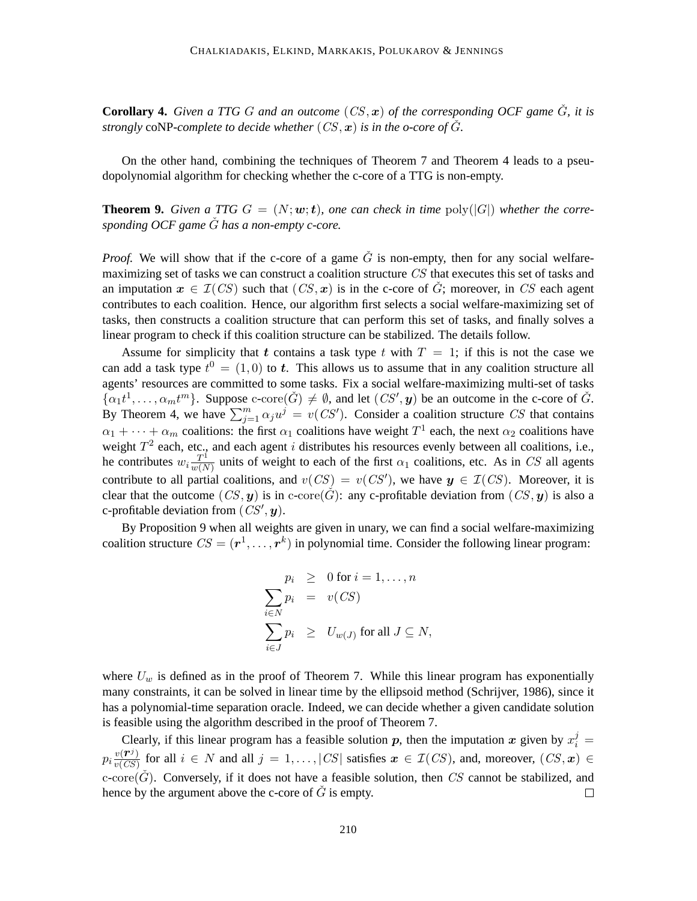**Corollary 4.** *Given a TTG $G$ and an outcome $(CS, \boldsymbol{x})$ of the corresponding OCF game $\check{G}$, it is strongly* coNP*-complete to decide whether $(CS, \boldsymbol{x})$ is in the o-core of $\check{G}$.*

On the other hand, combining the techniques of Theorem 7 and Theorem 4 leads to a pseudopolynomial algorithm for checking whether the c-core of a TTG is non-empty.

**Theorem 9.** *Given a TTG $G = (N; \boldsymbol{w}; \boldsymbol{t})$, one can check in time $\mathrm{poly}(|G|)$ whether the corresponding OCF game $\check{G}$ has a non-empty c-core.*

*Proof.* We will show that if the c-core of a game $\check{G}$ is non-empty, then for any social welfare-maximizing set of tasks we can construct a coalition structure $CS$ that executes this set of tasks and an imputation $\boldsymbol{x} \in \mathcal{I}(CS)$ such that $(CS, \boldsymbol{x})$ is in the c-core of $\check{G}$; moreover, in $CS$ each agent contributes to each coalition. Hence, our algorithm first selects a social welfare-maximizing set of tasks, then constructs a coalition structure that can perform this set of tasks, and finally solves a linear program to check if this coalition structure can be stabilized. The details follow.

Assume for simplicity that $\boldsymbol{t}$ contains a task type $t$ with $T = 1$; if this is not the case we can add a task type $t^0 = (1, 0)$ to $\boldsymbol{t}$. This allows us to assume that in any coalition structure all agents' resources are committed to some tasks. Fix a social welfare-maximizing multi-set of tasks $\{\alpha_1 t^1, \ldots, \alpha_m t^m\}$. Suppose $\mathrm{c\text{-}core}(\check{G}) \neq \emptyset$, and let $(CS', \boldsymbol{y})$ be an outcome in the c-core of $\check{G}$. By Theorem 4, we have $\sum_{j=1}^{m} \alpha_j u^j = v(CS')$. Consider a coalition structure $CS$ that contains $\alpha_1 + \cdots + \alpha_m$ coalitions: the first $\alpha_1$ coalitions have weight $T^1$ each, the next $\alpha_2$ coalitions have weight $T^2$ each, etc., and each agent $i$ distributes his resources evenly between all coalitions, i.e., he contributes $w_i \frac{T^1}{w(N)}$ units of weight to each of the first $\alpha_1$ coalitions, etc. As in $CS$ all agents contribute to all partial coalitions, and $v(CS) = v(CS')$, we have $\boldsymbol{y} \in \mathcal{I}(CS)$. Moreover, it is clear that the outcome $(CS, \boldsymbol{y})$ is in $\mathrm{c\text{-}core}(\check{G})$: any c-profitable deviation from $(CS, \boldsymbol{y})$ is also a c-profitable deviation from $(CS', \boldsymbol{y})$.

By Proposition 9 when all weights are given in unary, we can find a social welfare-maximizing coalition structure $CS = (\boldsymbol{r}^1, \ldots, \boldsymbol{r}^k)$ in polynomial time. Consider the following linear program:

$$
\begin{aligned}
p_i &\geq 0 \text{ for } i = 1, \ldots, n \\
\sum_{i \in N} p_i &= v(CS) \\
\sum_{i \in J} p_i &\geq U_{w(J)} \text{ for all } J \subseteq N,
\end{aligned}
$$

where $U_w$ is defined as in the proof of Theorem 7. While this linear program has exponentially many constraints, it can be solved in linear time by the ellipsoid method (Schrijver, 1986), since it has a polynomial-time separation oracle. Indeed, we can decide whether a given candidate solution is feasible using the algorithm described in the proof of Theorem 7.

Clearly, if this linear program has a feasible solution $\boldsymbol{p}$, then the imputation $\boldsymbol{x}$ given by $x_i^j = p_i \frac{v(\boldsymbol{r}^j)}{v(CS)}$ for all $i \in N$ and all $j = 1, \ldots, |CS|$ satisfies $\boldsymbol{x} \in \mathcal{I}(CS)$, and, moreover, $(CS, \boldsymbol{x}) \in \mathrm{c\text{-}core}(\check{G})$. Conversely, if it does not have a feasible solution, then $CS$ cannot be stabilized, and hence by the argument above the c-core of $\check{G}$ is empty. $\square$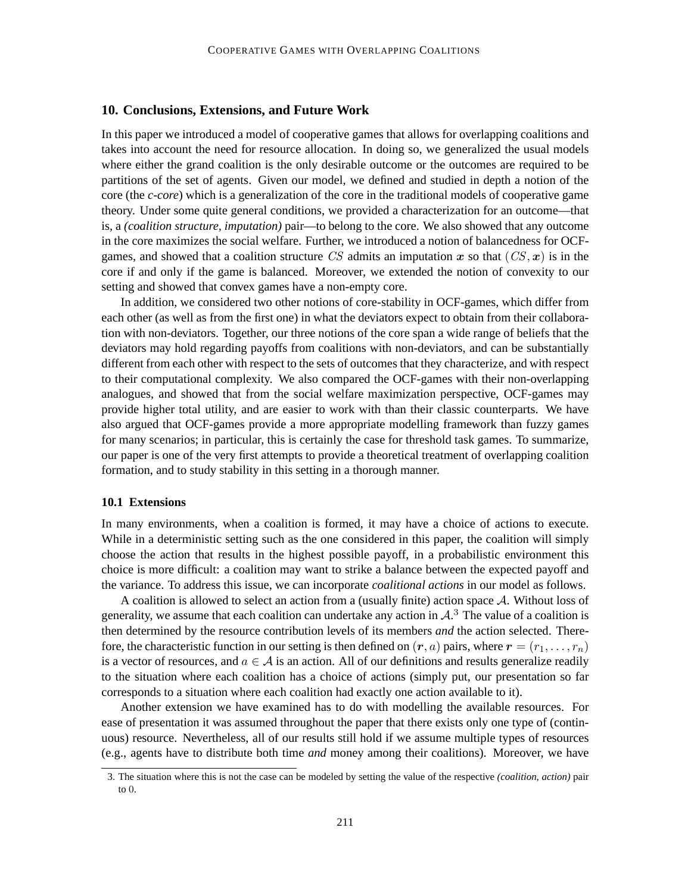## 10. Conclusions, Extensions, and Future Work

In this paper we introduced a model of cooperative games that allows for overlapping coalitions and takes into account the need for resource allocation. In doing so, we generalized the usual models where either the grand coalition is the only desirable outcome or the outcomes are required to be partitions of the set of agents. Given our model, we defined and studied in depth a notion of the core (the *c-core*) which is a generalization of the core in the traditional models of cooperative game theory. Under some quite general conditions, we provided a characterization for an outcome—that is, a *(coalition structure, imputation)* pair—to belong to the core. We also showed that any outcome in the core maximizes the social welfare. Further, we introduced a notion of balancedness for OCF-games, and showed that a coalition structure $CS$ admits an imputation $\boldsymbol{x}$ so that $(CS, \boldsymbol{x})$ is in the core if and only if the game is balanced. Moreover, we extended the notion of convexity to our setting and showed that convex games have a non-empty core.

In addition, we considered two other notions of core-stability in OCF-games, which differ from each other (as well as from the first one) in what the deviators expect to obtain from their collaboration with non-deviators. Together, our three notions of the core span a wide range of beliefs that the deviators may hold regarding payoffs from coalitions with non-deviators, and can be substantially different from each other with respect to the sets of outcomes that they characterize, and with respect to their computational complexity. We also compared the OCF-games with their non-overlapping analogues, and showed that from the social welfare maximization perspective, OCF-games may provide higher total utility, and are easier to work with than their classic counterparts. We have also argued that OCF-games provide a more appropriate modelling framework than fuzzy games for many scenarios; in particular, this is certainly the case for threshold task games. To summarize, our paper is one of the very first attempts to provide a theoretical treatment of overlapping coalition formation, and to study stability in this setting in a thorough manner.

### 10.1 Extensions

In many environments, when a coalition is formed, it may have a choice of actions to execute. While in a deterministic setting such as the one considered in this paper, the coalition will simply choose the action that results in the highest possible payoff, in a probabilistic environment this choice is more difficult: a coalition may want to strike a balance between the expected payoff and the variance. To address this issue, we can incorporate *coalitional actions* in our model as follows.

A coalition is allowed to select an action from a (usually finite) action space $\mathcal{A}$. Without loss of generality, we assume that each coalition can undertake any action in $\mathcal{A}$.[3] The value of a coalition is then determined by the resource contribution levels of its members *and* the action selected. Therefore, the characteristic function in our setting is then defined on $(\boldsymbol{r}, a)$ pairs, where $\boldsymbol{r} = (r_1, \ldots, r_n)$ is a vector of resources, and $a \in \mathcal{A}$ is an action. All of our definitions and results generalize readily to the situation where each coalition has a choice of actions (simply put, our presentation so far corresponds to a situation where each coalition had exactly one action available to it).

Another extension we have examined has to do with modelling the available resources. For ease of presentation it was assumed throughout the paper that there exists only one type of (continuous) resource. Nevertheless, all of our results still hold if we assume multiple types of resources (e.g., agents have to distribute both time *and* money among their coalitions). Moreover, we have

3. The situation where this is not the case can be modeled by setting the value of the respective *(coalition, action)* pair to $0$.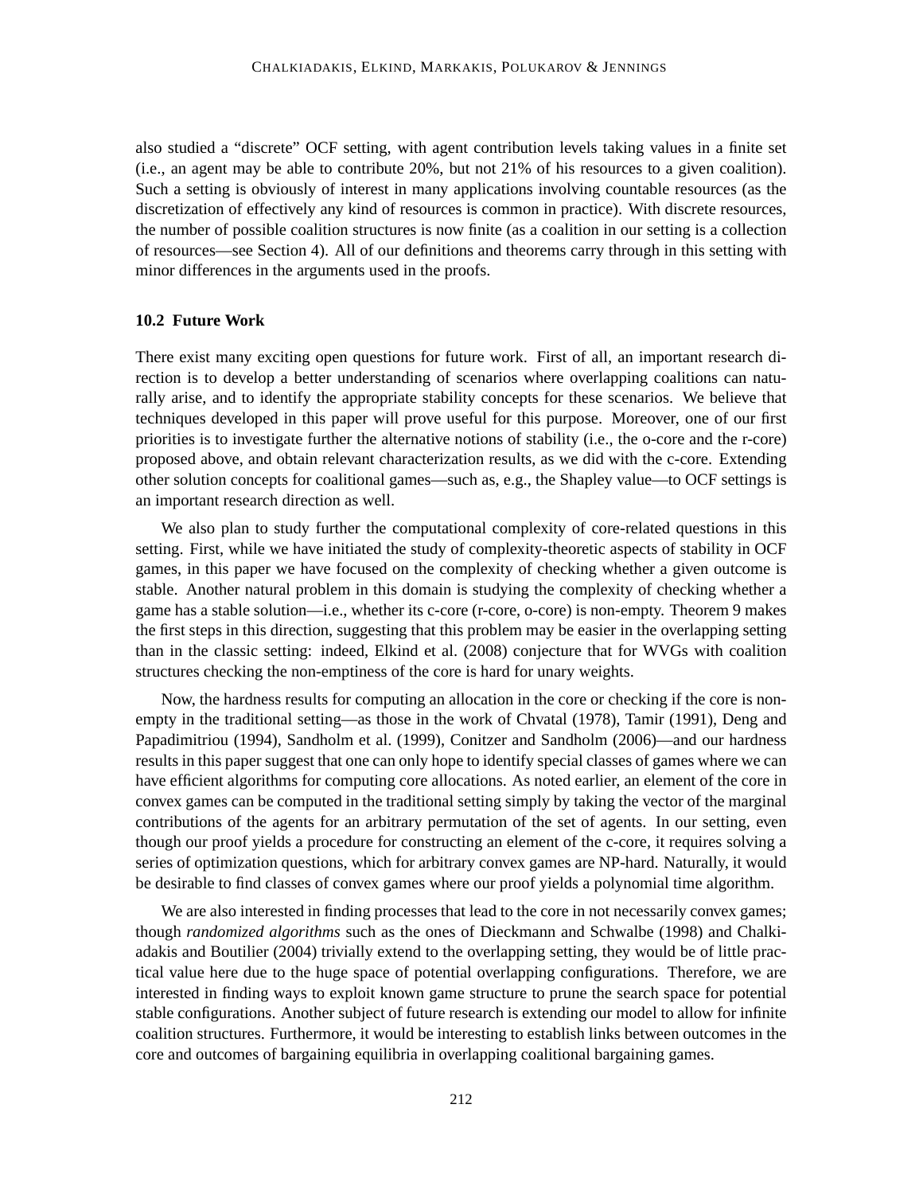also studied a "discrete" OCF setting, with agent contribution levels taking values in a finite set (i.e., an agent may be able to contribute 20%, but not 21% of his resources to a given coalition). Such a setting is obviously of interest in many applications involving countable resources (as the discretization of effectively any kind of resources is common in practice). With discrete resources, the number of possible coalition structures is now finite (as a coalition in our setting is a collection of resources—see Section 4). All of our definitions and theorems carry through in this setting with minor differences in the arguments used in the proofs.

### 10.2 Future Work

There exist many exciting open questions for future work. First of all, an important research direction is to develop a better understanding of scenarios where overlapping coalitions can naturally arise, and to identify the appropriate stability concepts for these scenarios. We believe that techniques developed in this paper will prove useful for this purpose. Moreover, one of our first priorities is to investigate further the alternative notions of stability (i.e., the o-core and the r-core) proposed above, and obtain relevant characterization results, as we did with the c-core. Extending other solution concepts for coalitional games—such as, e.g., the Shapley value—to OCF settings is an important research direction as well.

We also plan to study further the computational complexity of core-related questions in this setting. First, while we have initiated the study of complexity-theoretic aspects of stability in OCF games, in this paper we have focused on the complexity of checking whether a given outcome is stable. Another natural problem in this domain is studying the complexity of checking whether a game has a stable solution—i.e., whether its c-core (r-core, o-core) is non-empty. Theorem 9 makes the first steps in this direction, suggesting that this problem may be easier in the overlapping setting than in the classic setting: indeed, Elkind et al. (2008) conjecture that for WVGs with coalition structures checking the non-emptiness of the core is hard for unary weights.

Now, the hardness results for computing an allocation in the core or checking if the core is non-empty in the traditional setting—as those in the work of Chvatal (1978), Tamir (1991), Deng and Papadimitriou (1994), Sandholm et al. (1999), Conitzer and Sandholm (2006)—and our hardness results in this paper suggest that one can only hope to identify special classes of games where we can have efficient algorithms for computing core allocations. As noted earlier, an element of the core in convex games can be computed in the traditional setting simply by taking the vector of the marginal contributions of the agents for an arbitrary permutation of the set of agents. In our setting, even though our proof yields a procedure for constructing an element of the c-core, it requires solving a series of optimization questions, which for arbitrary convex games are NP-hard. Naturally, it would be desirable to find classes of convex games where our proof yields a polynomial time algorithm.

We are also interested in finding processes that lead to the core in not necessarily convex games; though *randomized algorithms* such as the ones of Dieckmann and Schwalbe (1998) and Chalkiadakis and Boutilier (2004) trivially extend to the overlapping setting, they would be of little practical value here due to the huge space of potential overlapping configurations. Therefore, we are interested in finding ways to exploit known game structure to prune the search space for potential stable configurations. Another subject of future research is extending our model to allow for infinite coalition structures. Furthermore, it would be interesting to establish links between outcomes in the core and outcomes of bargaining equilibria in overlapping coalitional bargaining games.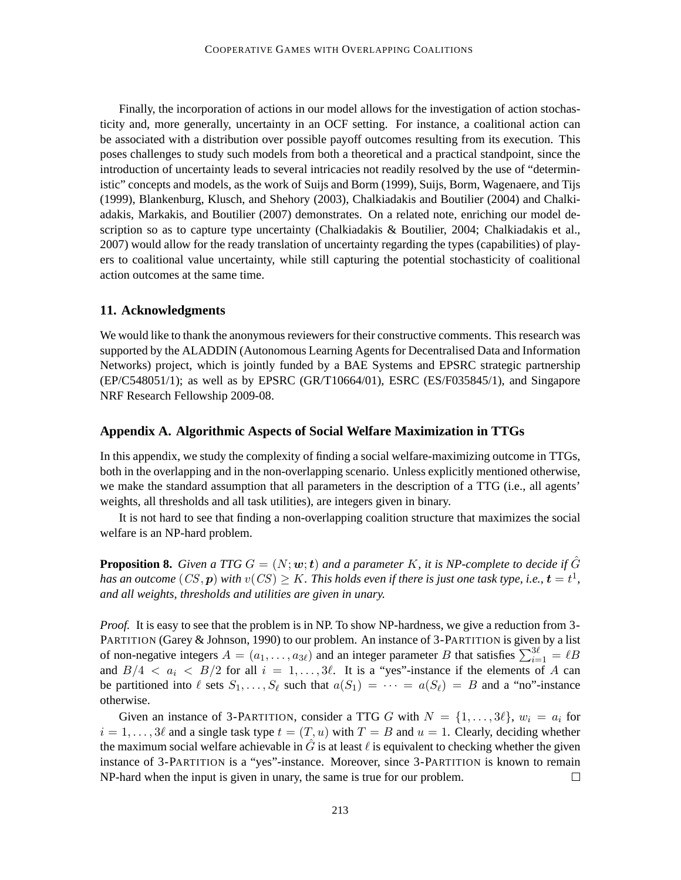Finally, the incorporation of actions in our model allows for the investigation of action stochasticity and, more generally, uncertainty in an OCF setting. For instance, a coalitional action can be associated with a distribution over possible payoff outcomes resulting from its execution. This poses challenges to study such models from both a theoretical and a practical standpoint, since the introduction of uncertainty leads to several intricacies not readily resolved by the use of "deterministic" concepts and models, as the work of Suijs and Borm (1999), Suijs, Borm, Wagenaere, and Tijs (1999), Blankenburg, Klusch, and Shehory (2003), Chalkiadakis and Boutilier (2004) and Chalkiadakis, Markakis, and Boutilier (2007) demonstrates. On a related note, enriching our model description so as to capture type uncertainty (Chalkiadakis & Boutilier, 2004; Chalkiadakis et al., 2007) would allow for the ready translation of uncertainty regarding the types (capabilities) of players to coalitional value uncertainty, while still capturing the potential stochasticity of coalitional action outcomes at the same time.

## 11. Acknowledgments

We would like to thank the anonymous reviewers for their constructive comments. This research was supported by the ALADDIN (Autonomous Learning Agents for Decentralised Data and Information Networks) project, which is jointly funded by a BAE Systems and EPSRC strategic partnership (EP/C548051/1); as well as by EPSRC (GR/T10664/01), ESRC (ES/F035845/1), and Singapore NRF Research Fellowship 2009-08.

## Appendix A. Algorithmic Aspects of Social Welfare Maximization in TTGs

In this appendix, we study the complexity of finding a social welfare-maximizing outcome in TTGs, both in the overlapping and in the non-overlapping scenario. Unless explicitly mentioned otherwise, we make the standard assumption that all parameters in the description of a TTG (i.e., all agents' weights, all thresholds and all task utilities), are integers given in binary.

It is not hard to see that finding a non-overlapping coalition structure that maximizes the social welfare is an NP-hard problem.

**Proposition 8.** *Given a TTG $G = (N; \boldsymbol{w}; \boldsymbol{t})$ and a parameter $K$, it is NP-complete to decide if $\hat{G}$ has an outcome $(CS, \boldsymbol{p})$ with $v(CS) \geq K$. This holds even if there is just one task type, i.e., $\boldsymbol{t} = t^1$, and all weights, thresholds and utilities are given in unary.*

*Proof.* It is easy to see that the problem is in NP. To show NP-hardness, we give a reduction from 3-PARTITION (Garey & Johnson, 1990) to our problem. An instance of 3-PARTITION is given by a list of non-negative integers $A = (a_1, \ldots, a_{3\ell})$ and an integer parameter $B$ that satisfies $\sum_{i=1}^{3\ell} = \ell B$ and $B/4 < a_i < B/2$ for all $i = 1, \ldots, 3\ell$. It is a "yes"-instance if the elements of $A$ can be partitioned into $\ell$ sets $S_1, \ldots, S_\ell$ such that $a(S_1) = \cdots = a(S_\ell) = B$ and a "no"-instance otherwise.

Given an instance of 3-PARTITION, consider a TTG $G$ with $N = \{1, \ldots, 3\ell\}$, $w_i = a_i$ for $i = 1, \ldots, 3\ell$ and a single task type $t = (T, u)$ with $T = B$ and $u = 1$. Clearly, deciding whether the maximum social welfare achievable in $\hat{G}$ is at least $\ell$ is equivalent to checking whether the given instance of 3-PARTITION is a "yes"-instance. Moreover, since 3-PARTITION is known to remain NP-hard when the input is given in unary, the same is true for our problem. $\square$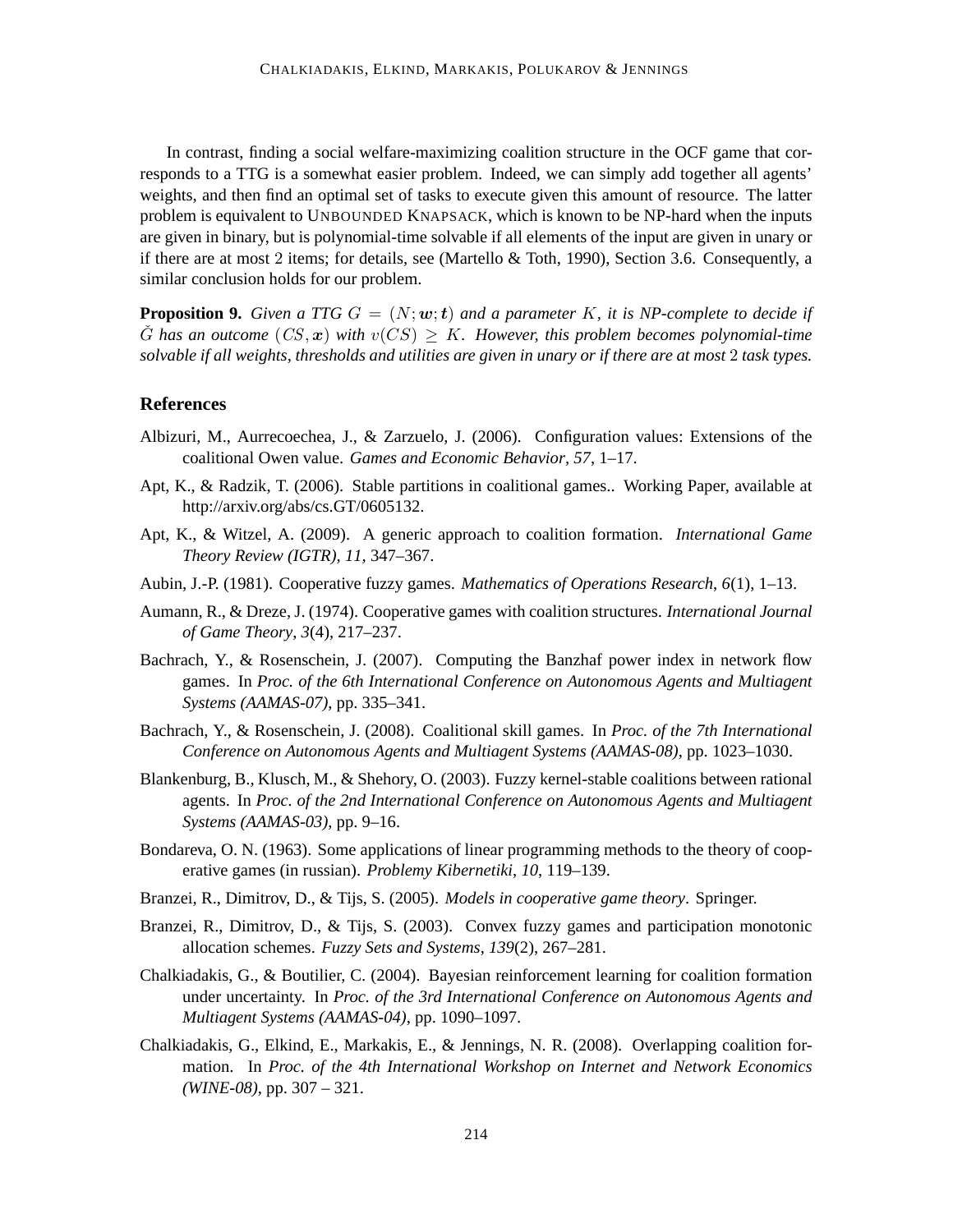In contrast, finding a social welfare-maximizing coalition structure in the OCF game that corresponds to a TTG is a somewhat easier problem. Indeed, we can simply add together all agents' weights, and then find an optimal set of tasks to execute given this amount of resource. The latter problem is equivalent to UNBOUNDED KNAPSACK, which is known to be NP-hard when the inputs are given in binary, but is polynomial-time solvable if all elements of the input are given in unary or if there are at most 2 items; for details, see (Martello & Toth, 1990), Section 3.6. Consequently, a similar conclusion holds for our problem.

**Proposition 9.** *Given a TTG $G = (N; \boldsymbol{w}; \boldsymbol{t})$ and a parameter $K$, it is NP-complete to decide if $\check{G}$ has an outcome $(CS, \boldsymbol{x})$ with $v(CS) \geq K$. However, this problem becomes polynomial-time solvable if all weights, thresholds and utilities are given in unary or if there are at most 2 task types.*

## References

Albizuri, M., Aurrecoechea, J., & Zarzuelo, J. (2006). Configuration values: Extensions of the coalitional Owen value. *Games and Economic Behavior*, *57*, 1–17.

Apt, K., & Radzik, T. (2006). Stable partitions in coalitional games.. Working Paper, available at http://arxiv.org/abs/cs.GT/0605132.

Apt, K., & Witzel, A. (2009). A generic approach to coalition formation. *International Game Theory Review (IGTR)*, *11*, 347–367.

Aubin, J.-P. (1981). Cooperative fuzzy games. *Mathematics of Operations Research*, *6*(1), 1–13.

Aumann, R., & Dreze, J. (1974). Cooperative games with coalition structures. *International Journal of Game Theory*, *3*(4), 217–237.

Bachrach, Y., & Rosenschein, J. (2007). Computing the Banzhaf power index in network flow games. In *Proc. of the 6th International Conference on Autonomous Agents and Multiagent Systems (AAMAS-07)*, pp. 335–341.

Bachrach, Y., & Rosenschein, J. (2008). Coalitional skill games. In *Proc. of the 7th International Conference on Autonomous Agents and Multiagent Systems (AAMAS-08)*, pp. 1023–1030.

Blankenburg, B., Klusch, M., & Shehory, O. (2003). Fuzzy kernel-stable coalitions between rational agents. In *Proc. of the 2nd International Conference on Autonomous Agents and Multiagent Systems (AAMAS-03)*, pp. 9–16.

Bondareva, O. N. (1963). Some applications of linear programming methods to the theory of cooperative games (in russian). *Problemy Kibernetiki*, *10*, 119–139.

Branzei, R., Dimitrov, D., & Tijs, S. (2005). *Models in cooperative game theory*. Springer.

Branzei, R., Dimitrov, D., & Tijs, S. (2003). Convex fuzzy games and participation monotonic allocation schemes. *Fuzzy Sets and Systems*, *139*(2), 267–281.

Chalkiadakis, G., & Boutilier, C. (2004). Bayesian reinforcement learning for coalition formation under uncertainty. In *Proc. of the 3rd International Conference on Autonomous Agents and Multiagent Systems (AAMAS-04)*, pp. 1090–1097.

Chalkiadakis, G., Elkind, E., Markakis, E., & Jennings, N. R. (2008). Overlapping coalition formation. In *Proc. of the 4th International Workshop on Internet and Network Economics (WINE-08)*, pp. 307 – 321.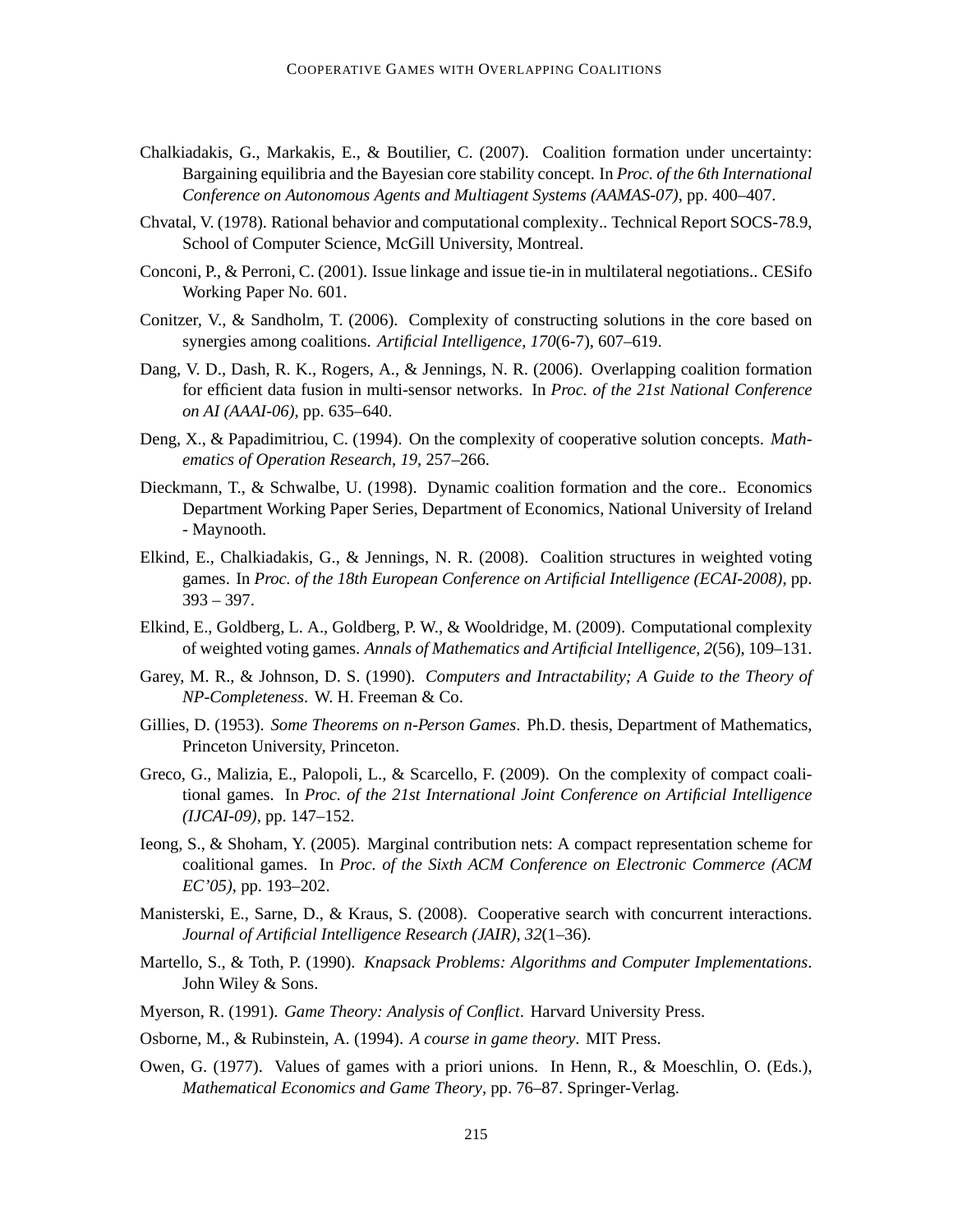Chalkiadakis, G., Markakis, E., & Boutilier, C. (2007). Coalition formation under uncertainty: Bargaining equilibria and the Bayesian core stability concept. In *Proc. of the 6th International Conference on Autonomous Agents and Multiagent Systems (AAMAS-07)*, pp. 400–407.

Chvatal, V. (1978). Rational behavior and computational complexity.. Technical Report SOCS-78.9, School of Computer Science, McGill University, Montreal.

Conconi, P., & Perroni, C. (2001). Issue linkage and issue tie-in in multilateral negotiations.. CESifo Working Paper No. 601.

Conitzer, V., & Sandholm, T. (2006). Complexity of constructing solutions in the core based on synergies among coalitions. *Artificial Intelligence*, *170*(6-7), 607–619.

Dang, V. D., Dash, R. K., Rogers, A., & Jennings, N. R. (2006). Overlapping coalition formation for efficient data fusion in multi-sensor networks. In *Proc. of the 21st National Conference on AI (AAAI-06)*, pp. 635–640.

Deng, X., & Papadimitriou, C. (1994). On the complexity of cooperative solution concepts. *Mathematics of Operation Research*, *19*, 257–266.

Dieckmann, T., & Schwalbe, U. (1998). Dynamic coalition formation and the core.. Economics Department Working Paper Series, Department of Economics, National University of Ireland - Maynooth.

Elkind, E., Chalkiadakis, G., & Jennings, N. R. (2008). Coalition structures in weighted voting games. In *Proc. of the 18th European Conference on Artificial Intelligence (ECAI-2008)*, pp. 393 – 397.

Elkind, E., Goldberg, L. A., Goldberg, P. W., & Wooldridge, M. (2009). Computational complexity of weighted voting games. *Annals of Mathematics and Artificial Intelligence*, *2*(56), 109–131.

Garey, M. R., & Johnson, D. S. (1990). *Computers and Intractability; A Guide to the Theory of NP-Completeness*. W. H. Freeman & Co.

Gillies, D. (1953). *Some Theorems on n-Person Games*. Ph.D. thesis, Department of Mathematics, Princeton University, Princeton.

Greco, G., Malizia, E., Palopoli, L., & Scarcello, F. (2009). On the complexity of compact coalitional games. In *Proc. of the 21st International Joint Conference on Artificial Intelligence (IJCAI-09)*, pp. 147–152.

Ieong, S., & Shoham, Y. (2005). Marginal contribution nets: A compact representation scheme for coalitional games. In *Proc. of the Sixth ACM Conference on Electronic Commerce (ACM EC'05)*, pp. 193–202.

Manisterski, E., Sarne, D., & Kraus, S. (2008). Cooperative search with concurrent interactions. *Journal of Artificial Intelligence Research (JAIR)*, *32*(1–36).

Martello, S., & Toth, P. (1990). *Knapsack Problems: Algorithms and Computer Implementations*. John Wiley & Sons.

Myerson, R. (1991). *Game Theory: Analysis of Conflict*. Harvard University Press.

Osborne, M., & Rubinstein, A. (1994). *A course in game theory*. MIT Press.

Owen, G. (1977). Values of games with a priori unions. In Henn, R., & Moeschlin, O. (Eds.), *Mathematical Economics and Game Theory*, pp. 76–87. Springer-Verlag.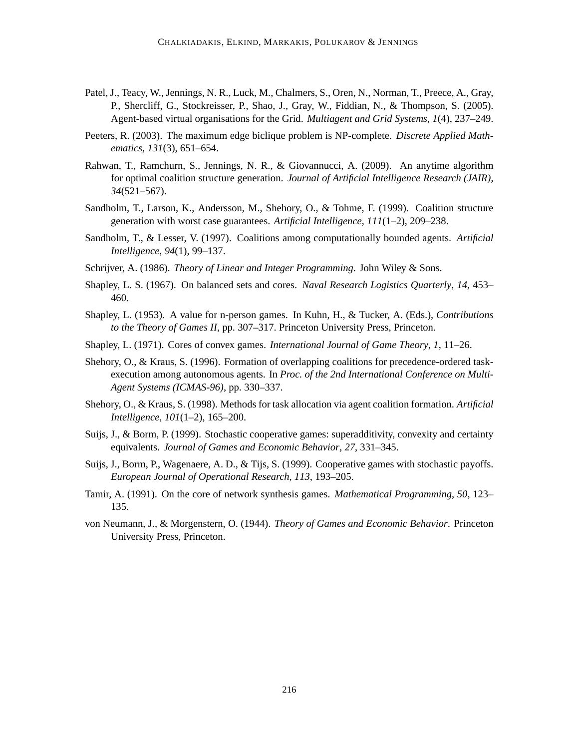Patel, J., Teacy, W., Jennings, N. R., Luck, M., Chalmers, S., Oren, N., Norman, T., Preece, A., Gray, P., Shercliff, G., Stockreisser, P., Shao, J., Gray, W., Fiddian, N., & Thompson, S. (2005). Agent-based virtual organisations for the Grid. *Multiagent and Grid Systems*, *1*(4), 237–249.

Peeters, R. (2003). The maximum edge biclique problem is NP-complete. *Discrete Applied Mathematics*, *131*(3), 651–654.

Rahwan, T., Ramchurn, S., Jennings, N. R., & Giovannucci, A. (2009). An anytime algorithm for optimal coalition structure generation. *Journal of Artificial Intelligence Research (JAIR)*, *34*(521–567).

Sandholm, T., Larson, K., Andersson, M., Shehory, O., & Tohme, F. (1999). Coalition structure generation with worst case guarantees. *Artificial Intelligence*, *111*(1–2), 209–238.

Sandholm, T., & Lesser, V. (1997). Coalitions among computationally bounded agents. *Artificial Intelligence*, *94*(1), 99–137.

Schrijver, A. (1986). *Theory of Linear and Integer Programming*. John Wiley & Sons.

Shapley, L. S. (1967). On balanced sets and cores. *Naval Research Logistics Quarterly*, *14*, 453–460.

Shapley, L. (1953). A value for n-person games. In Kuhn, H., & Tucker, A. (Eds.), *Contributions to the Theory of Games II*, pp. 307–317. Princeton University Press, Princeton.

Shapley, L. (1971). Cores of convex games. *International Journal of Game Theory*, *1*, 11–26.

Shehory, O., & Kraus, S. (1996). Formation of overlapping coalitions for precedence-ordered task-execution among autonomous agents. In *Proc. of the 2nd International Conference on Multi-Agent Systems (ICMAS-96)*, pp. 330–337.

Shehory, O., & Kraus, S. (1998). Methods for task allocation via agent coalition formation. *Artificial Intelligence*, *101*(1–2), 165–200.

Suijs, J., & Borm, P. (1999). Stochastic cooperative games: superadditivity, convexity and certainty equivalents. *Journal of Games and Economic Behavior*, *27*, 331–345.

Suijs, J., Borm, P., Wagenaere, A. D., & Tijs, S. (1999). Cooperative games with stochastic payoffs. *European Journal of Operational Research*, *113*, 193–205.

Tamir, A. (1991). On the core of network synthesis games. *Mathematical Programming*, *50*, 123–135.

von Neumann, J., & Morgenstern, O. (1944). *Theory of Games and Economic Behavior*. Princeton University Press, Princeton.